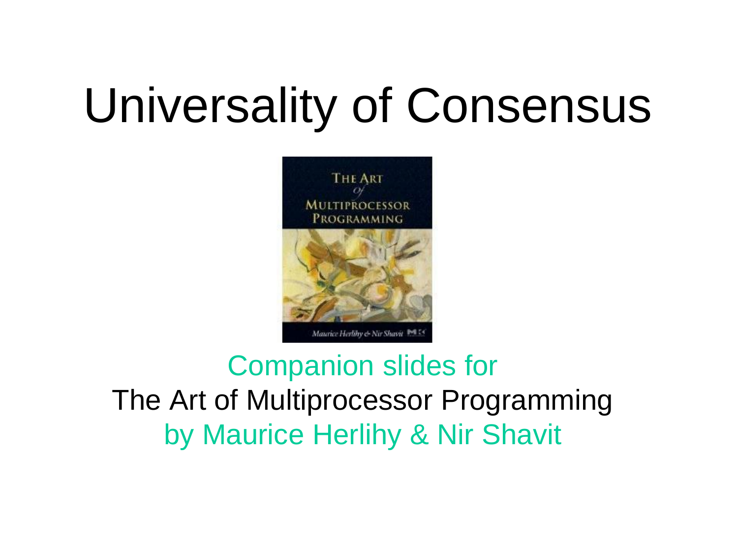# Universality of Consensus

Companion slides for
The Art of Multiprocessor Programming
by Maurice Herlihy & Nir Shavit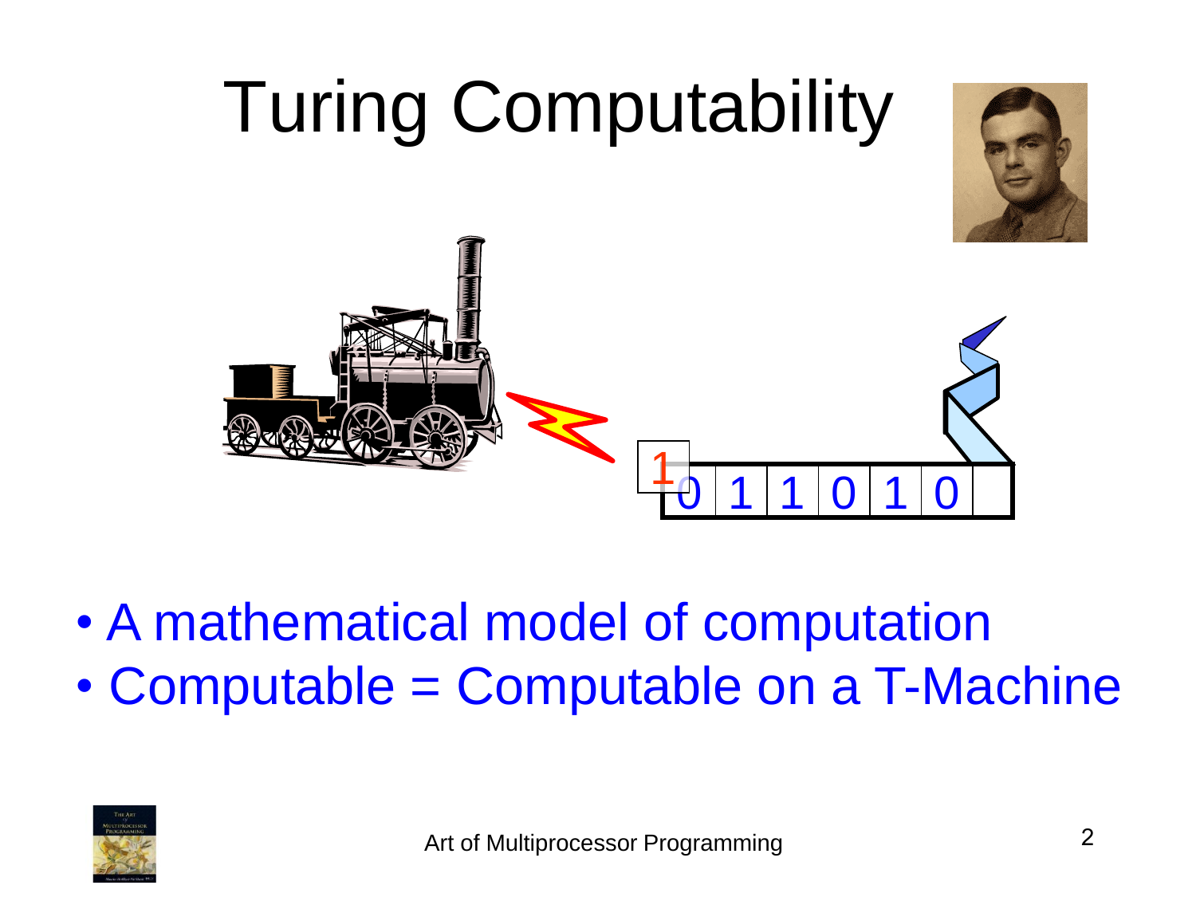# Turing Computability

- A mathematical model of computation
- Computable = Computable on a T-Machine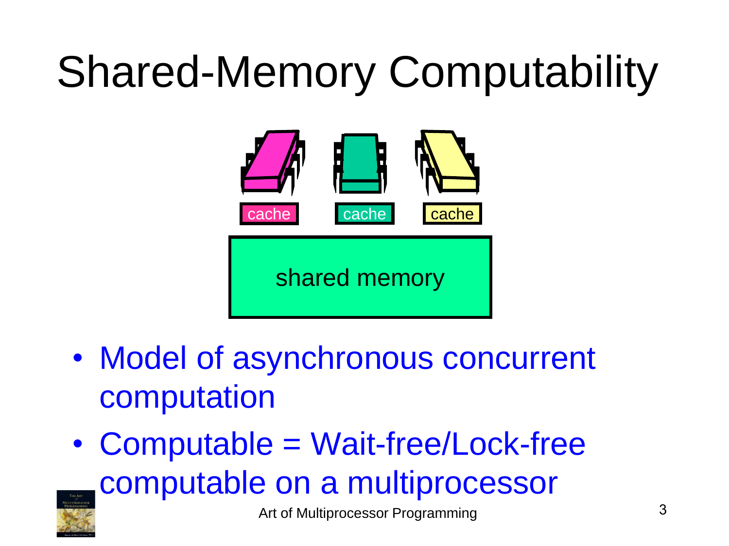# Shared-Memory Computability

cache cache cache

shared memory

- Model of asynchronous concurrent computation
- Computable = Wait-free/Lock-free computable on a multiprocessor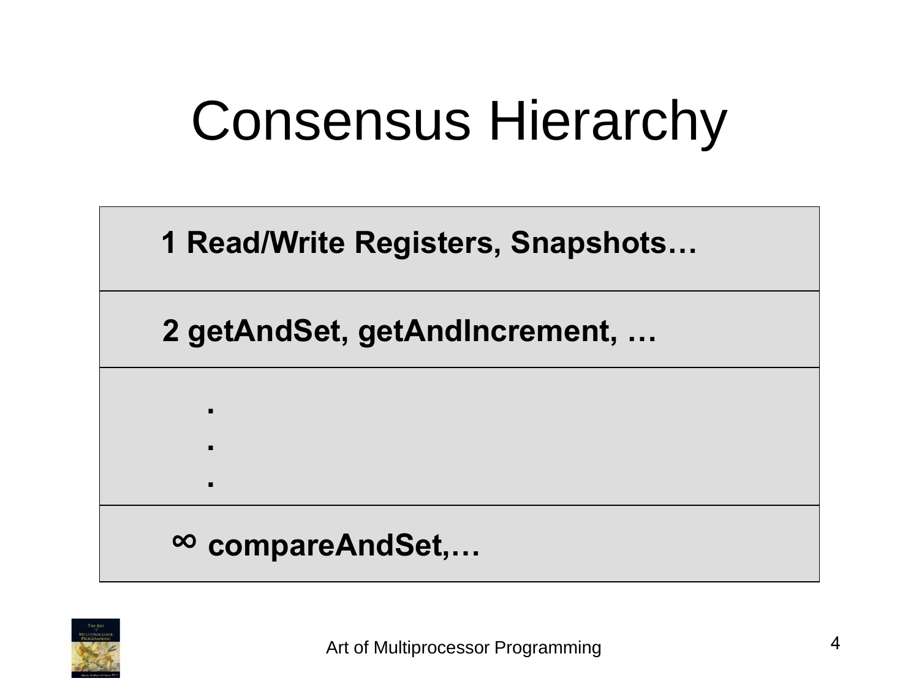# Consensus Hierarchy

| |
|---|
| **1 Read/Write Registers, Snapshots…** |
| **2 getAndSet, getAndIncrement, …** |
| **.<br>.<br>.** |
| **∞ compareAndSet,…** |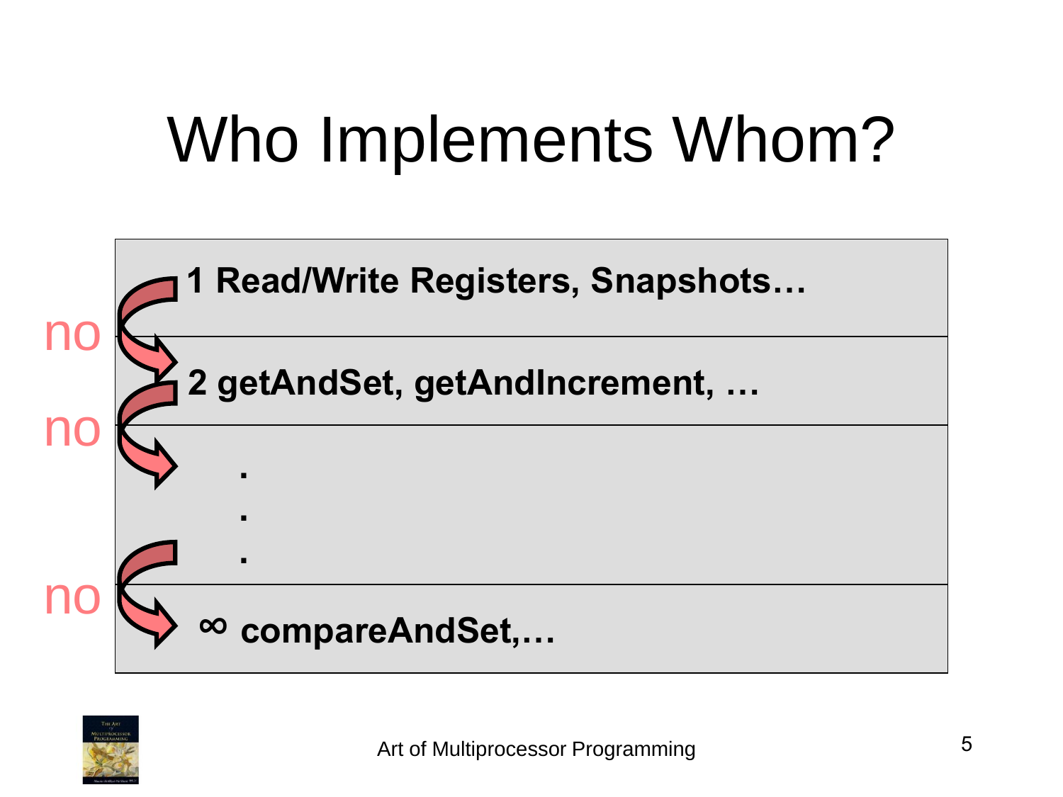# Who Implements Whom?

| |
|---|
| **1 Read/Write Registers, Snapshots…** |
| **2 getAndSet, getAndIncrement, …** |
| . <br> . <br> . |
| **∞ compareAndSet,…** |

no

no

no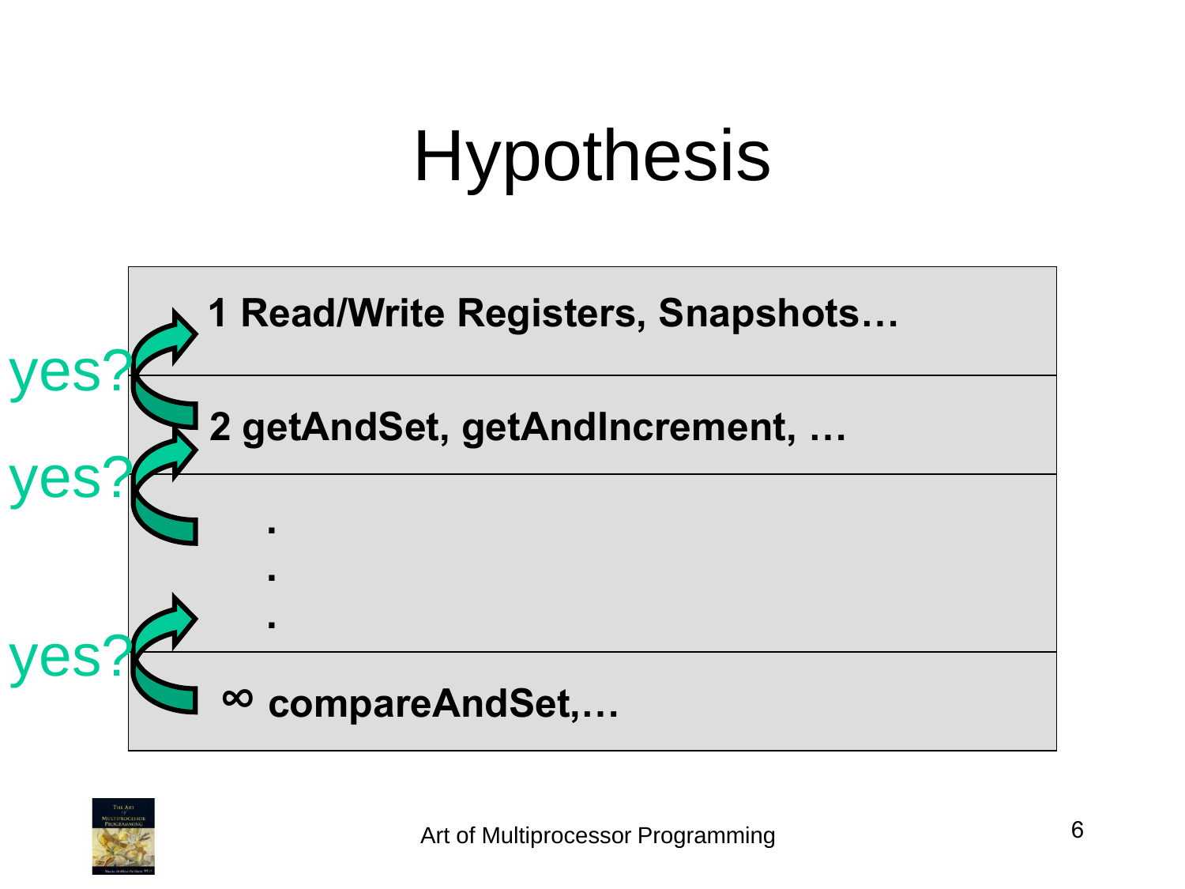# Hypothesis

| |
|---|
| **1 Read/Write Registers, Snapshots…** |
| **2 getAndSet, getAndIncrement, …** |
| . <br> . <br> . |
| **∞ compareAndSet,…** |

yes?

yes?

yes?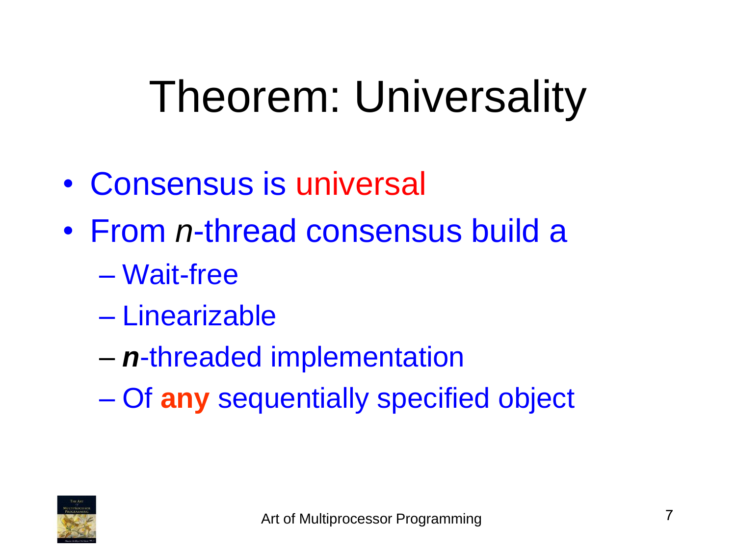# Theorem: Universality

- Consensus is universal
- From *n*-thread consensus build a
  - Wait-free
  - Linearizable
  - ***n***-threaded implementation
  - Of **any** sequentially specified object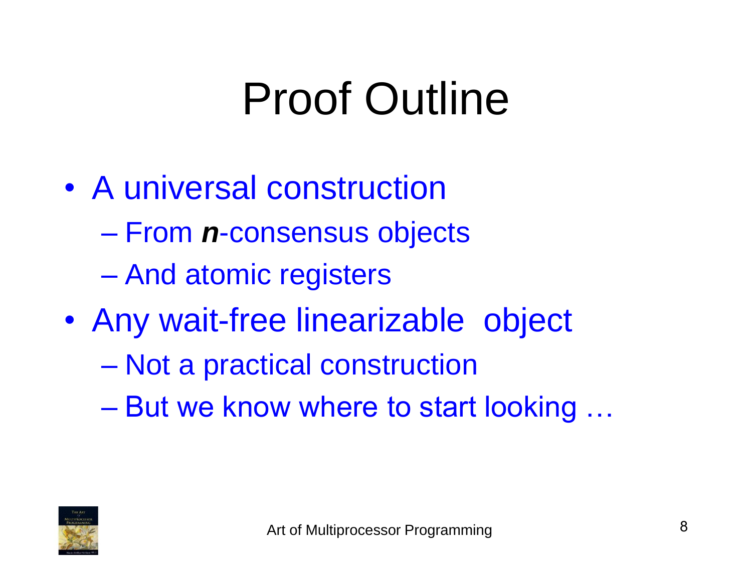# Proof Outline

- A universal construction
  - From ***n***-consensus objects
  - And atomic registers
- Any wait-free linearizable object
  - Not a practical construction
  - But we know where to start looking …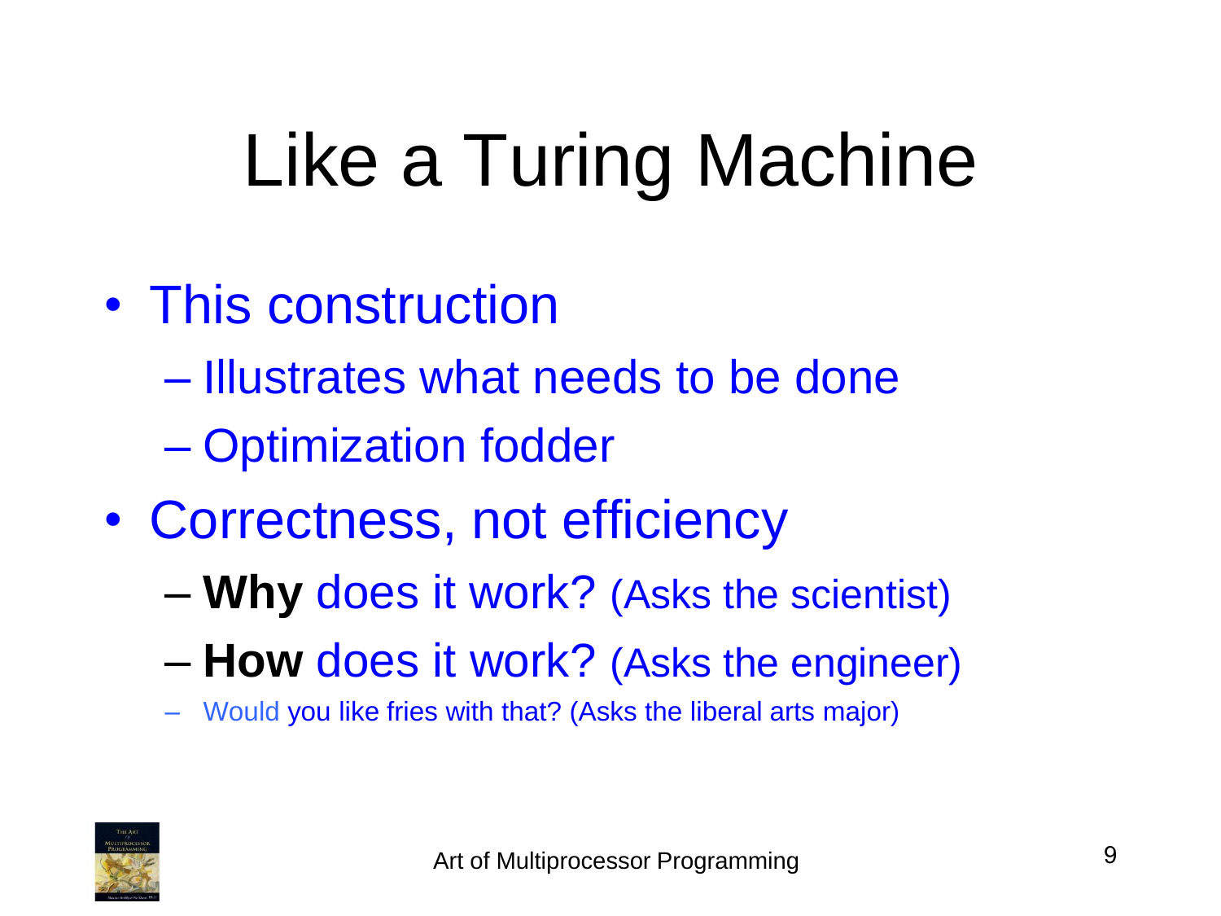# Like a Turing Machine

- This construction
  - Illustrates what needs to be done
  - Optimization fodder
- Correctness, not efficiency
  - **Why** does it work? (Asks the scientist)
  - **How** does it work? (Asks the engineer)
  - Would you like fries with that? (Asks the liberal arts major)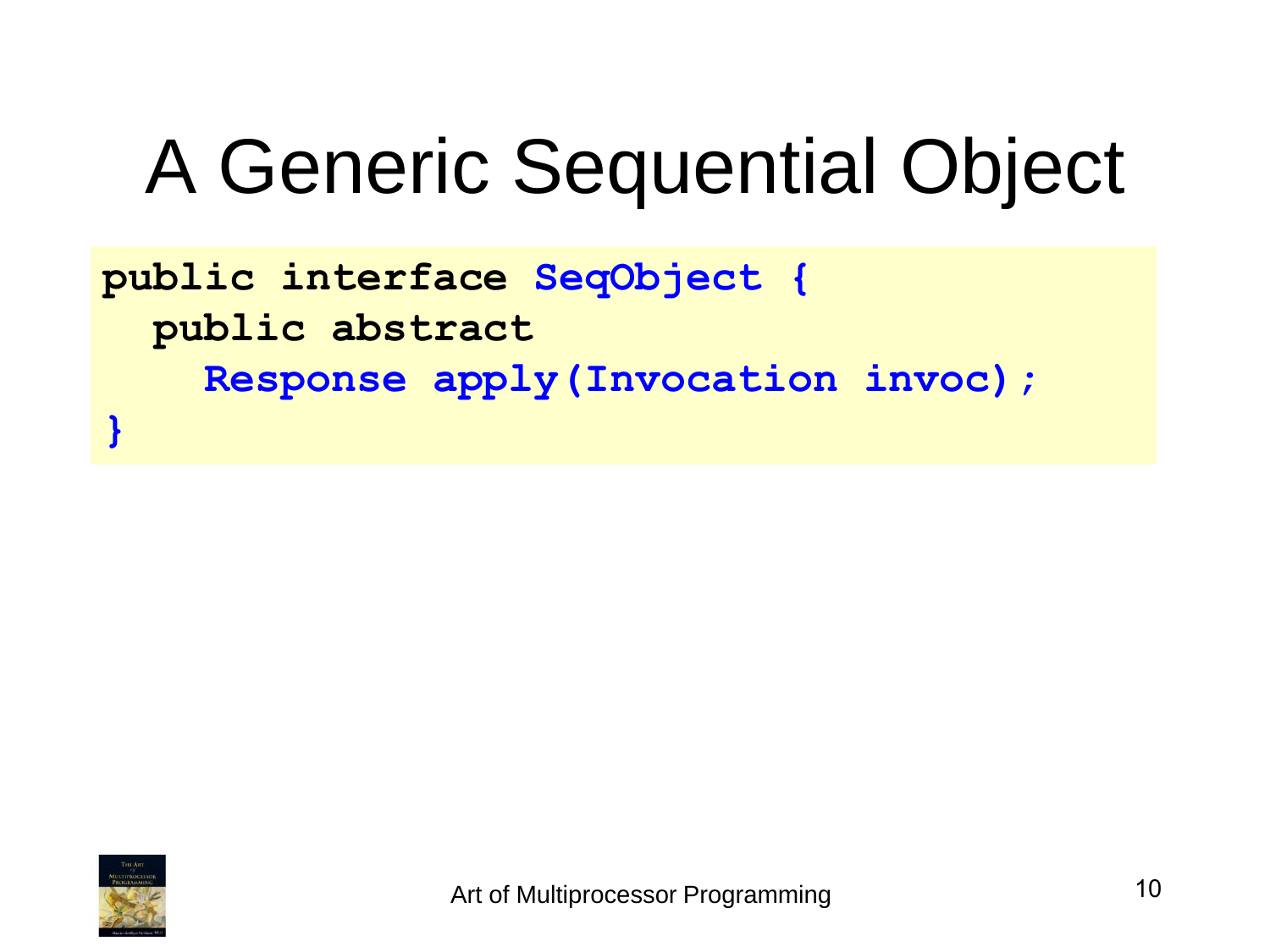# A Generic Sequential Object

```
public interface SeqObject {
  public abstract
    Response apply(Invocation invoc);
}
```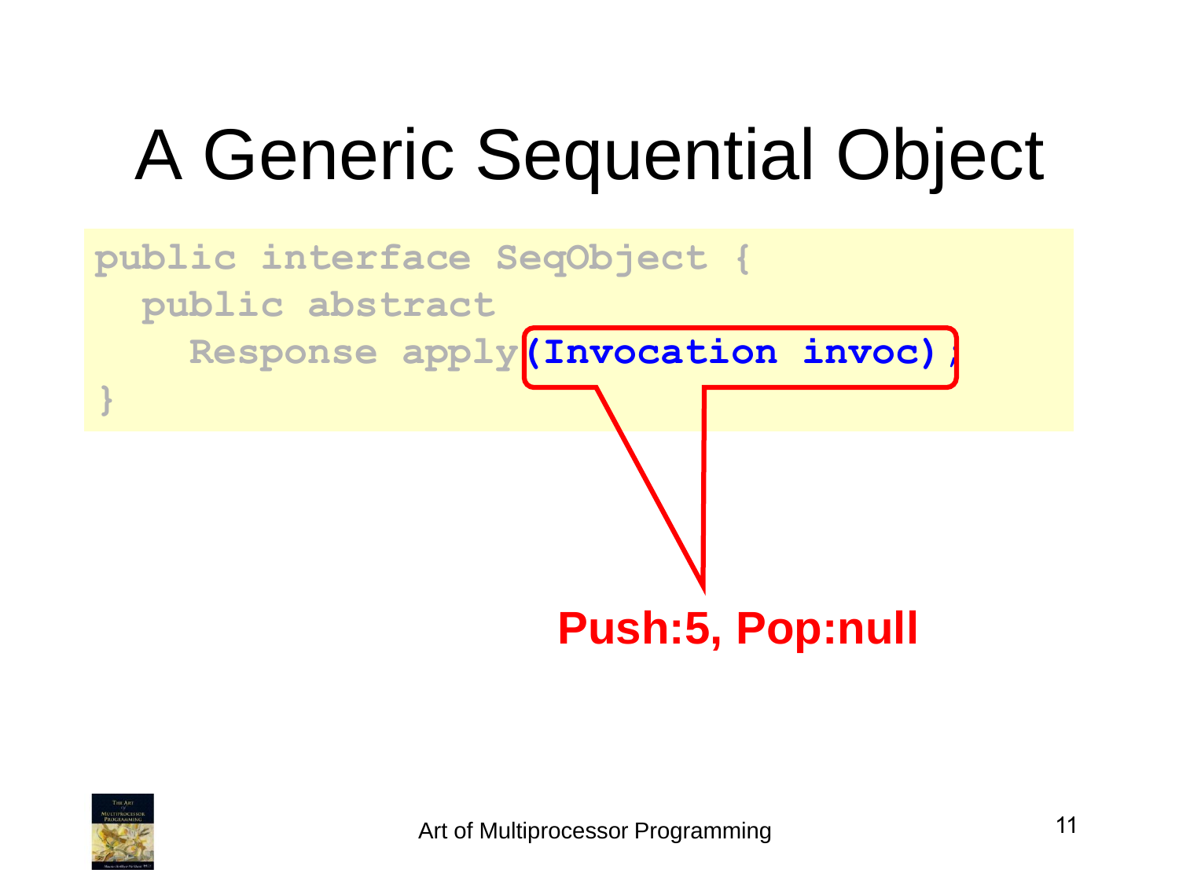# A Generic Sequential Object

```
public interface SeqObject {
  public abstract
    Response apply(Invocation invoc);
}
```

**Push:5, Pop:null**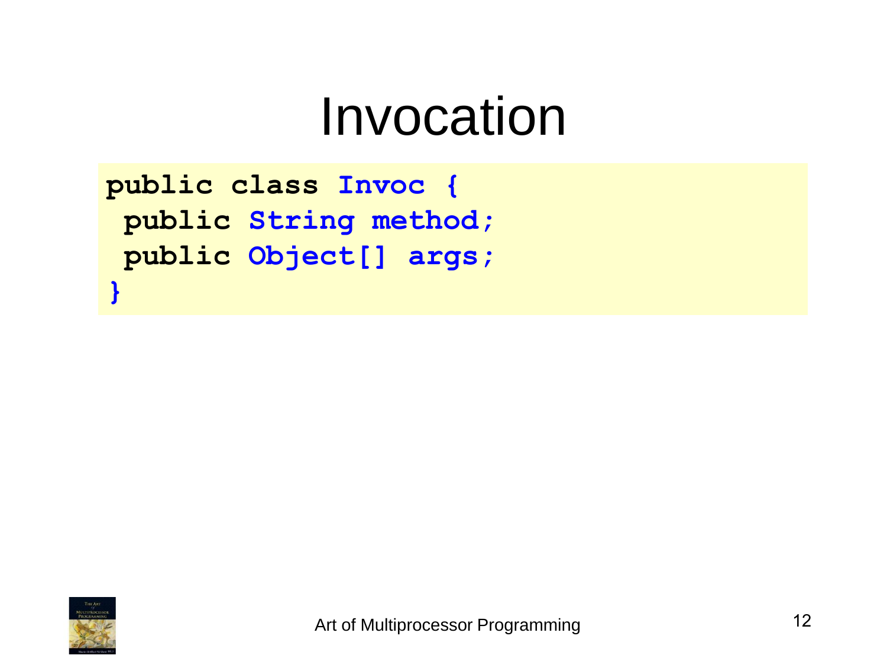# Invocation

```
public class Invoc {
 public String method;
 public Object[] args;
}
```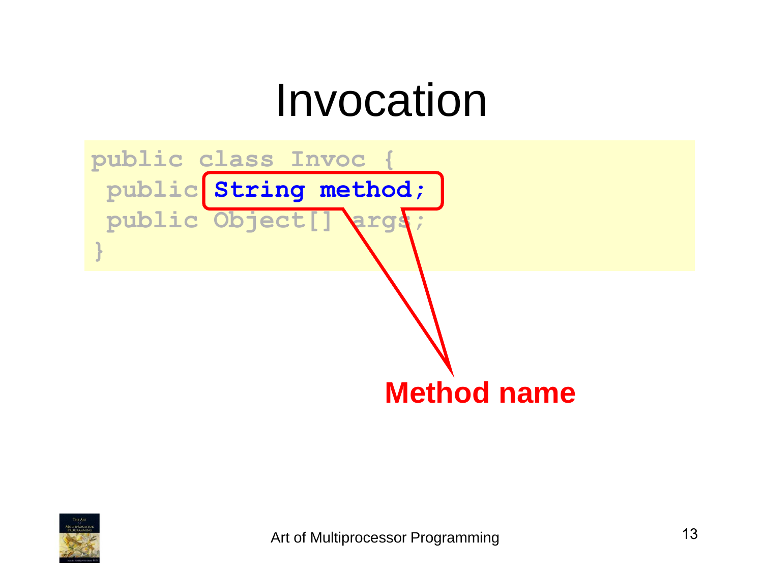# Invocation

```
public class Invoc {
 public String method;
 public Object[] args;
}
```

**Method name**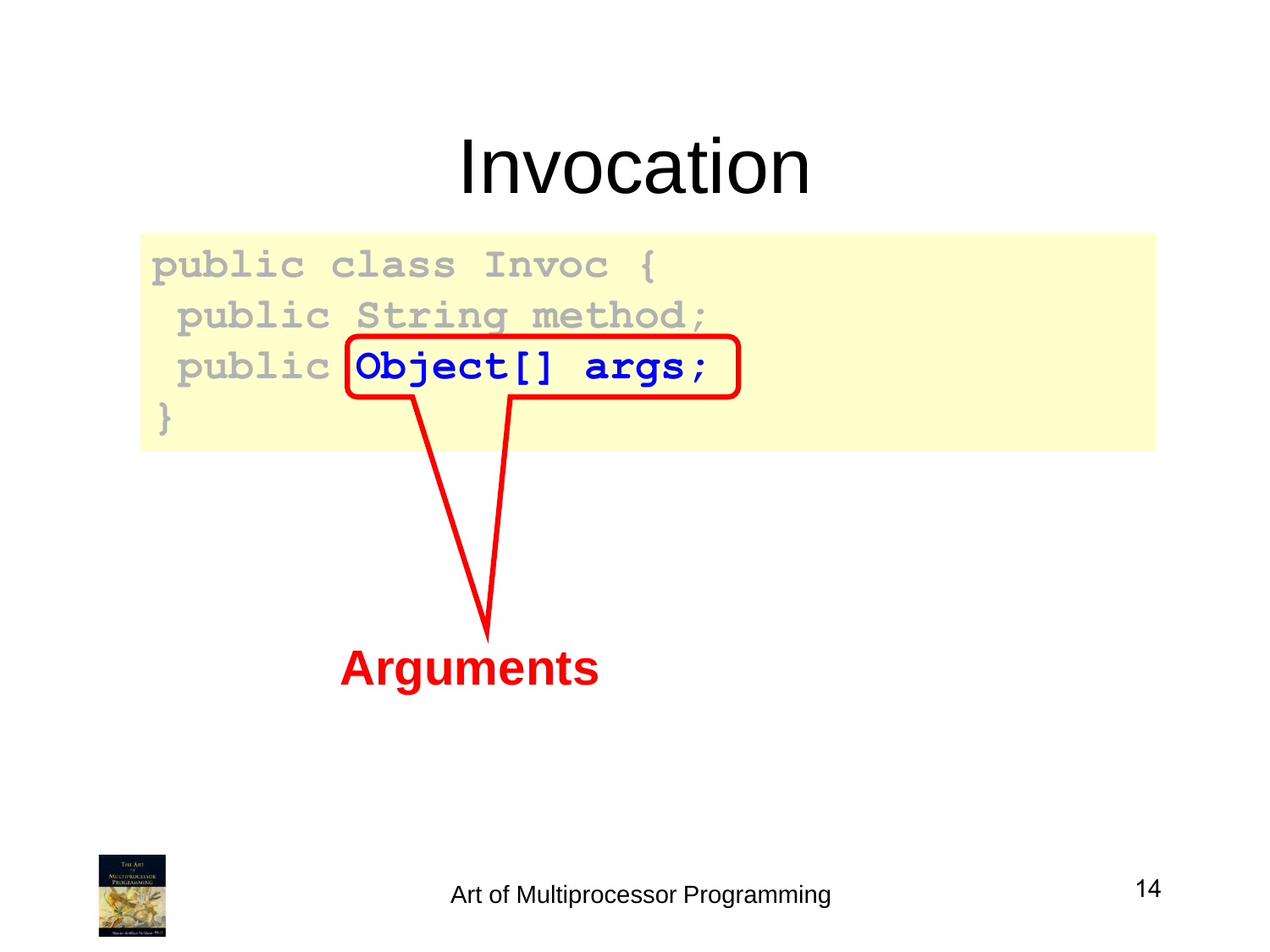# Invocation

```
public class Invoc {
 public String method;
 public Object[] args;
}
```

**Arguments**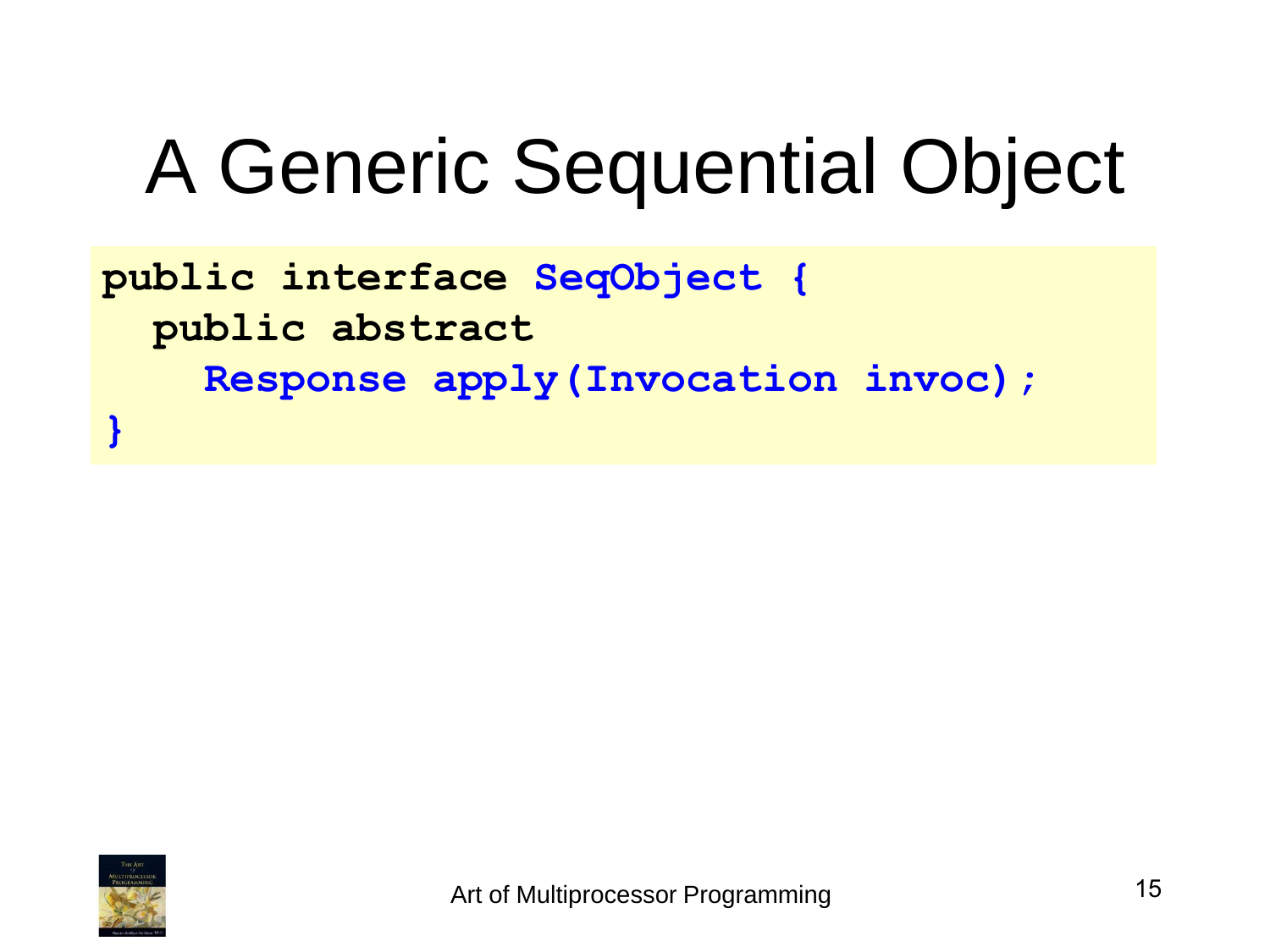# A Generic Sequential Object

```
public interface SeqObject {
  public abstract
    Response apply(Invocation invoc);
}
```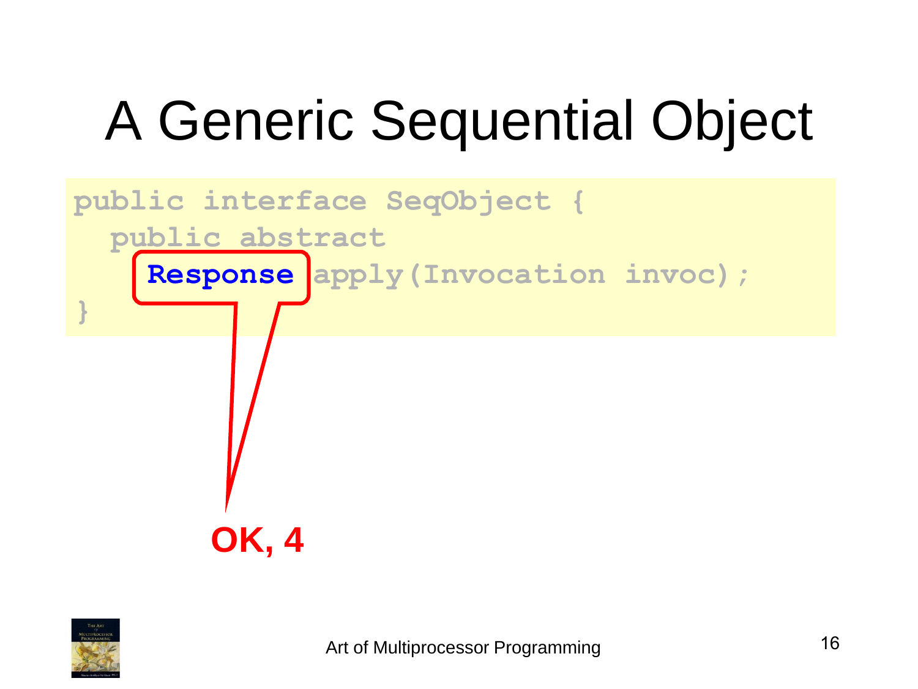# A Generic Sequential Object

```
public interface SeqObject {
  public abstract
    Response apply(Invocation invoc);
}
```

**OK, 4**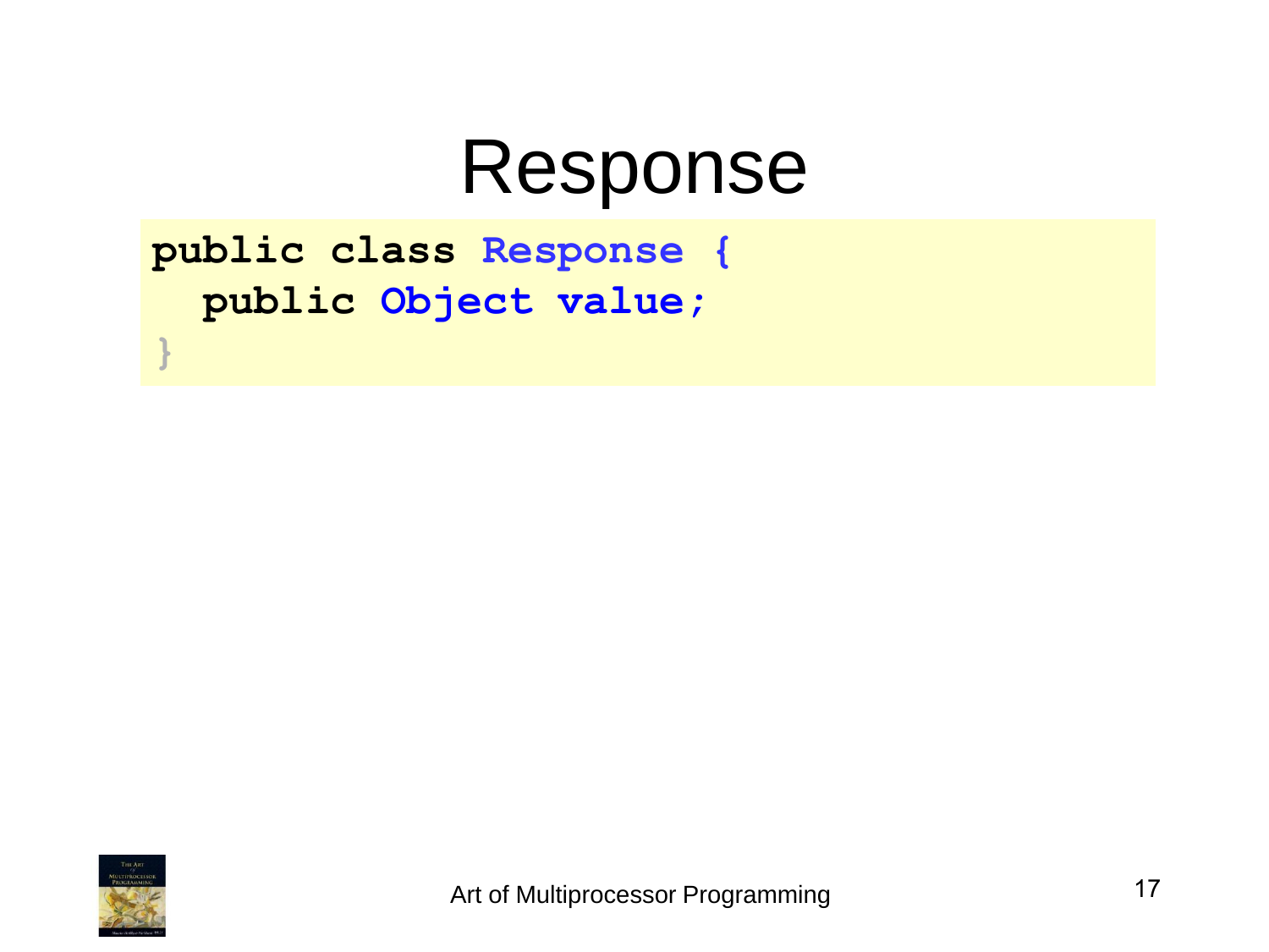# Response

```
public class Response {
  public Object value;
}
```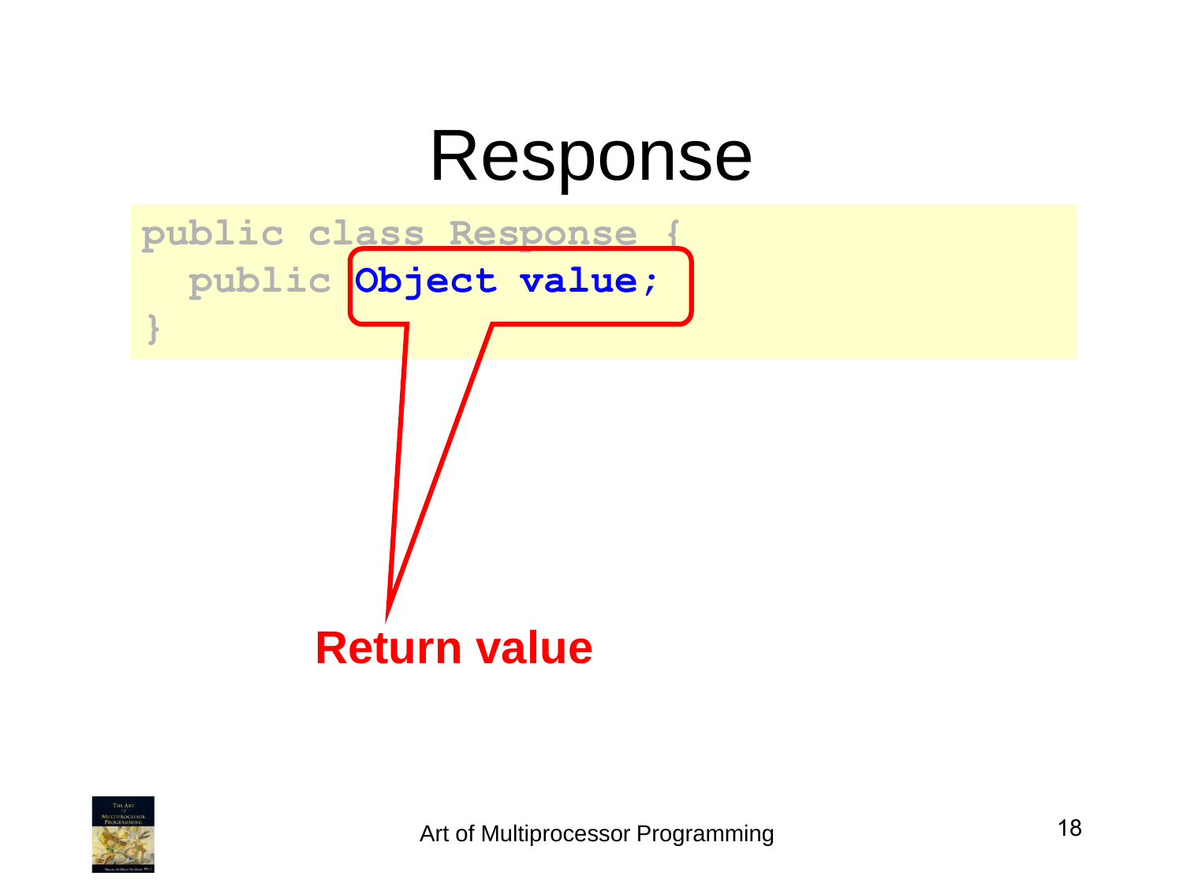# Response

```
public class Response {
  public Object value;
}
```

**Return value**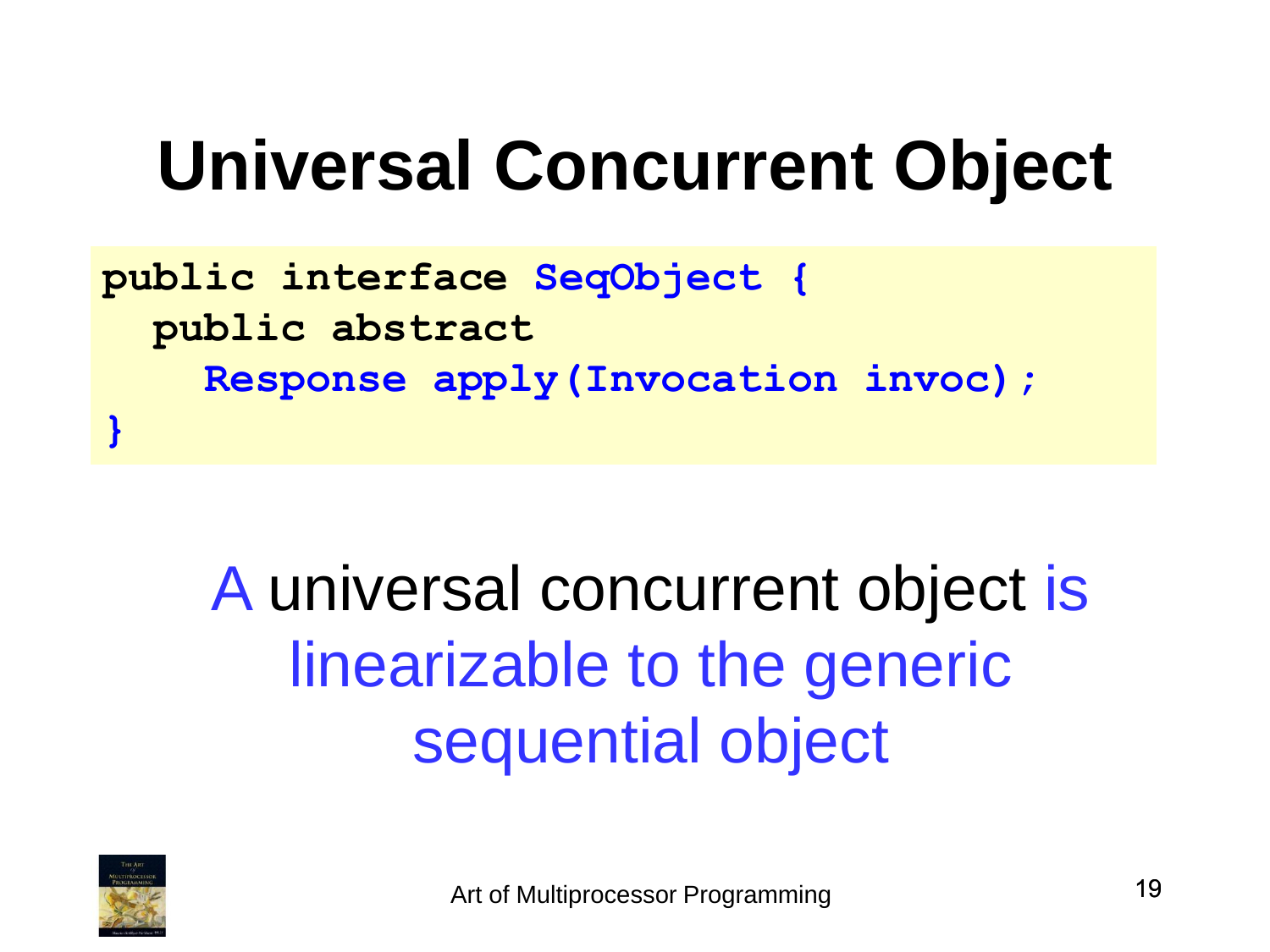# Universal Concurrent Object

```
public interface SeqObject {
  public abstract
    Response apply(Invocation invoc);
}
```

A universal concurrent object is linearizable to the generic sequential object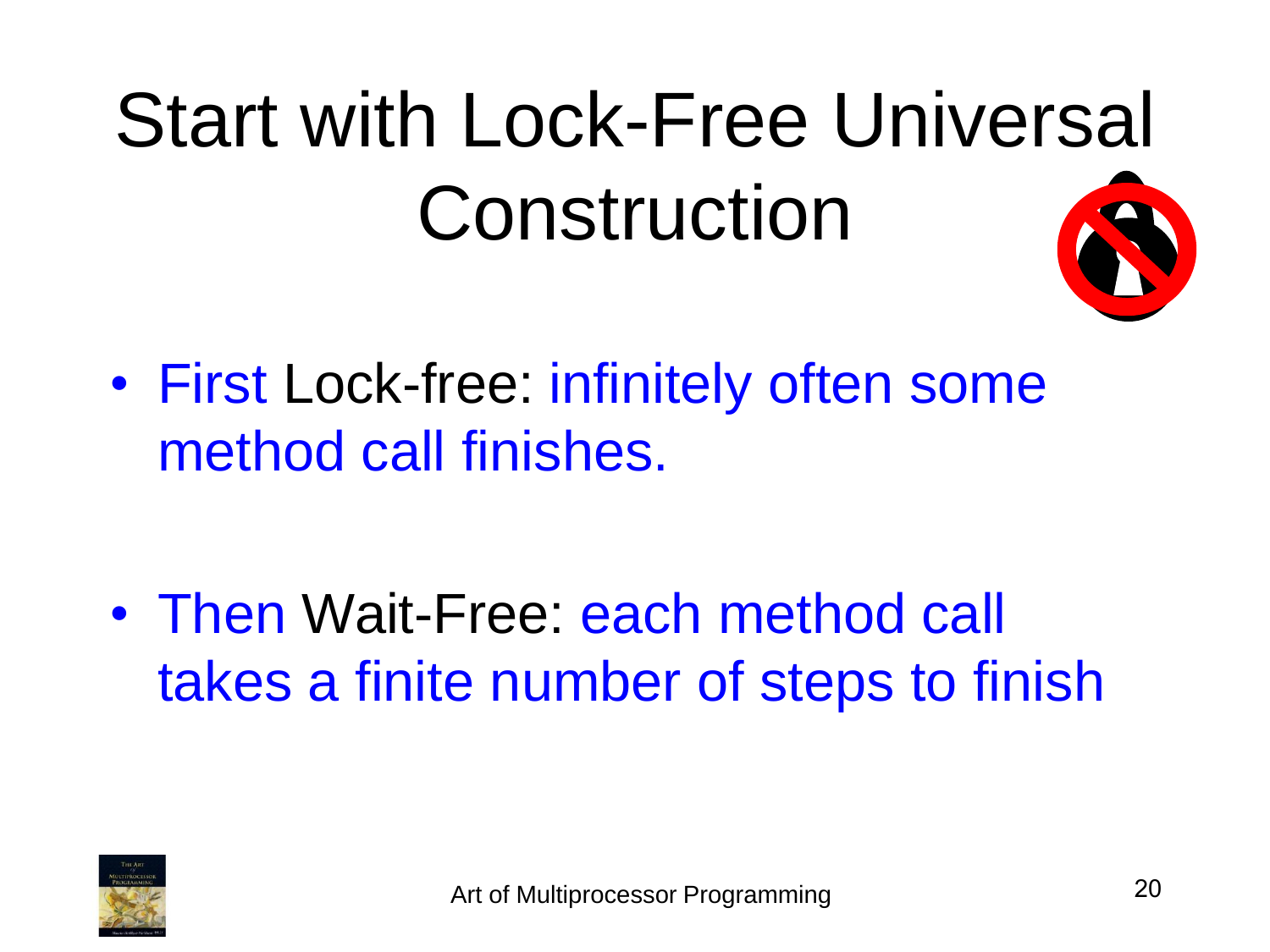# Start with Lock-Free Universal Construction

- First Lock-free: infinitely often some method call finishes.

- Then Wait-Free: each method call takes a finite number of steps to finish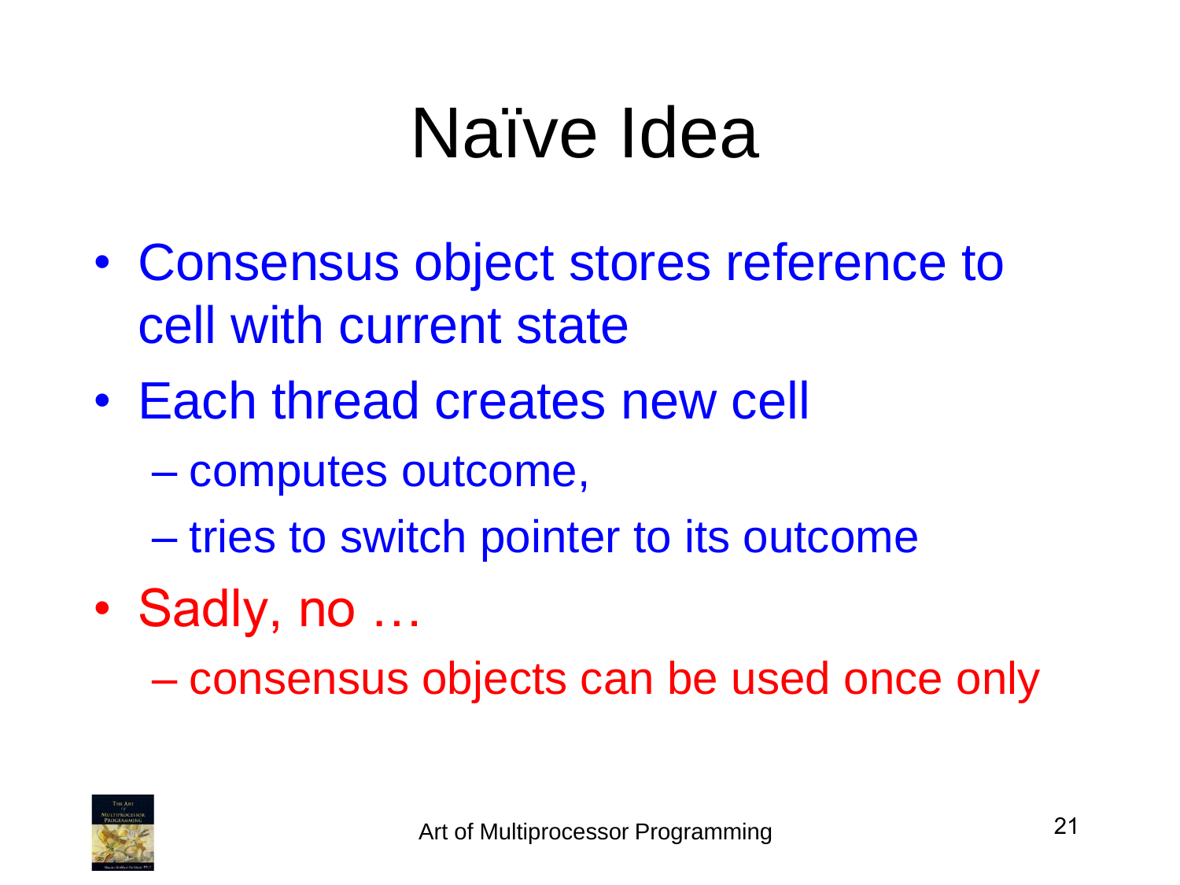# Naïve Idea

- Consensus object stores reference to cell with current state
- Each thread creates new cell
  - computes outcome,
  - tries to switch pointer to its outcome
- Sadly, no …
  - consensus objects can be used once only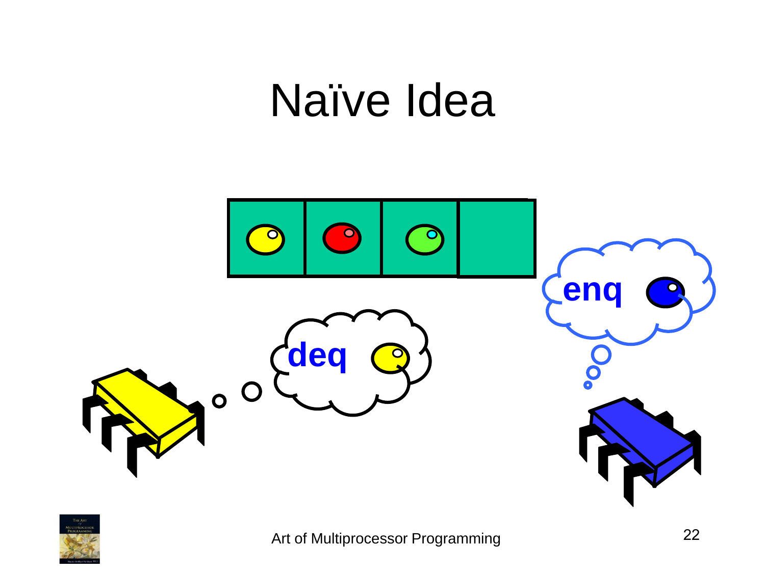# Naïve Idea

deq

enq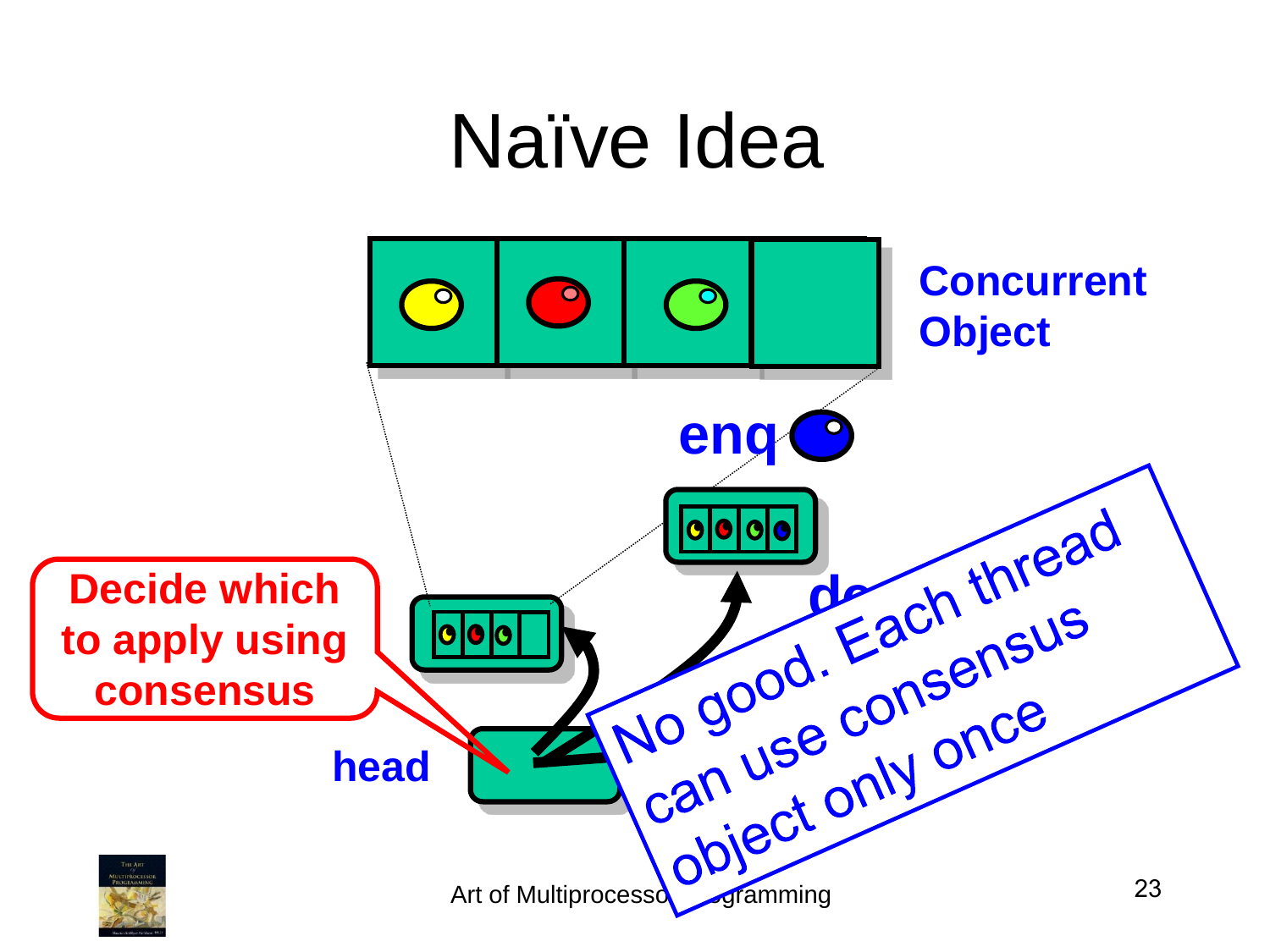# Naïve Idea

Concurrent Object

enq

de

head

Decide which to apply using consensus

No good. Each thread can use consensus object only once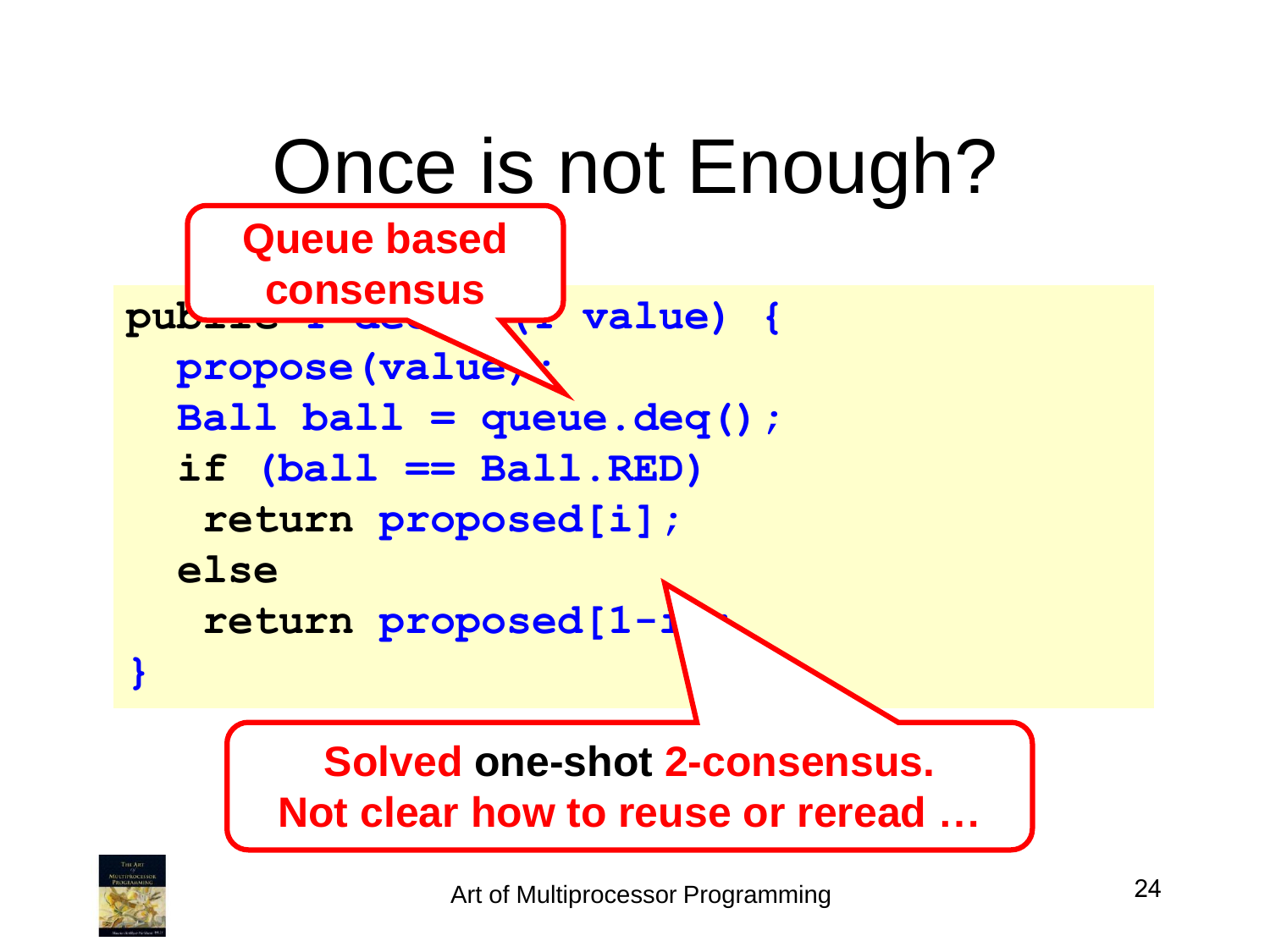# Once is not Enough?

**Queue based consensus**

```
public T decide(T value) {
  propose(value);
  Ball ball = queue.deq();
  if (ball == Ball.RED)
   return proposed[i];
  else
   return proposed[1-i];
}
```

**Solved one-shot 2-consensus.**
**Not clear how to reuse or reread …**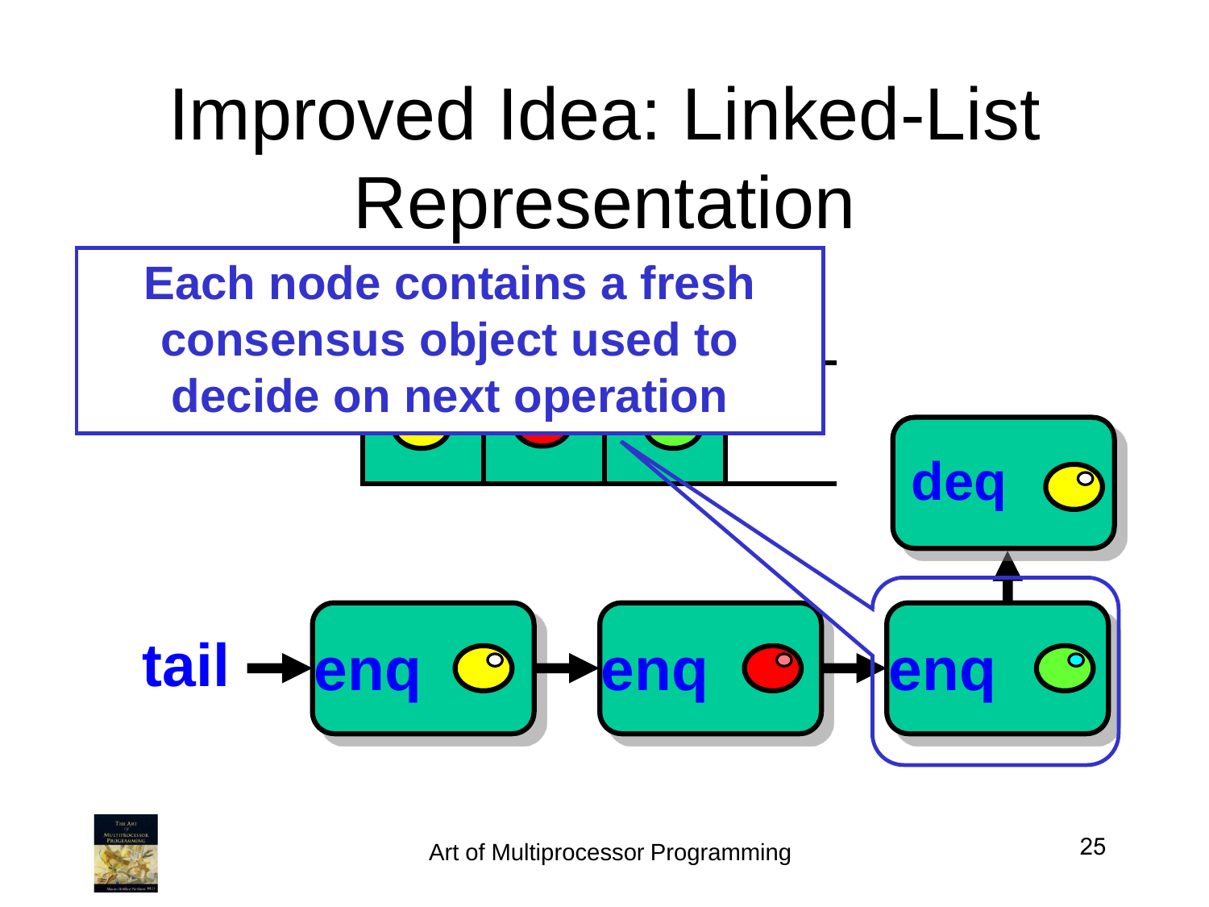# Improved Idea: Linked-List Representation

**Each node contains a fresh consensus object used to decide on next operation**

tail → enq → enq → enq → deq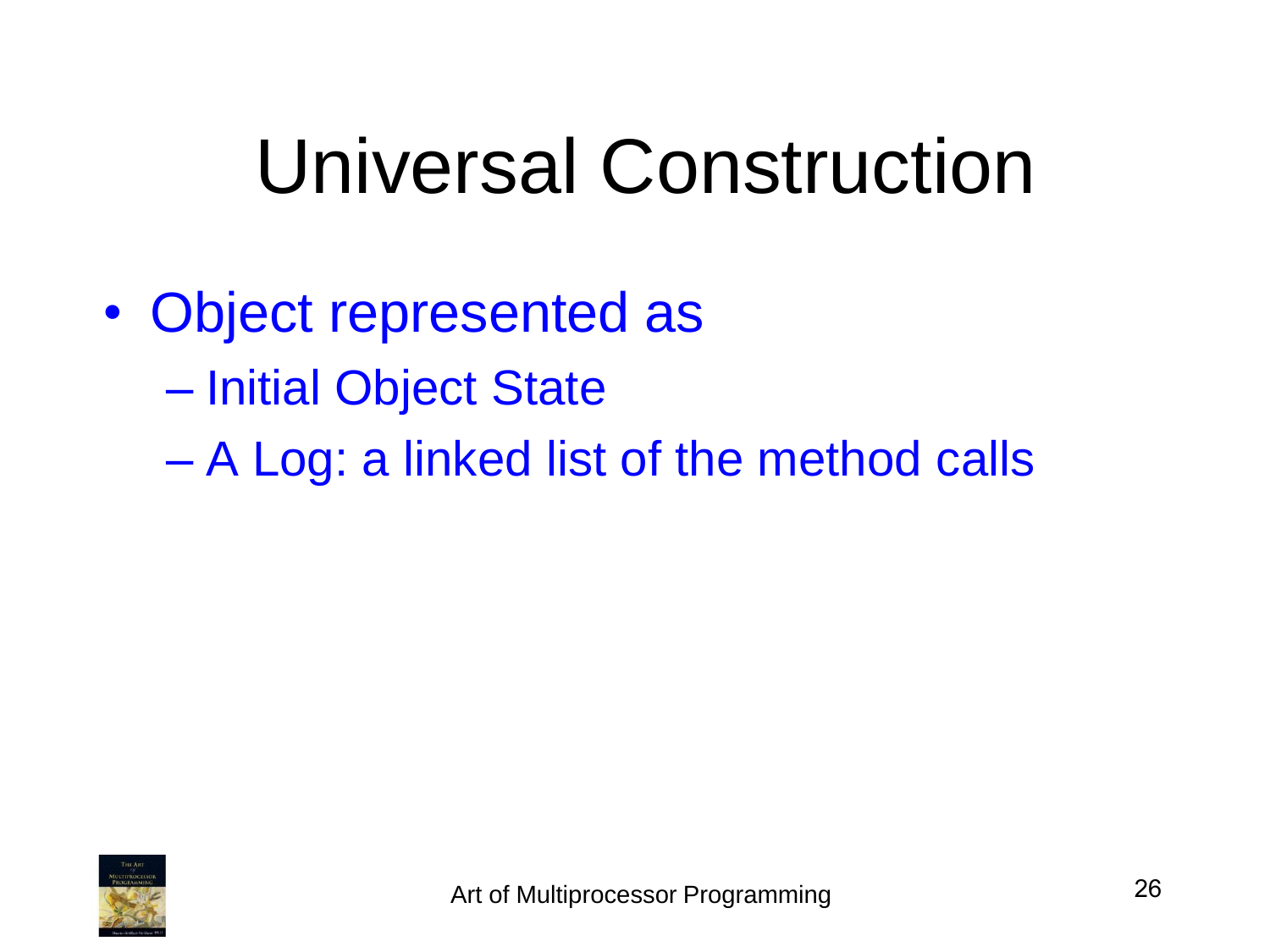# Universal Construction

- Object represented as
  - Initial Object State
  - A Log: a linked list of the method calls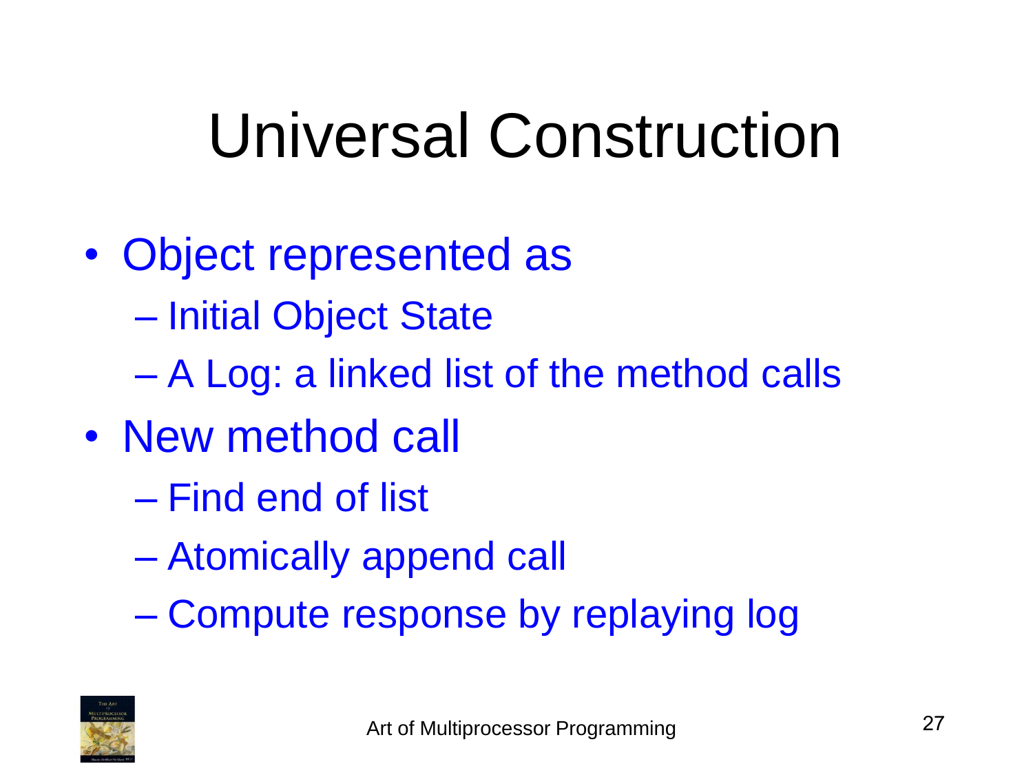# Universal Construction

- Object represented as
  - Initial Object State
  - A Log: a linked list of the method calls
- New method call
  - Find end of list
  - Atomically append call
  - Compute response by replaying log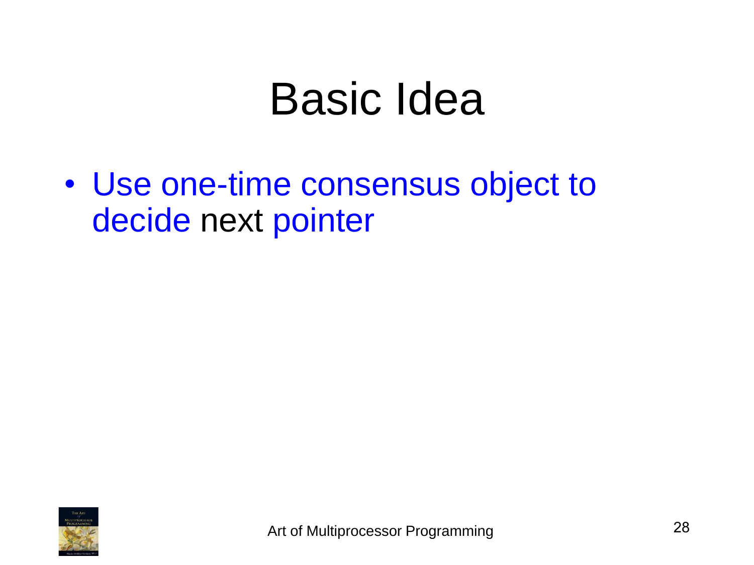# Basic Idea

- Use one-time consensus object to decide next pointer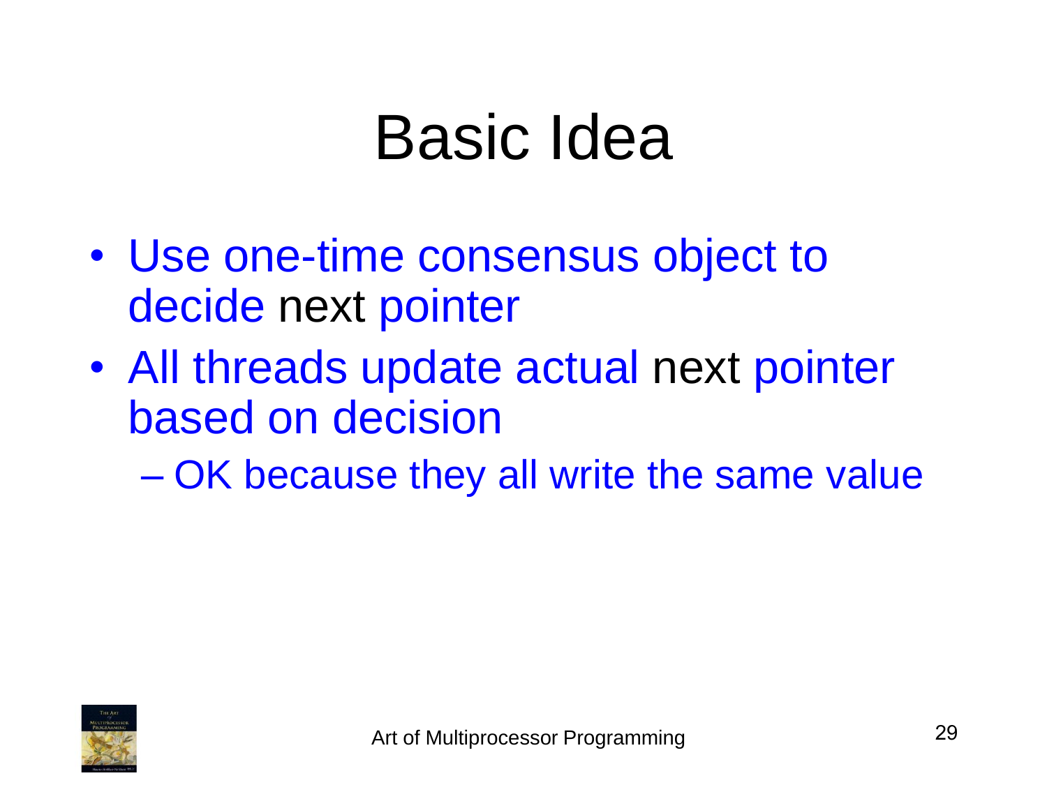# Basic Idea

- Use one-time consensus object to decide next pointer
- All threads update actual next pointer based on decision
  - OK because they all write the same value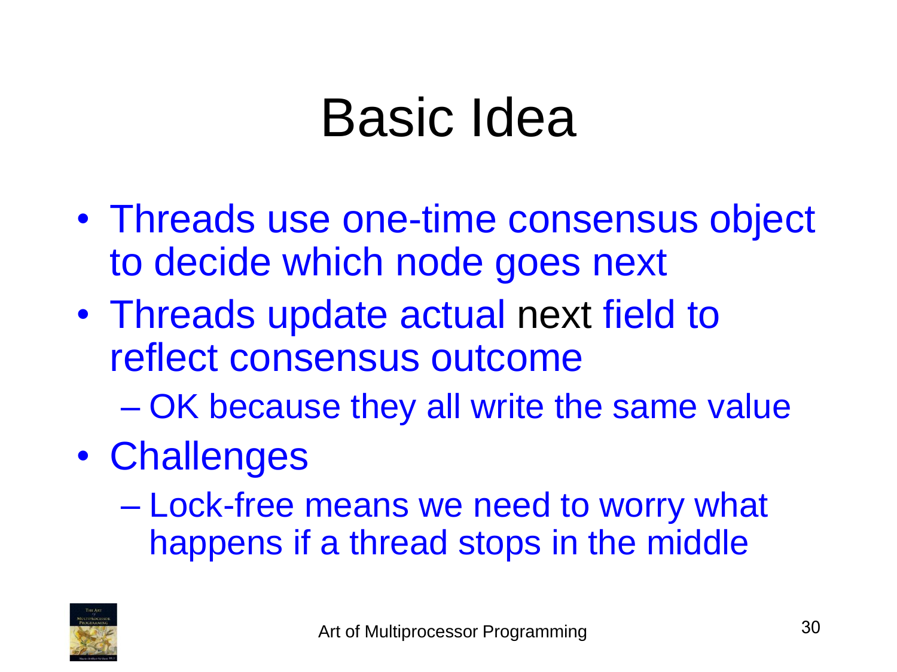# Basic Idea

- Threads use one-time consensus object to decide which node goes next
- Threads update actual `next` field to reflect consensus outcome
  - OK because they all write the same value
- Challenges
  - Lock-free means we need to worry what happens if a thread stops in the middle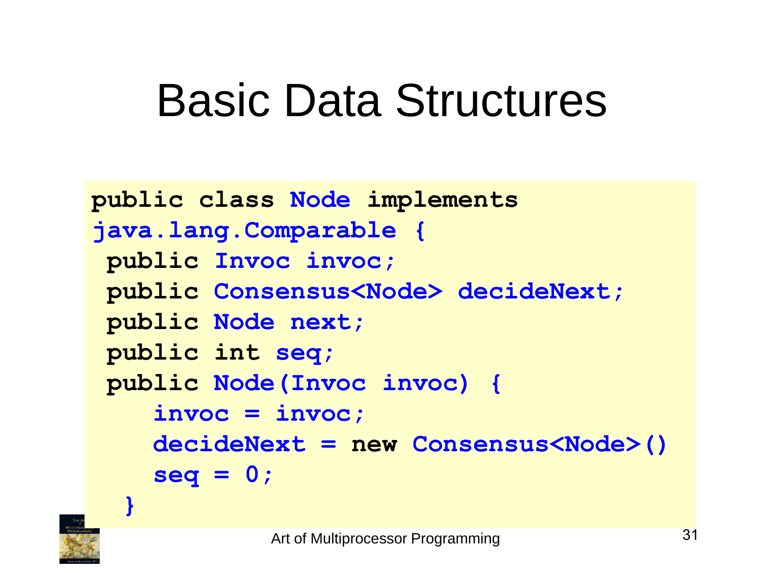# Basic Data Structures

```
public class Node implements
java.lang.Comparable {
 public Invoc invoc;
 public Consensus<Node> decideNext;
 public Node next;
 public int seq;
 public Node(Invoc invoc) {
    invoc = invoc;
    decideNext = new Consensus<Node>()
    seq = 0;
  }
```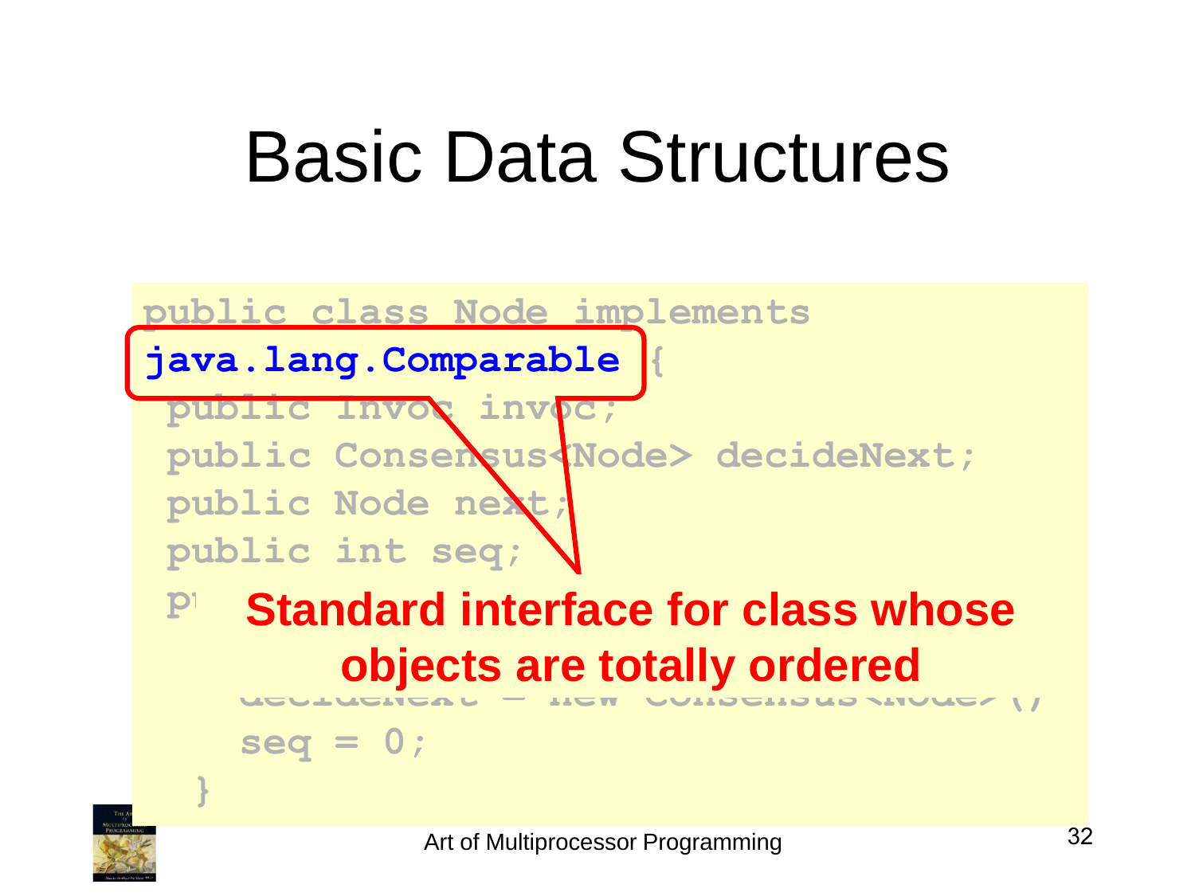# Basic Data Structures

```
public class Node implements
java.lang.Comparable {
 public Invoc invoc;
 public Consensus<Node> decideNext;
 public Node next;
 public int seq;
 p
   decideNext = new Consensus<Node>()
   seq = 0;
  }
```

**Standard interface for class whose objects are totally ordered**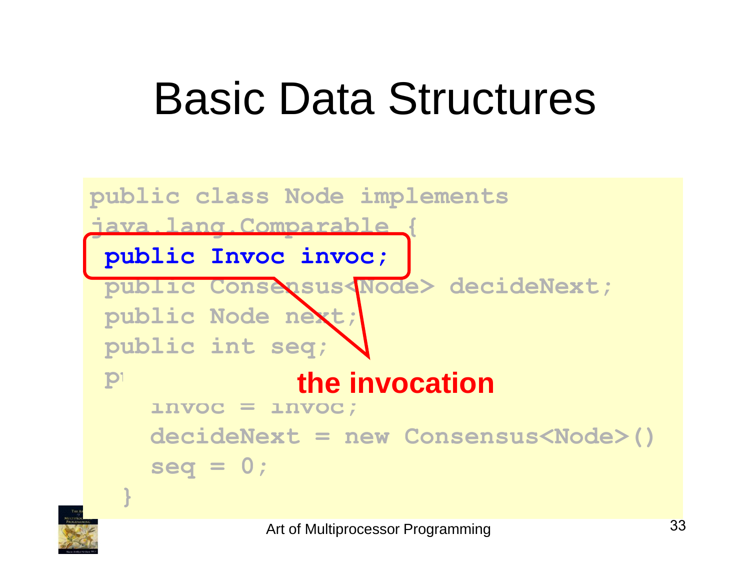# Basic Data Structures

```
public class Node implements
java.lang.Comparable {
 public Invoc invoc;
 public Consensus<Node> decideNext;
 public Node next;
 public int seq;
 p
    invoc = invoc;
    decideNext = new Consensus<Node>()
    seq = 0;
  }
```

**the invocation**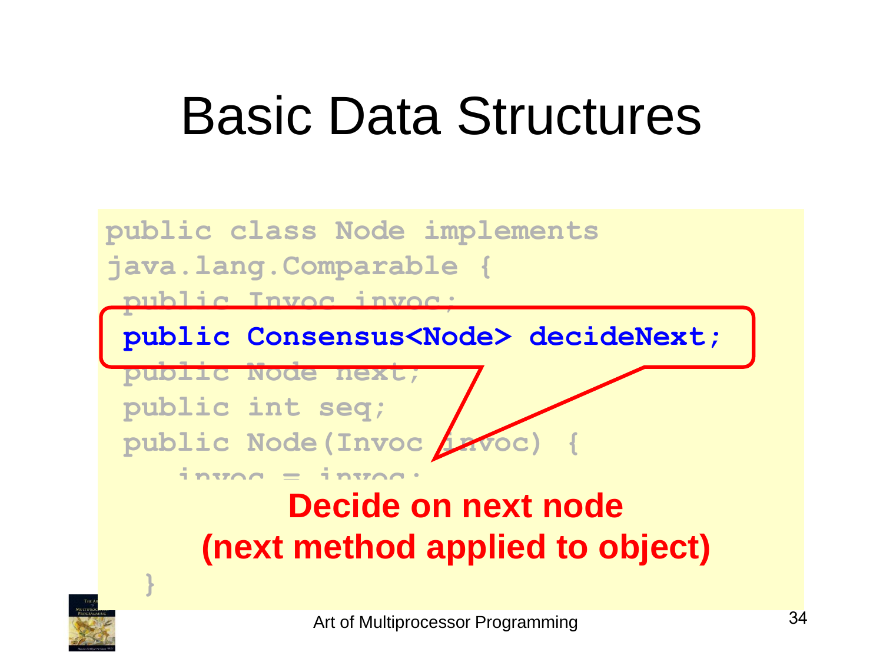# Basic Data Structures

```
public class Node implements
java.lang.Comparable {
 public Invoc invoc;
 public Consensus<Node> decideNext;
 public Node next;
 public int seq;
 public Node(Invoc invoc) {
    invoc = invoc;
  }
```

**Decide on next node (next method applied to object)**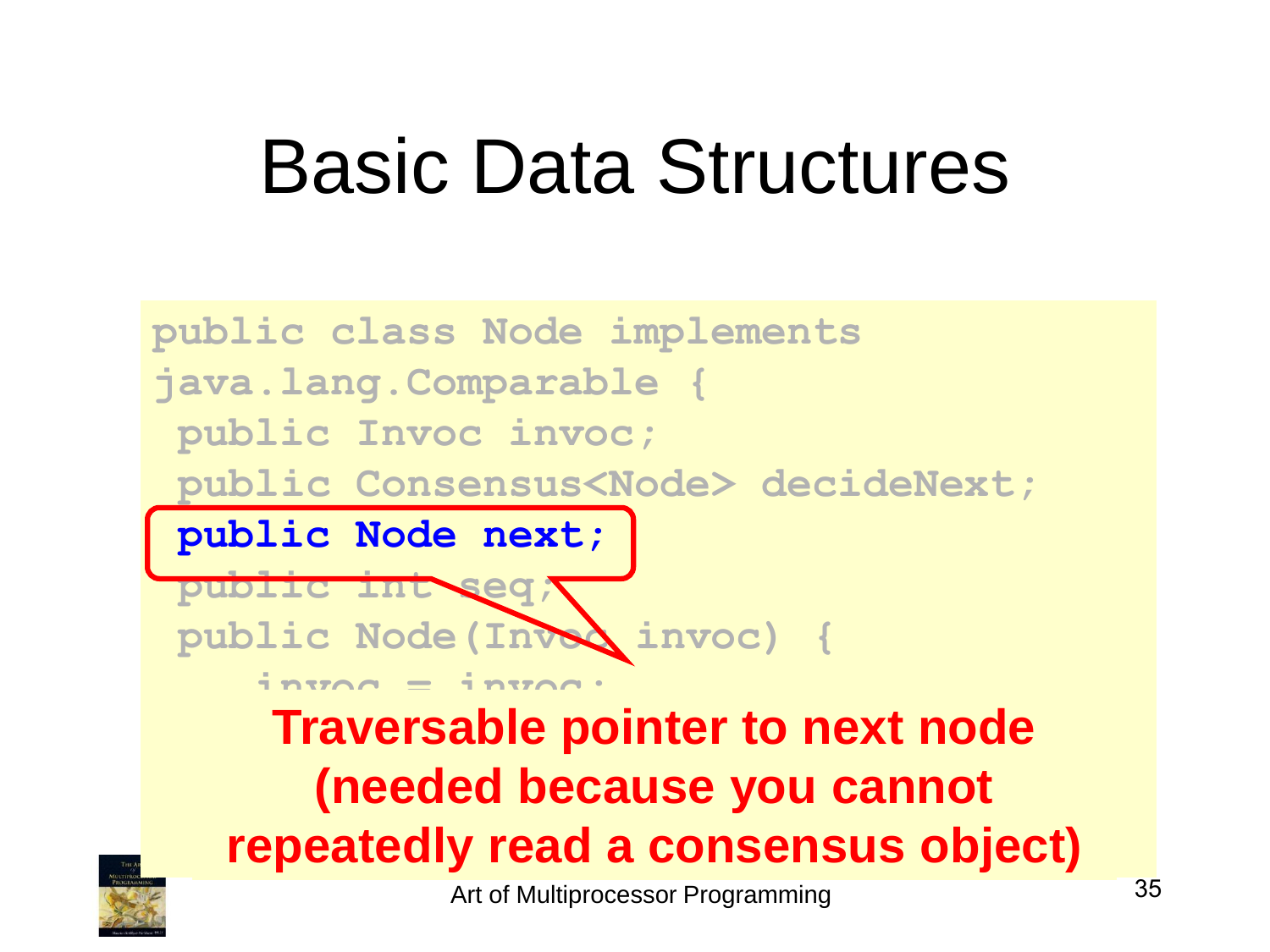# Basic Data Structures

```
public class Node implements
java.lang.Comparable {
 public Invoc invoc;
 public Consensus<Node> decideNext;
 public Node next;
 public int seq;
 public Node(Invoc invoc) {
   invoc = invoc;
```

**Traversable pointer to next node (needed because you cannot repeatedly read a consensus object)**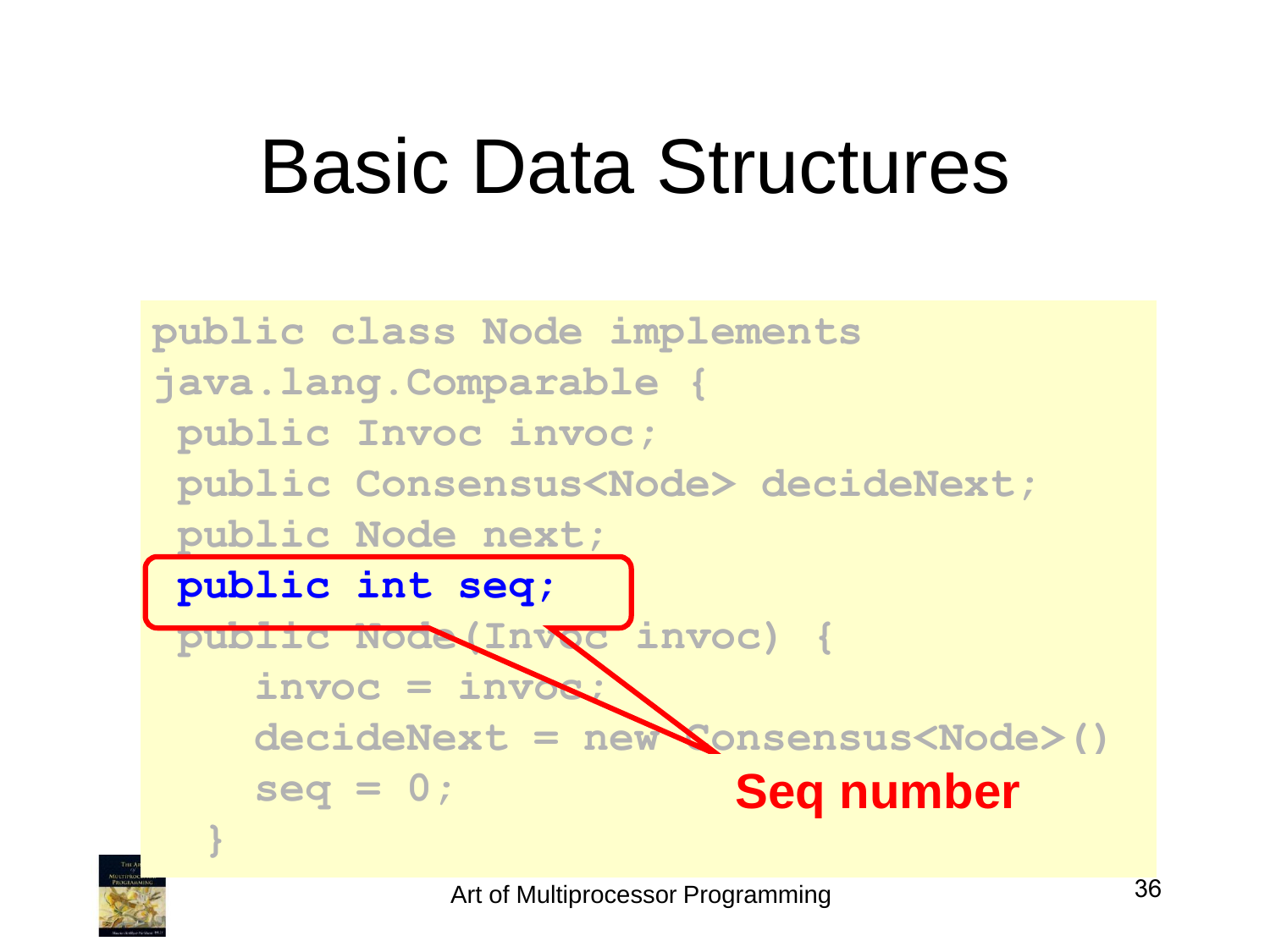# Basic Data Structures

```
public class Node implements
java.lang.Comparable {
 public Invoc invoc;
 public Consensus<Node> decideNext;
 public Node next;
 public int seq;
 public Node(Invoc invoc) {
    invoc = invoc;
    decideNext = new Consensus<Node>()
    seq = 0;
  }
```

**Seq number**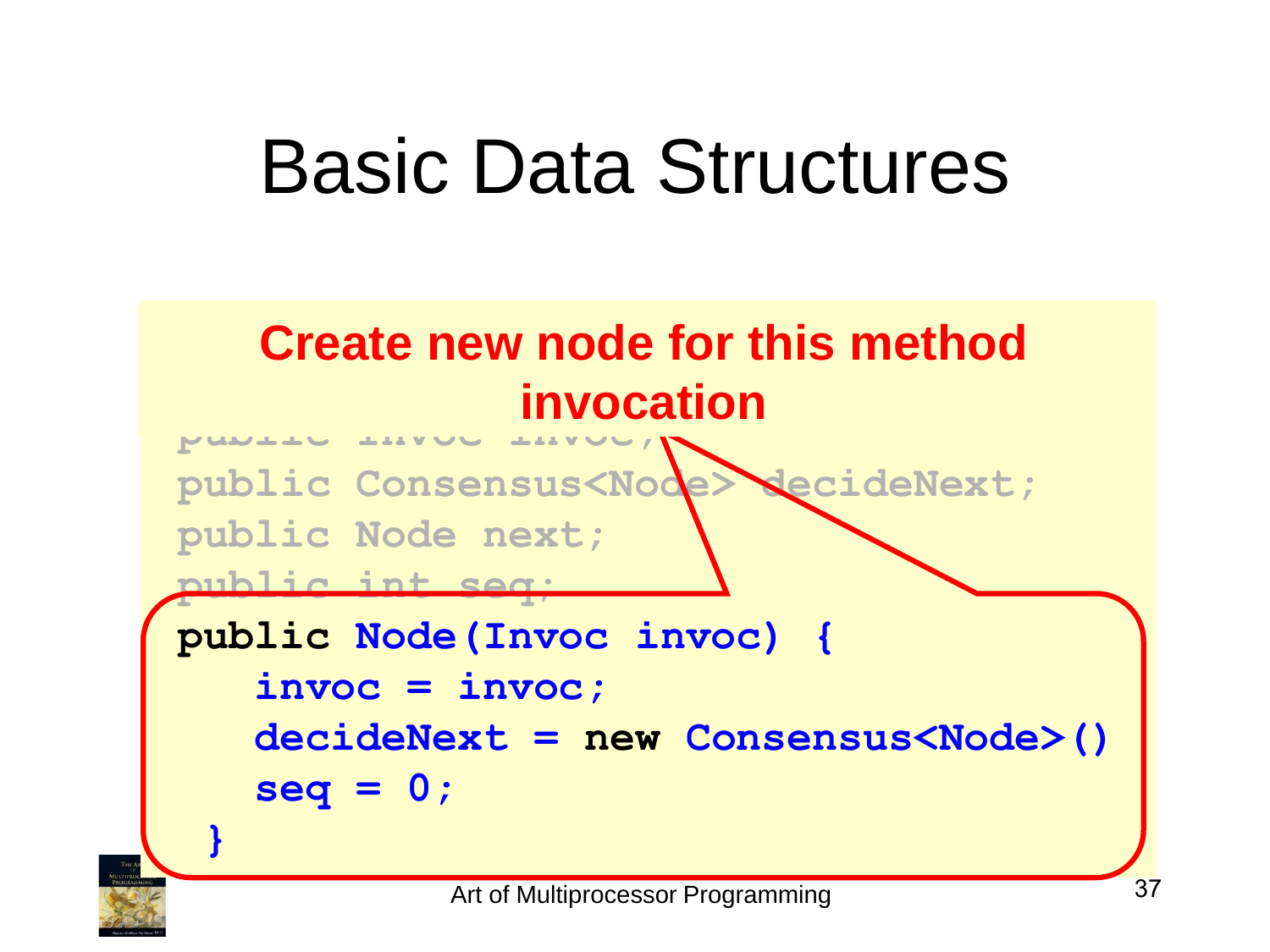# Basic Data Structures

**Create new node for this method invocation**

```
public Invoc invoc;
public Consensus<Node> decideNext;
public Node next;
public int seq;
public Node(Invoc invoc) {
   invoc = invoc;
   decideNext = new Consensus<Node>()
   seq = 0;
 }
```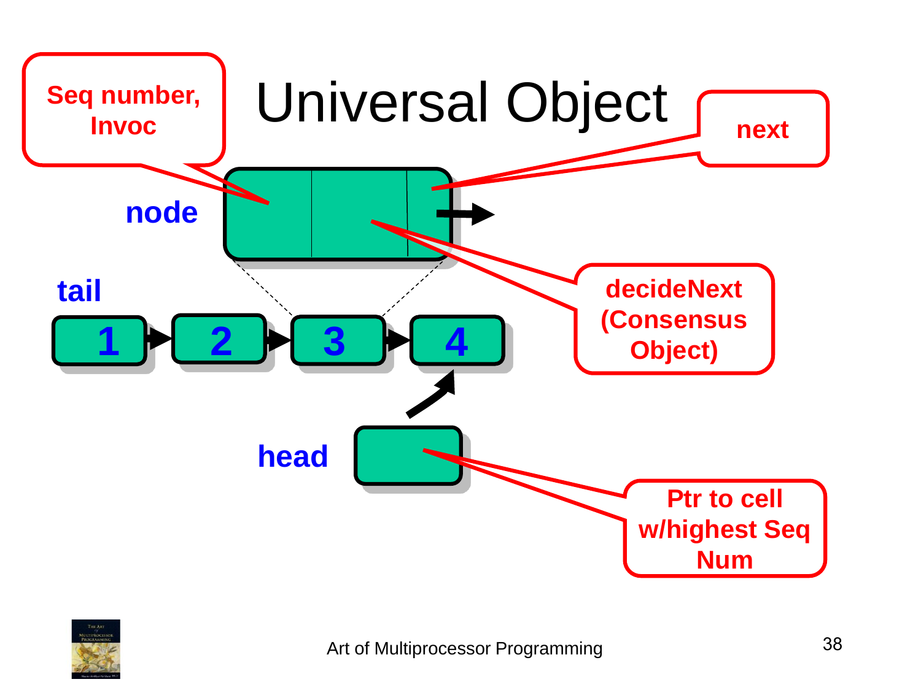# Universal Object

Seq number, Invoc

next

node

decideNext (Consensus Object)

tail

1 2 3 4

head

Ptr to cell w/highest Seq Num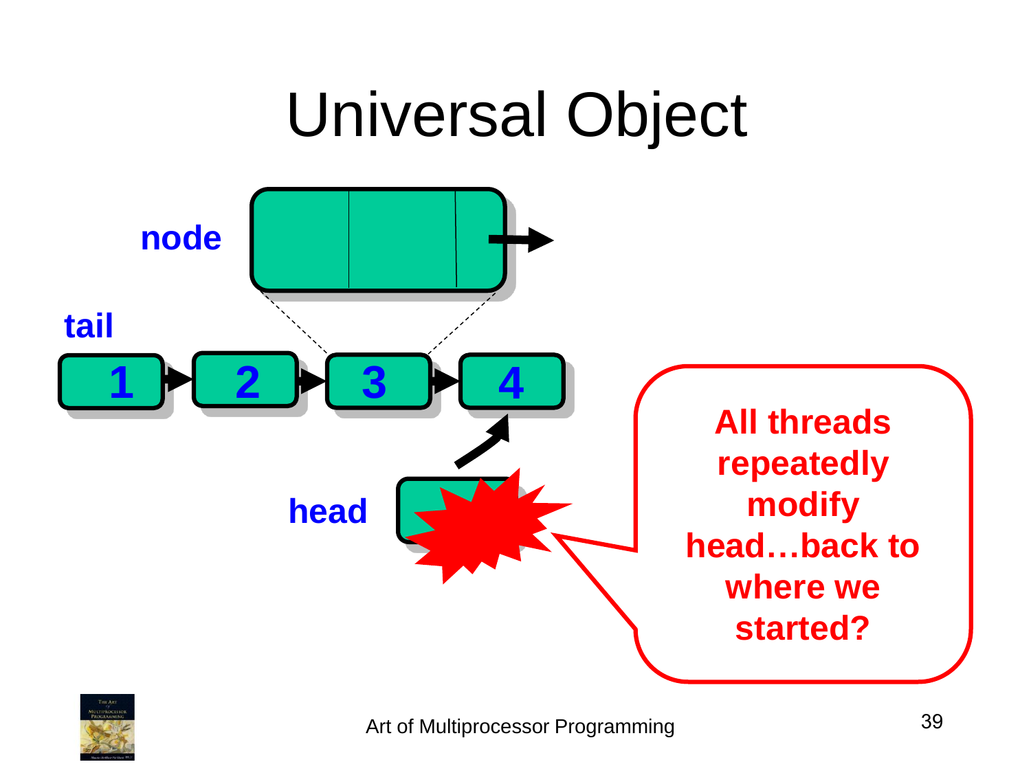# Universal Object

node

tail

1 2 3 4

head

All threads repeatedly modify head…back to where we started?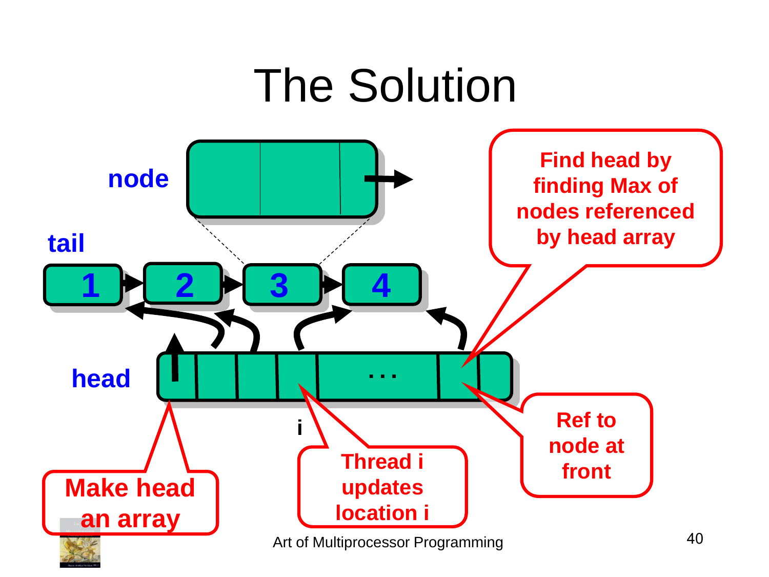# The Solution

node

tail

1 2 3 4

head

. . .

i

Find head by finding Max of nodes referenced by head array

Ref to node at front

Thread i updates location i

Make head an array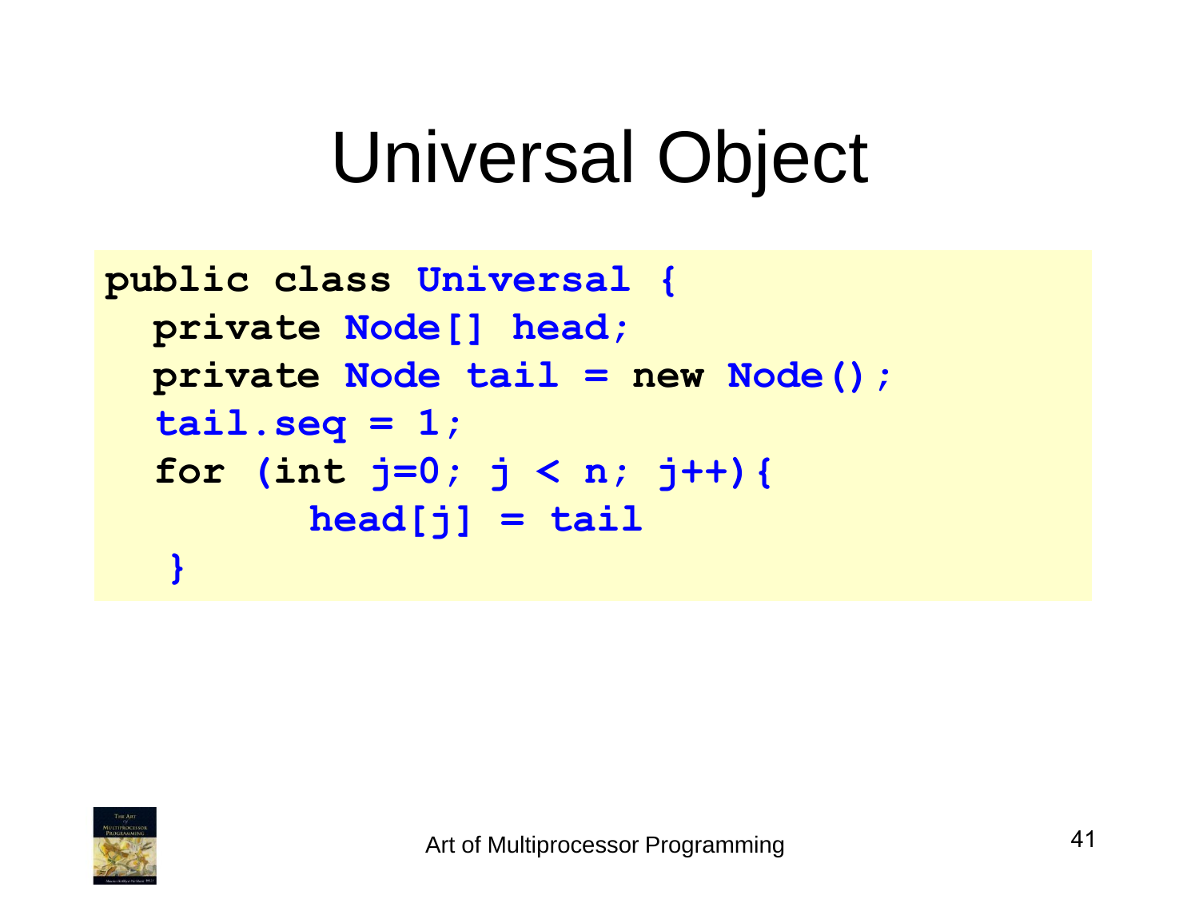# Universal Object

```
public class Universal {
  private Node[] head;
  private Node tail = new Node();
  tail.seq = 1;
  for (int j=0; j < n; j++){
        head[j] = tail
   }
```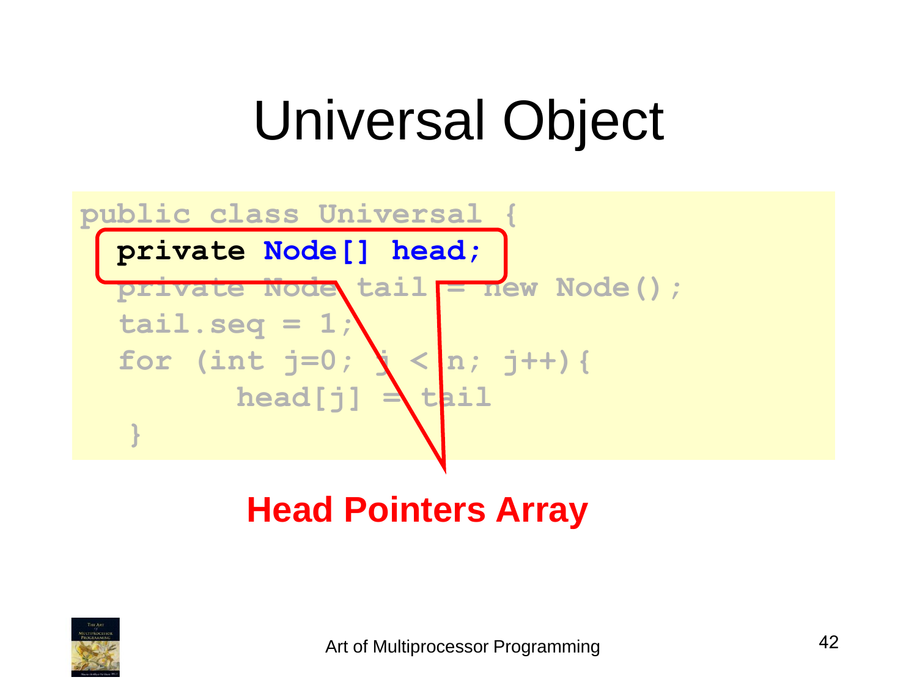# Universal Object

```
public class Universal {
  private Node[] head;
  private Node tail = new Node();
  tail.seq = 1;
  for (int j=0; j < n; j++){
        head[j] = tail
   }
```

**Head Pointers Array**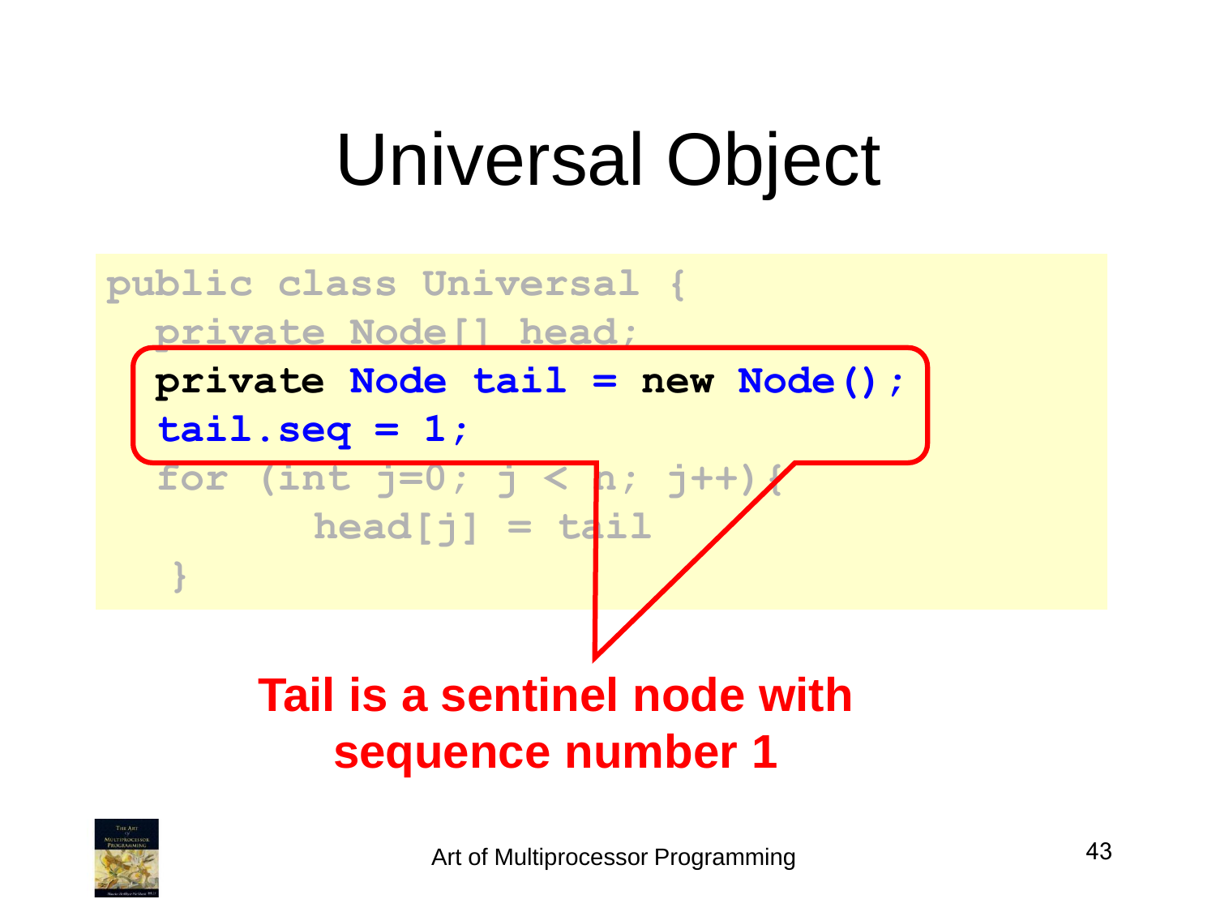# Universal Object

```
public class Universal {
  private Node[] head;
  private Node tail = new Node();
  tail.seq = 1;
  for (int j=0; j < n; j++){
        head[j] = tail
   }
```

**Tail is a sentinel node with sequence number 1**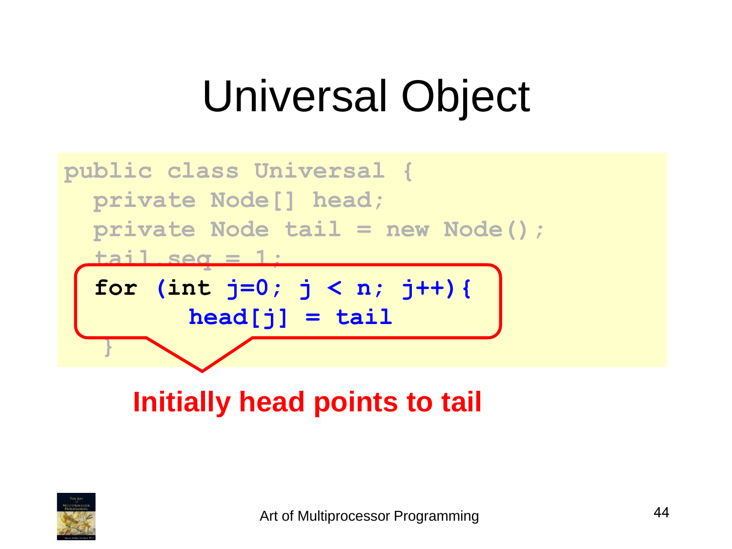# Universal Object

```
public class Universal {
  private Node[] head;
  private Node tail = new Node();
  tail.seq = 1;
  for (int j=0; j < n; j++){
        head[j] = tail
   }
```

**Initially head points to tail**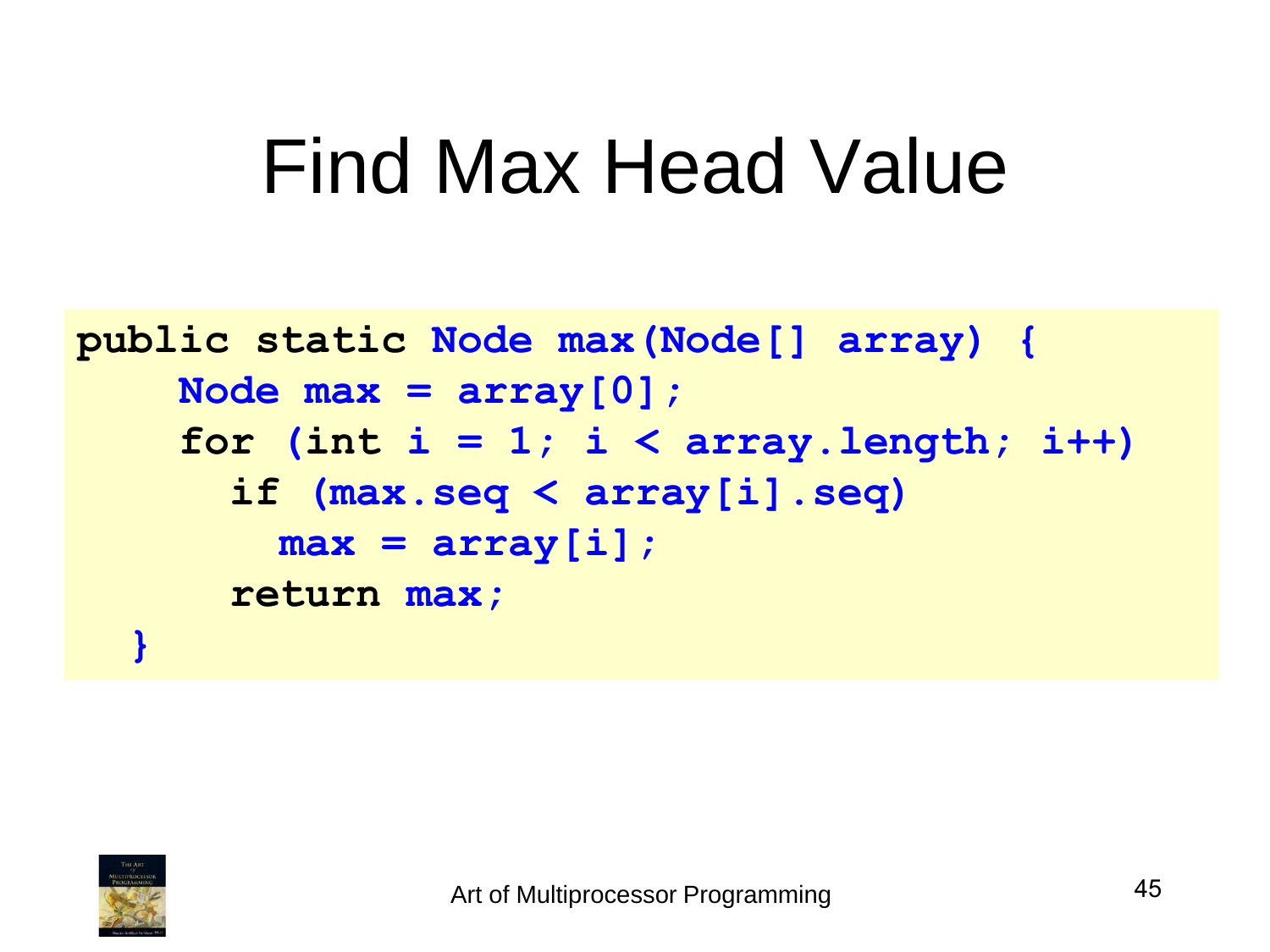# Find Max Head Value

```
public static Node max(Node[] array) {
    Node max = array[0];
    for (int i = 1; i < array.length; i++)
      if (max.seq < array[i].seq)
        max = array[i];
      return max;
  }
```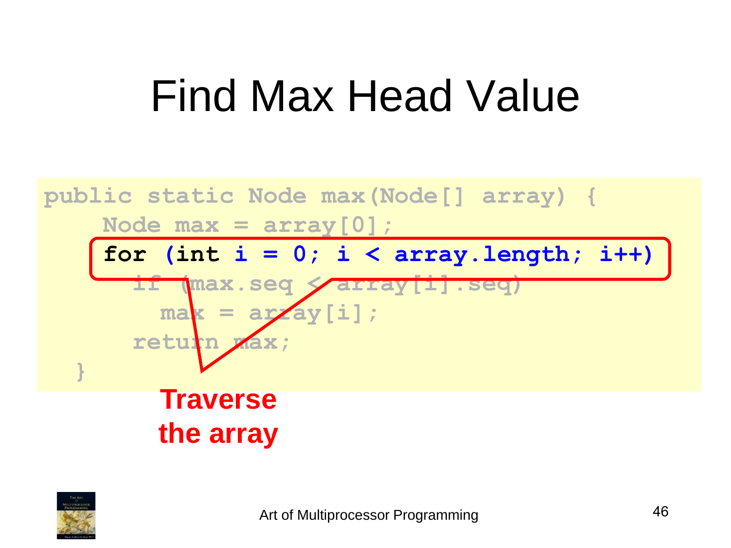# Find Max Head Value

```
public static Node max(Node[] array) {
    Node max = array[0];
    for (int i = 0; i < array.length; i++)
      if (max.seq < array[i].seq)
        max = array[i];
      return max;
  }
```

**Traverse the array**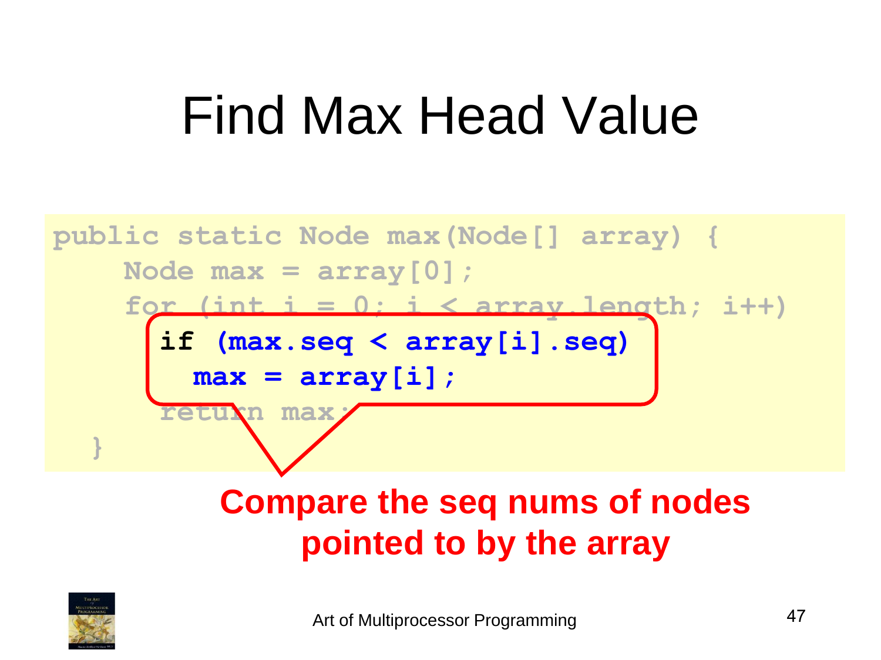# Find Max Head Value

```
public static Node max(Node[] array) {
    Node max = array[0];
    for (int i = 0; i < array.length; i++)
      if (max.seq < array[i].seq)
        max = array[i];
      return max;
  }
```

**Compare the seq nums of nodes pointed to by the array**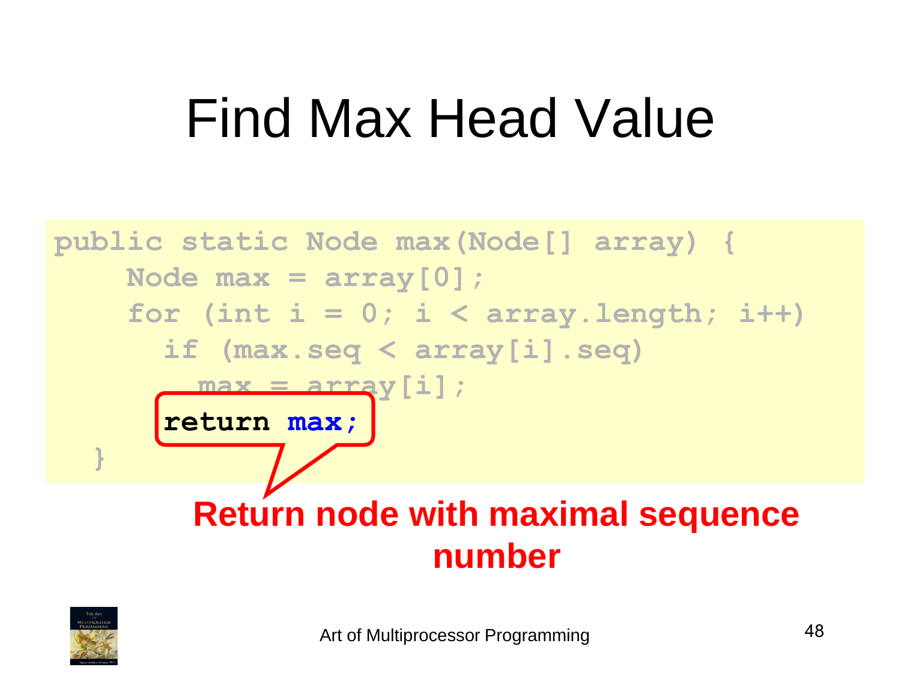# Find Max Head Value

```
public static Node max(Node[] array) {
    Node max = array[0];
    for (int i = 0; i < array.length; i++)
      if (max.seq < array[i].seq)
        max = array[i];
      return max;
  }
```

**Return node with maximal sequence number**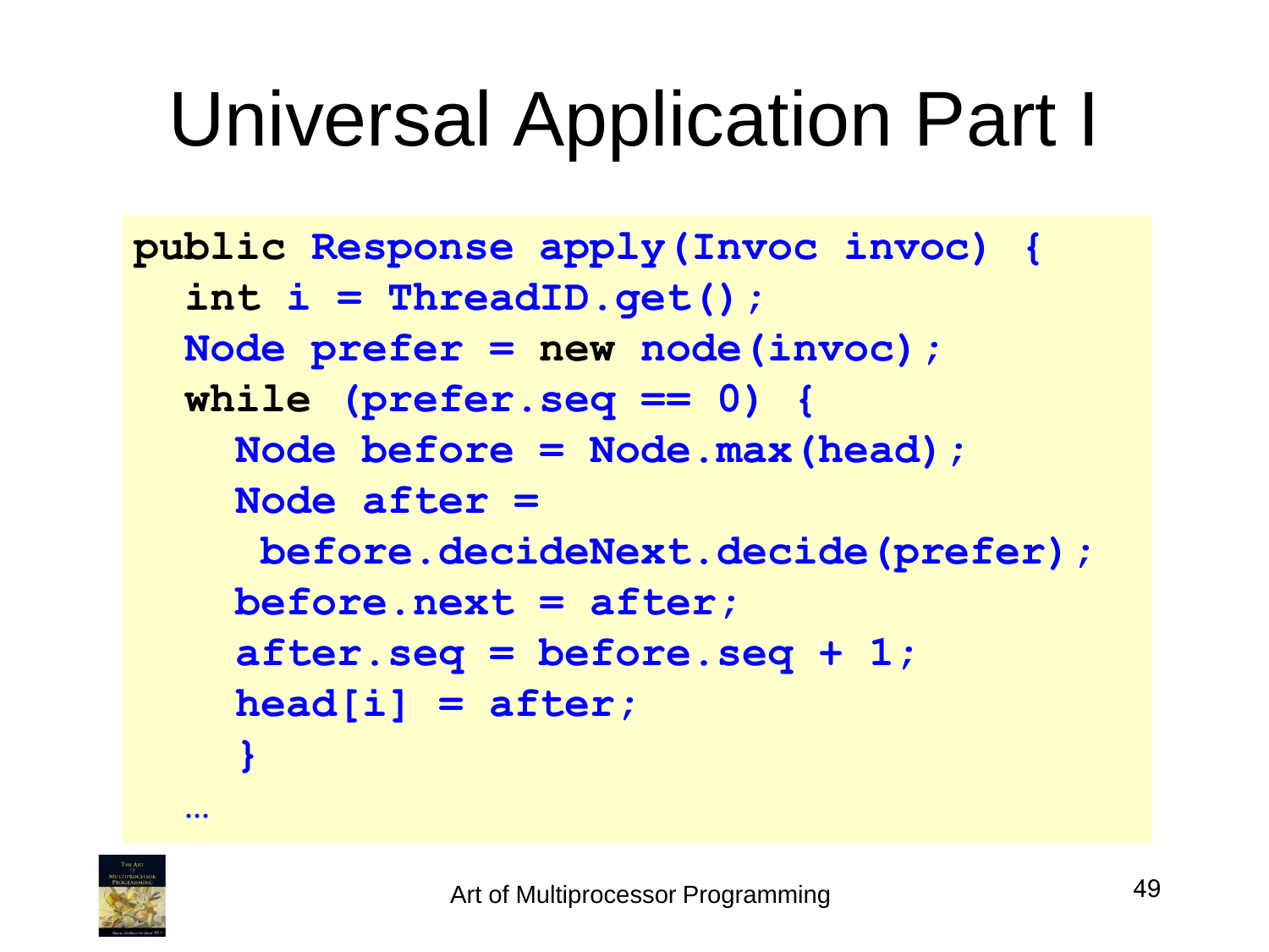# Universal Application Part I

```
public Response apply(Invoc invoc) {
  int i = ThreadID.get();
  Node prefer = new node(invoc);
  while (prefer.seq == 0) {
    Node before = Node.max(head);
    Node after =
     before.decideNext.decide(prefer);
    before.next = after;
    after.seq = before.seq + 1;
    head[i] = after;
    }
  …
```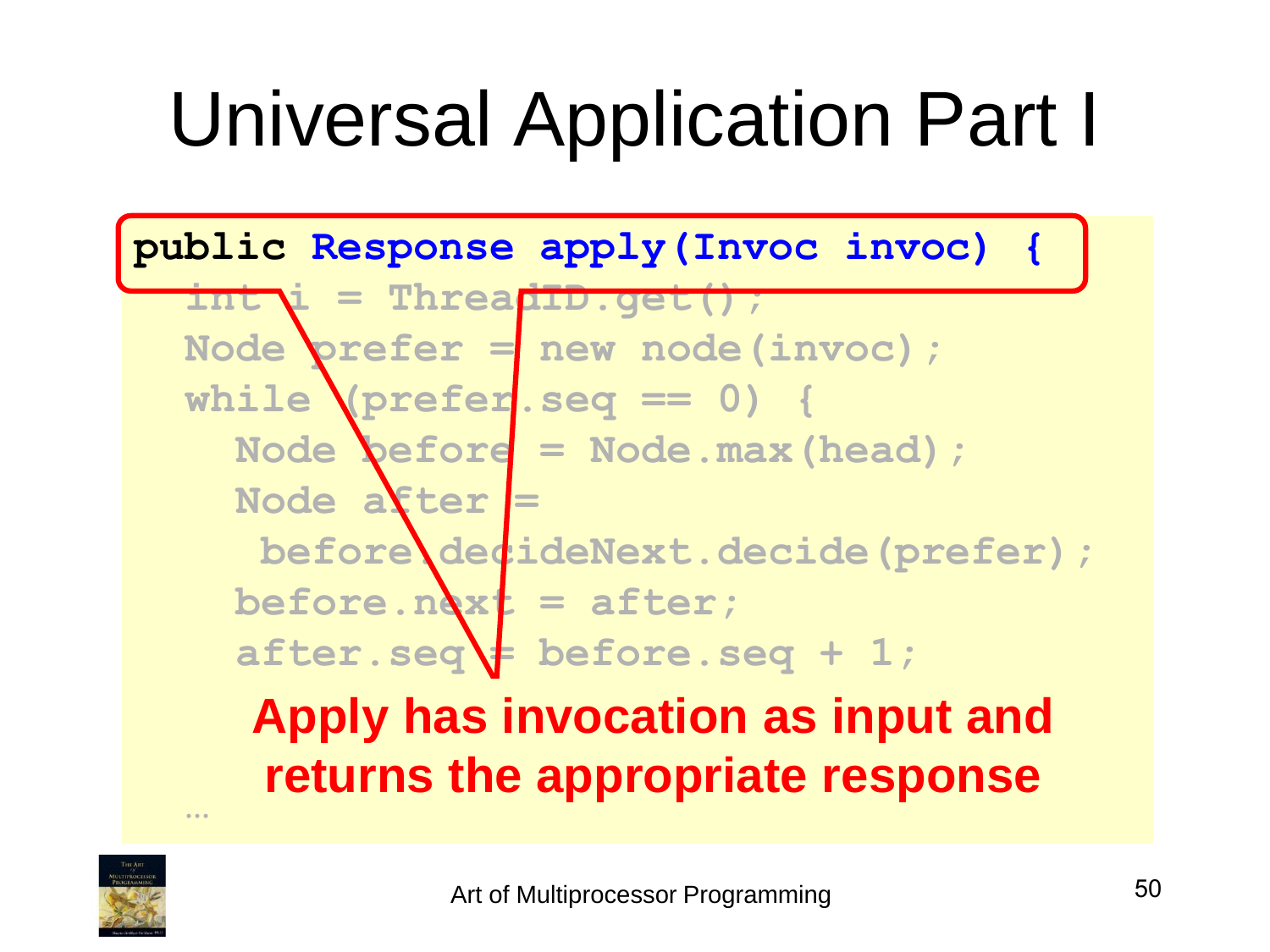# Universal Application Part I

```
public Response apply(Invoc invoc) {
  int i = ThreadID.get();
  Node prefer = new node(invoc);
  while (prefer.seq == 0) {
    Node before = Node.max(head);
    Node after =
     before.decideNext.decide(prefer);
    before.next = after;
    after.seq = before.seq + 1;
  …
```

**Apply has invocation as input and returns the appropriate response**

Art of Multiprocessor Programming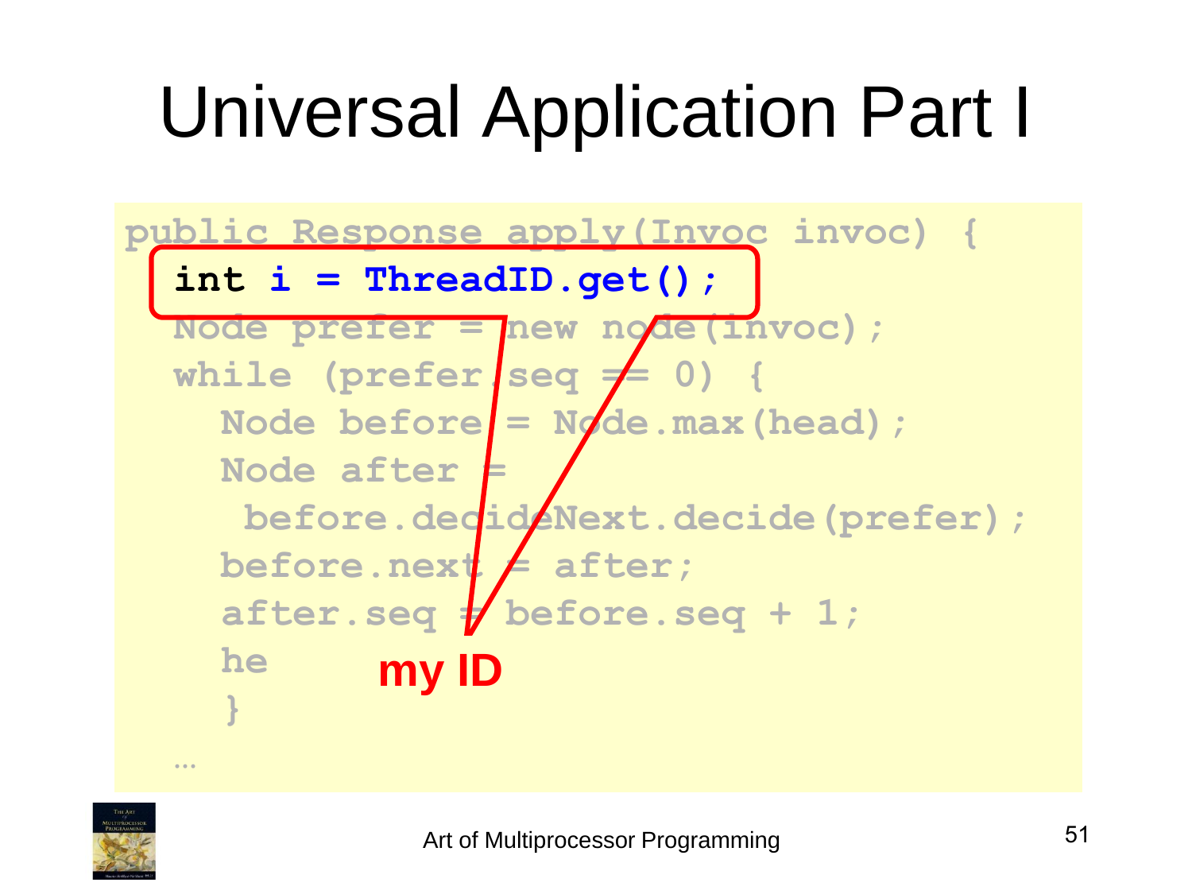# Universal Application Part I

```
public Response apply(Invoc invoc) {
  int i = ThreadID.get();
  Node prefer = new node(invoc);
  while (prefer.seq == 0) {
    Node before = Node.max(head);
    Node after =
     before.decideNext.decide(prefer);
    before.next = after;
    after.seq = before.seq + 1;
    he
    }
  …
```

**my ID**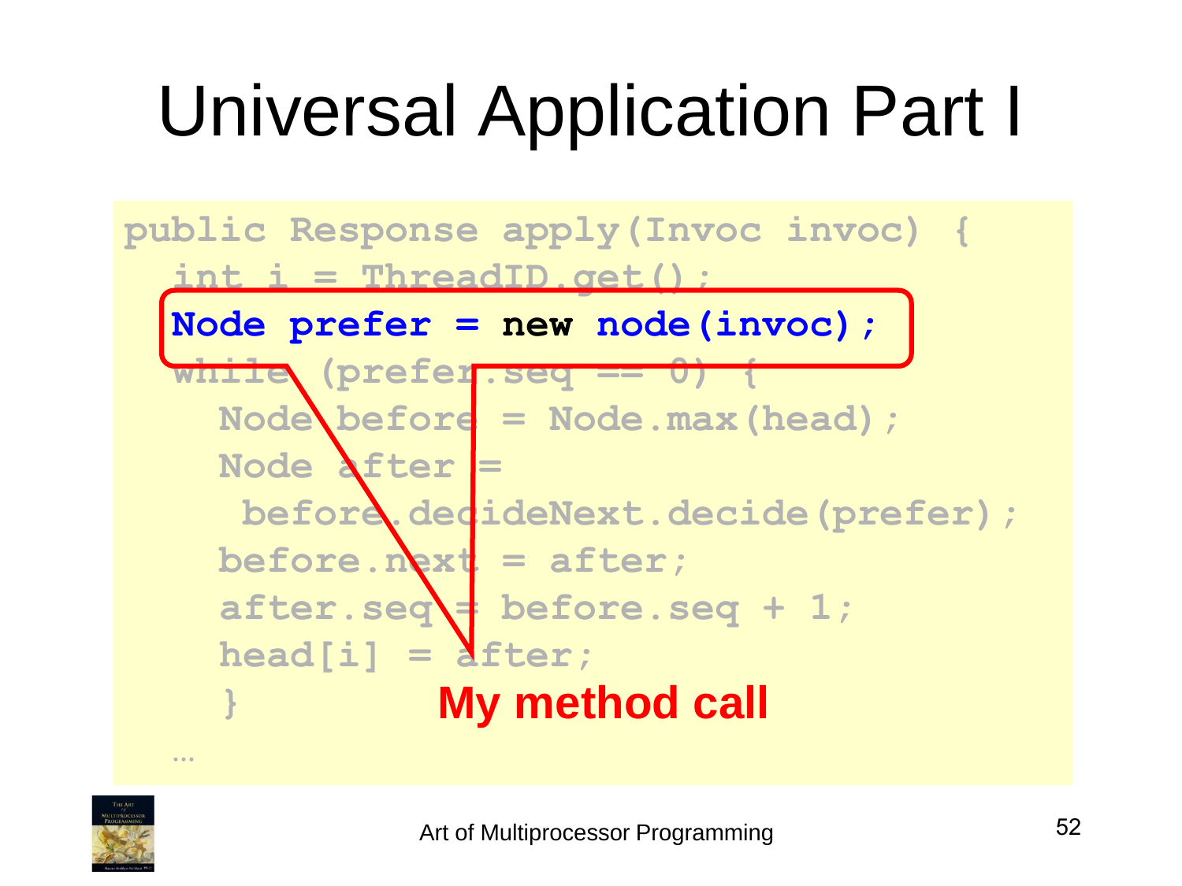# Universal Application Part I

```
public Response apply(Invoc invoc) {
  int i = ThreadID.get();
  Node prefer = new node(invoc);
  while (prefer.seq == 0) {
    Node before = Node.max(head);
    Node after =
     before.decideNext.decide(prefer);
    before.next = after;
    after.seq = before.seq + 1;
    head[i] = after;
    }
  …
```

**My method call**

Art of Multiprocessor Programming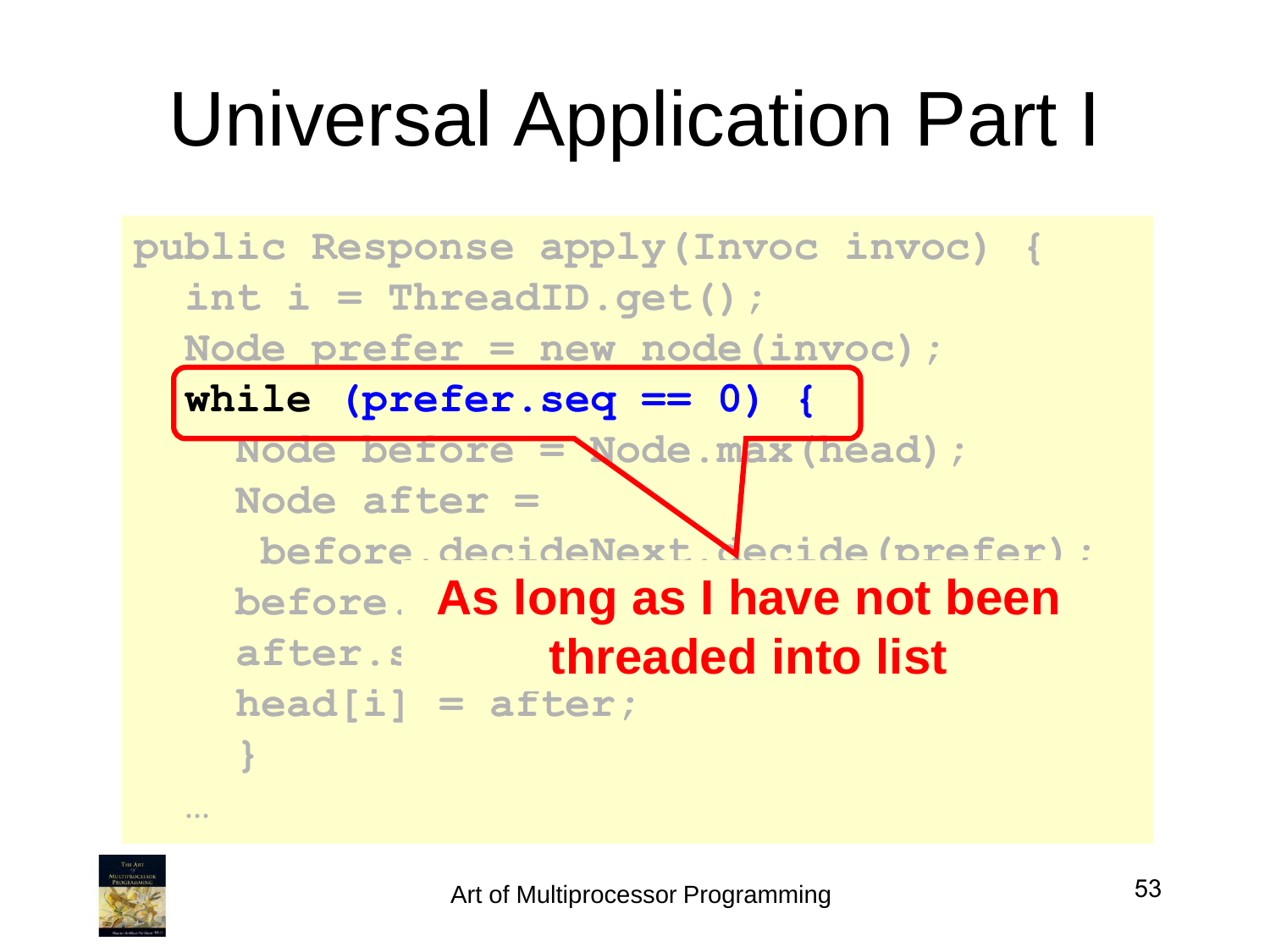# Universal Application Part I

```
public Response apply(Invoc invoc) {
  int i = ThreadID.get();
  Node prefer = new node(invoc);
  while (prefer.seq == 0) {
    Node before = Node.max(head);
    Node after =
     before.decideNext.decide(prefer);
    before.
    after.s
    head[i] = after;
    }
  …
```

**As long as I have not been threaded into list**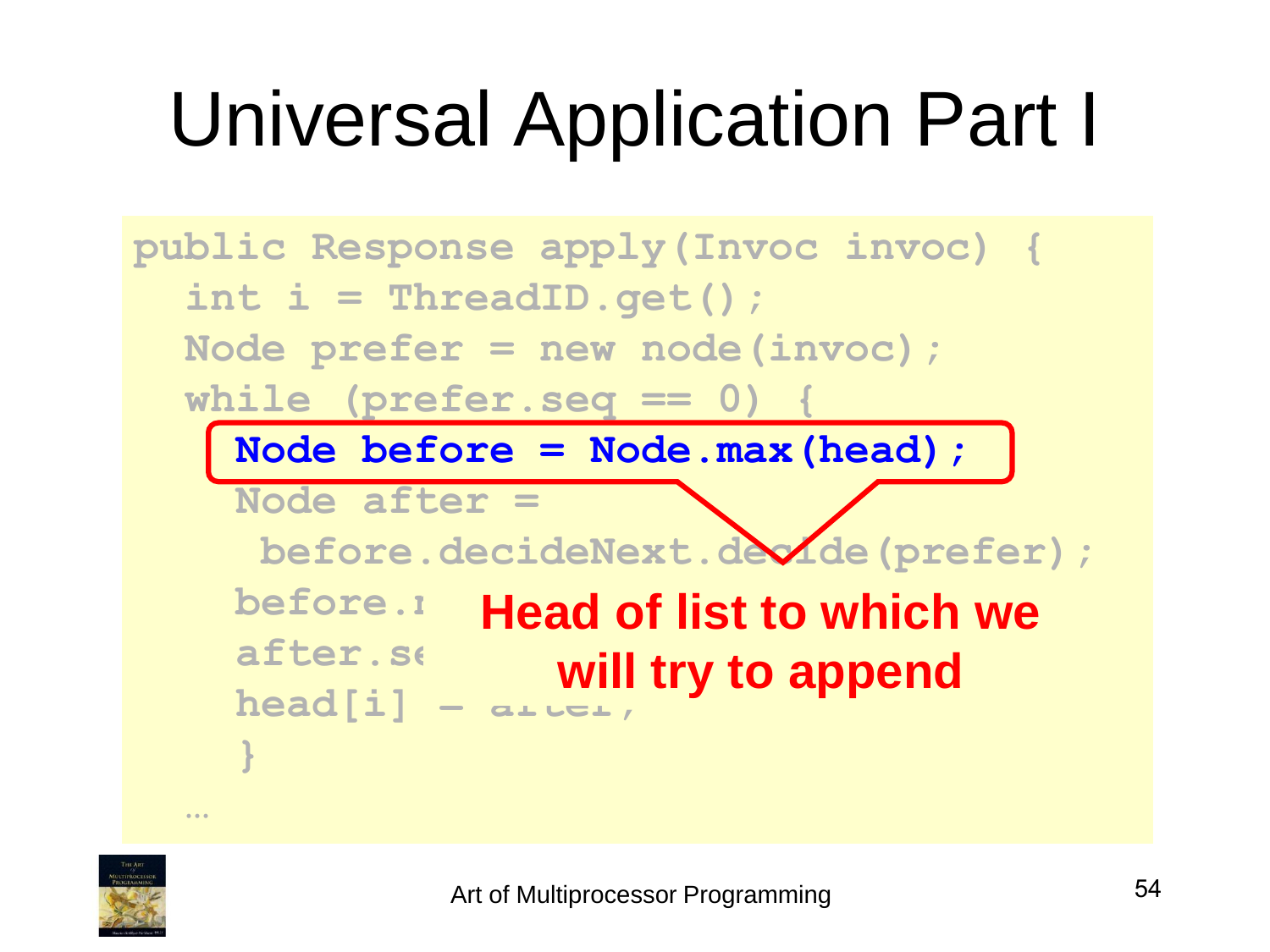# Universal Application Part I

```
public Response apply(Invoc invoc) {
  int i = ThreadID.get();
  Node prefer = new node(invoc);
  while (prefer.seq == 0) {
    Node before = Node.max(head);
    Node after =
     before.decideNext.decide(prefer);
    before.next = after;
    after.seq = before.seq + 1;
    head[i] = after;
    }
  …
```

**Head of list to which we will try to append**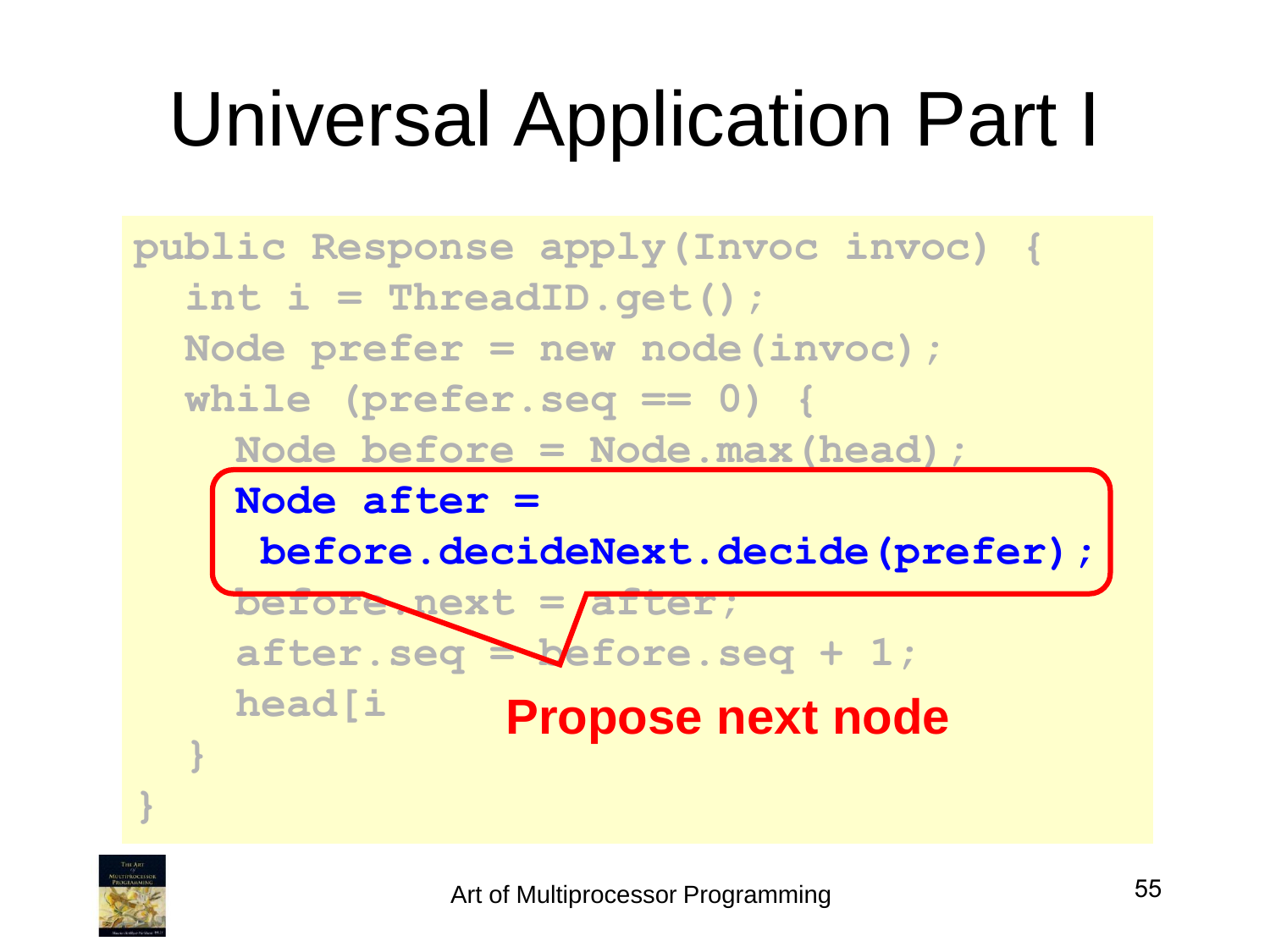# Universal Application Part I

```
public Response apply(Invoc invoc) {
  int i = ThreadID.get();
  Node prefer = new node(invoc);
  while (prefer.seq == 0) {
    Node before = Node.max(head);
    Node after =
     before.decideNext.decide(prefer);
    before.next = after;
    after.seq = before.seq + 1;
    head[i
  }
}
```

**Propose next node**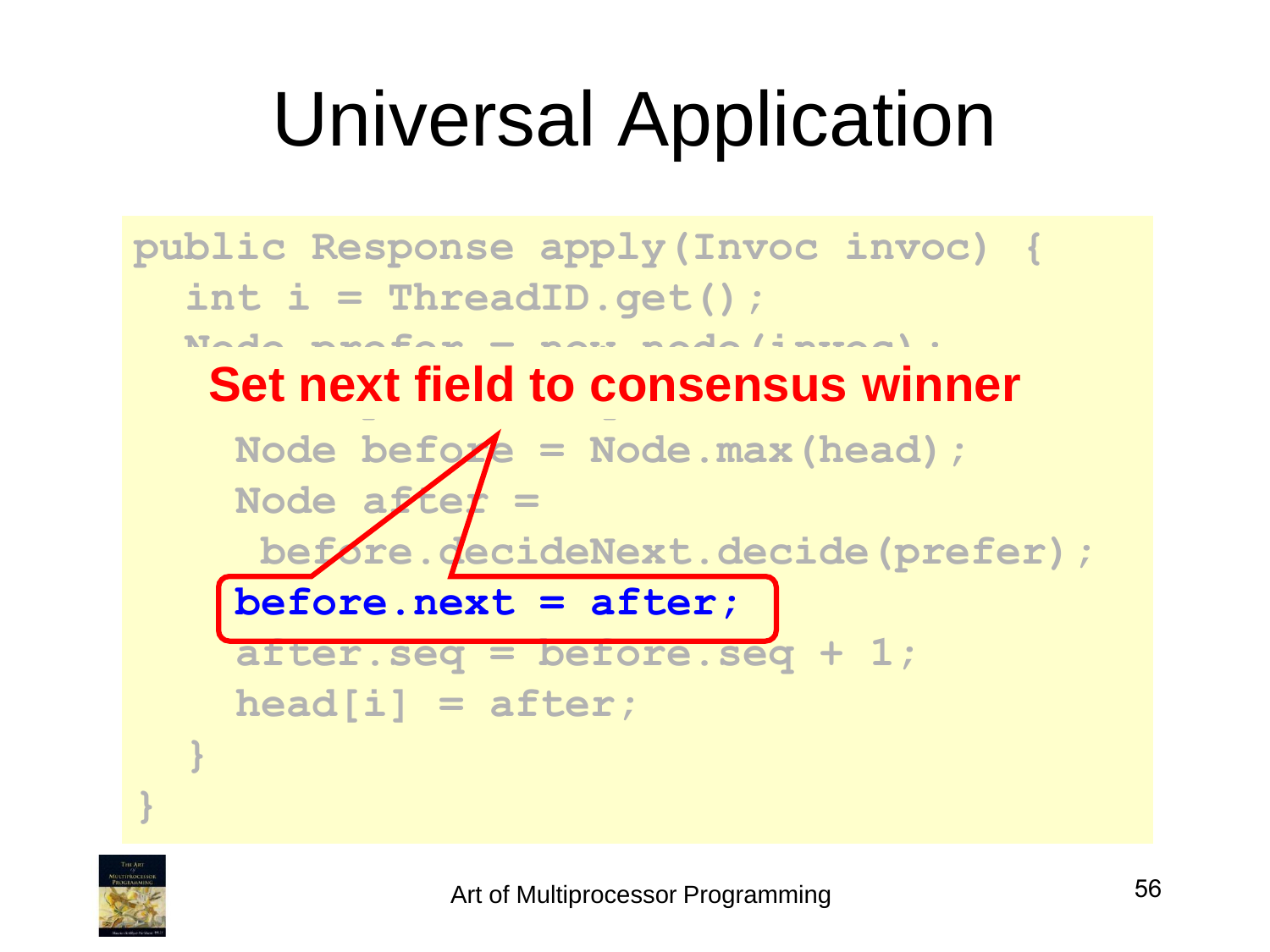# Universal Application

```
public Response apply(Invoc invoc) {
  int i = ThreadID.get();
  Node prefer = new node(invoc);
    Node before = Node.max(head);
    Node after =
     before.decideNext.decide(prefer);
    before.next = after;
    after.seq = before.seq + 1;
    head[i] = after;
  }
}
```

**Set next field to consensus winner**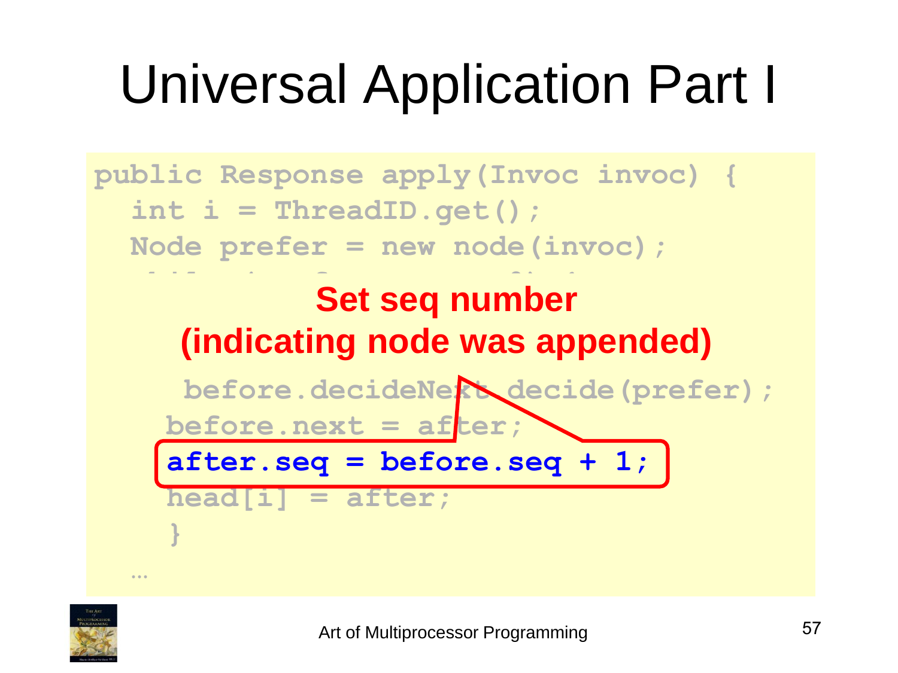# Universal Application Part I

```
public Response apply(Invoc invoc) {
  int i = ThreadID.get();
  Node prefer = new node(invoc);
    before.decideNext.decide(prefer);
    before.next = after;
    after.seq = before.seq + 1;
    head[i] = after;
  }
  …
```

**Set seq number (indicating node was appended)**

Art of Multiprocessor Programming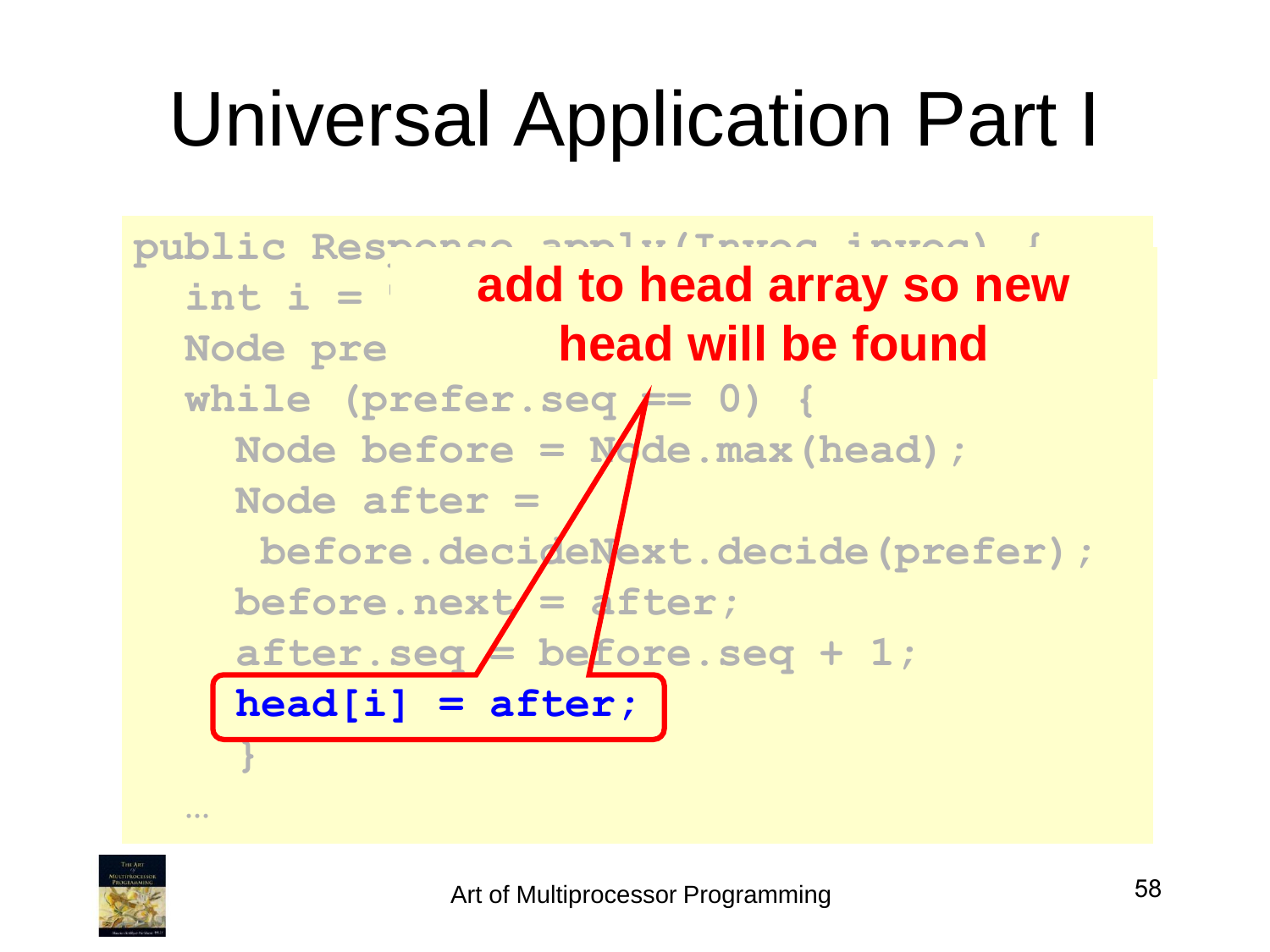# Universal Application Part I

```
public Response apply(Invoc invoc) {
  int i = 
  Node pre
  while (prefer.seq == 0) {
    Node before = Node.max(head);
    Node after =
     before.decideNext.decide(prefer);
    before.next = after;
    after.seq = before.seq + 1;
    head[i] = after;
  }
  …
```

**add to head array so new head will be found**

Art of Multiprocessor Programming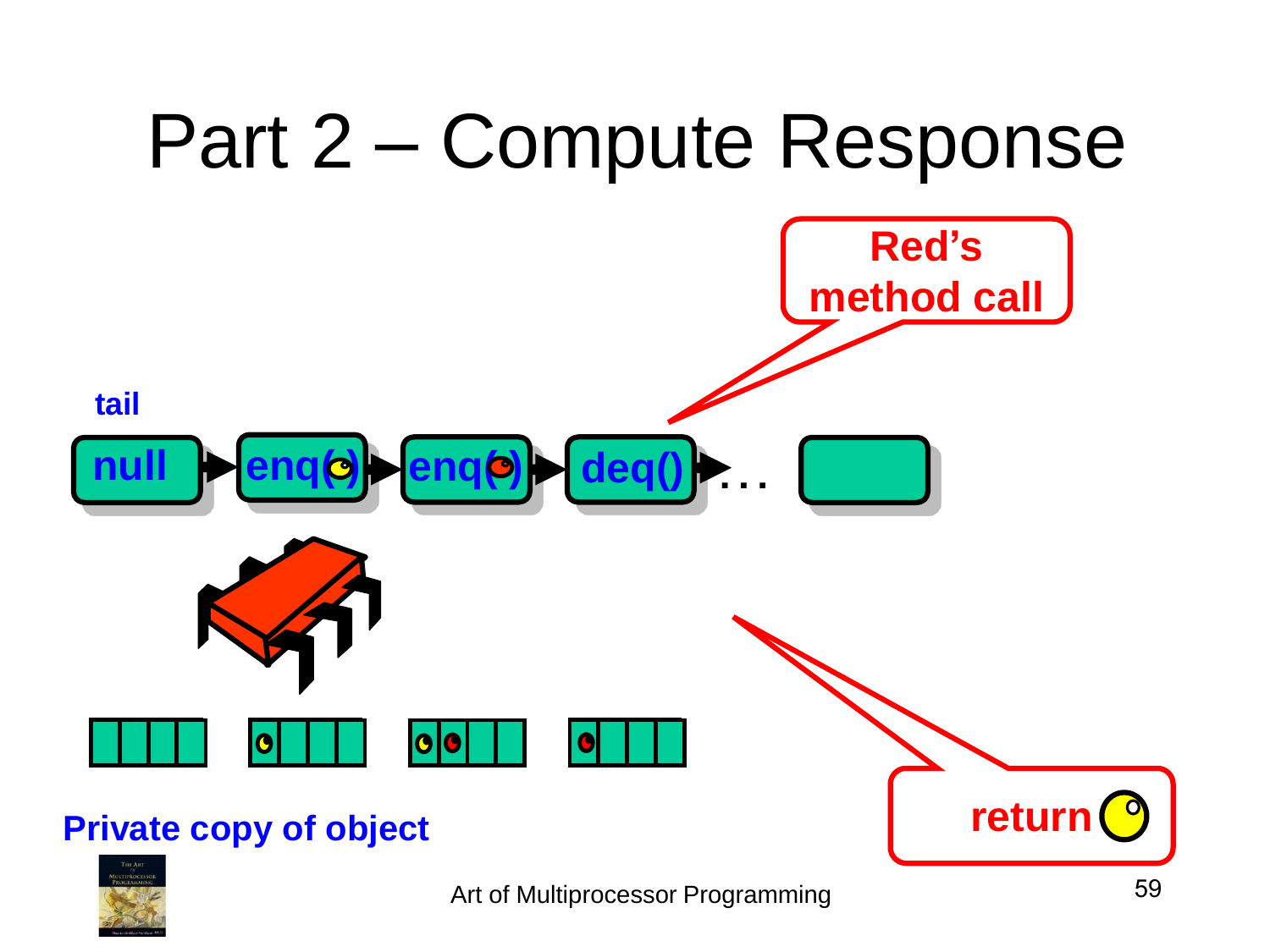# Part 2 – Compute Response

Red's method call

tail

null → enq() → enq() → deq() → ...

Private copy of object

return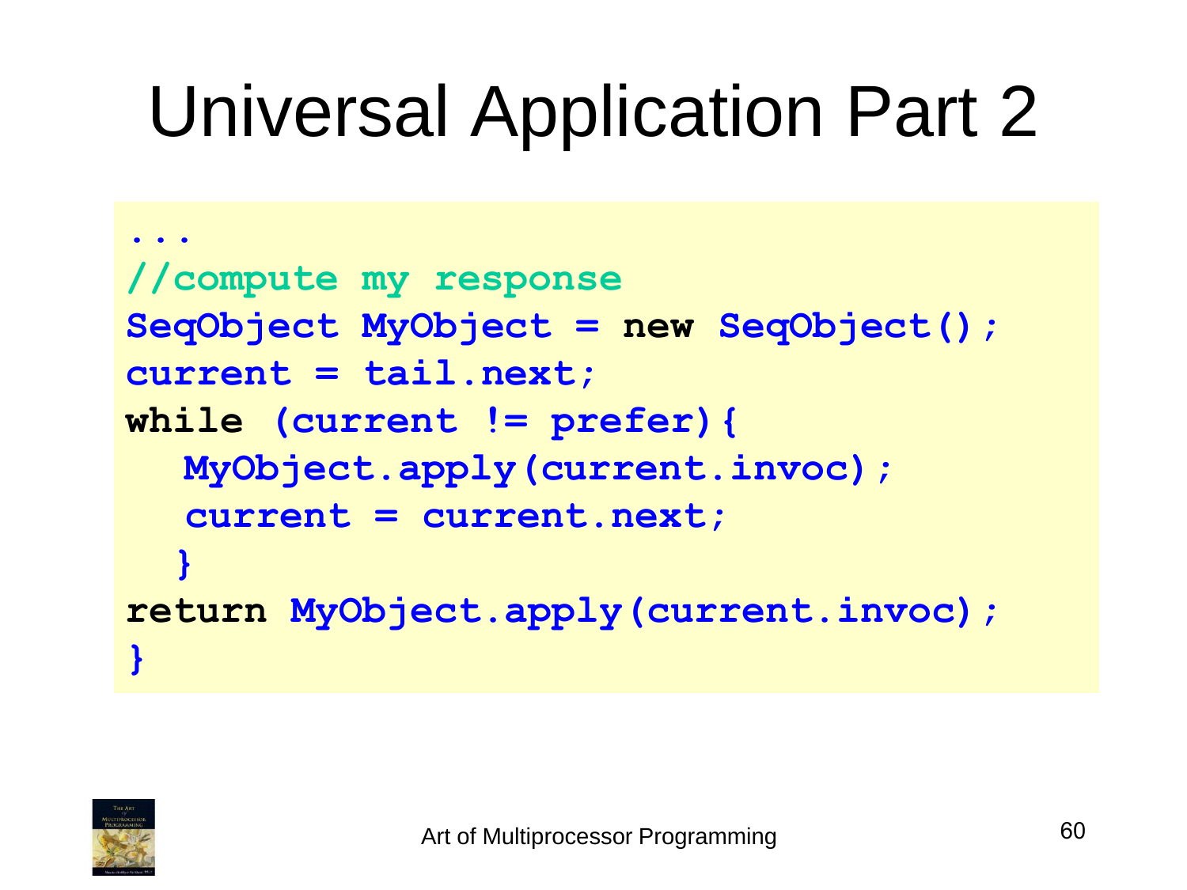# Universal Application Part 2

```
...
//compute my response
SeqObject MyObject = new SeqObject();
current = tail.next;
while (current != prefer){
   MyObject.apply(current.invoc);
   current = current.next;
  }
return MyObject.apply(current.invoc);
}
```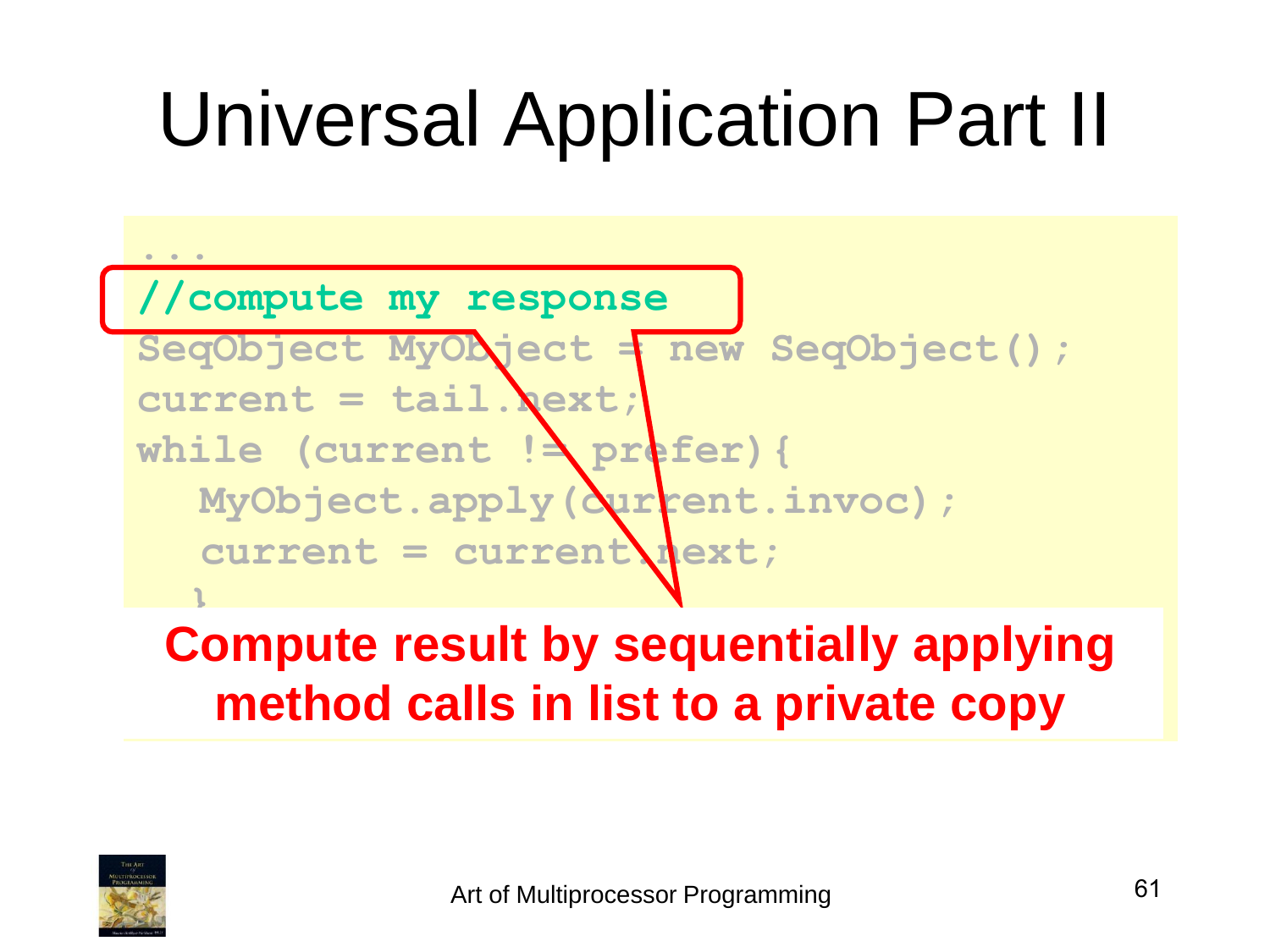# Universal Application Part II

```
...
//compute my response
SeqObject MyObject = new SeqObject();
current = tail.next;
while (current != prefer){
   MyObject.apply(current.invoc);
   current = current.next;
   }
```

**Compute result by sequentially applying method calls in list to a private copy**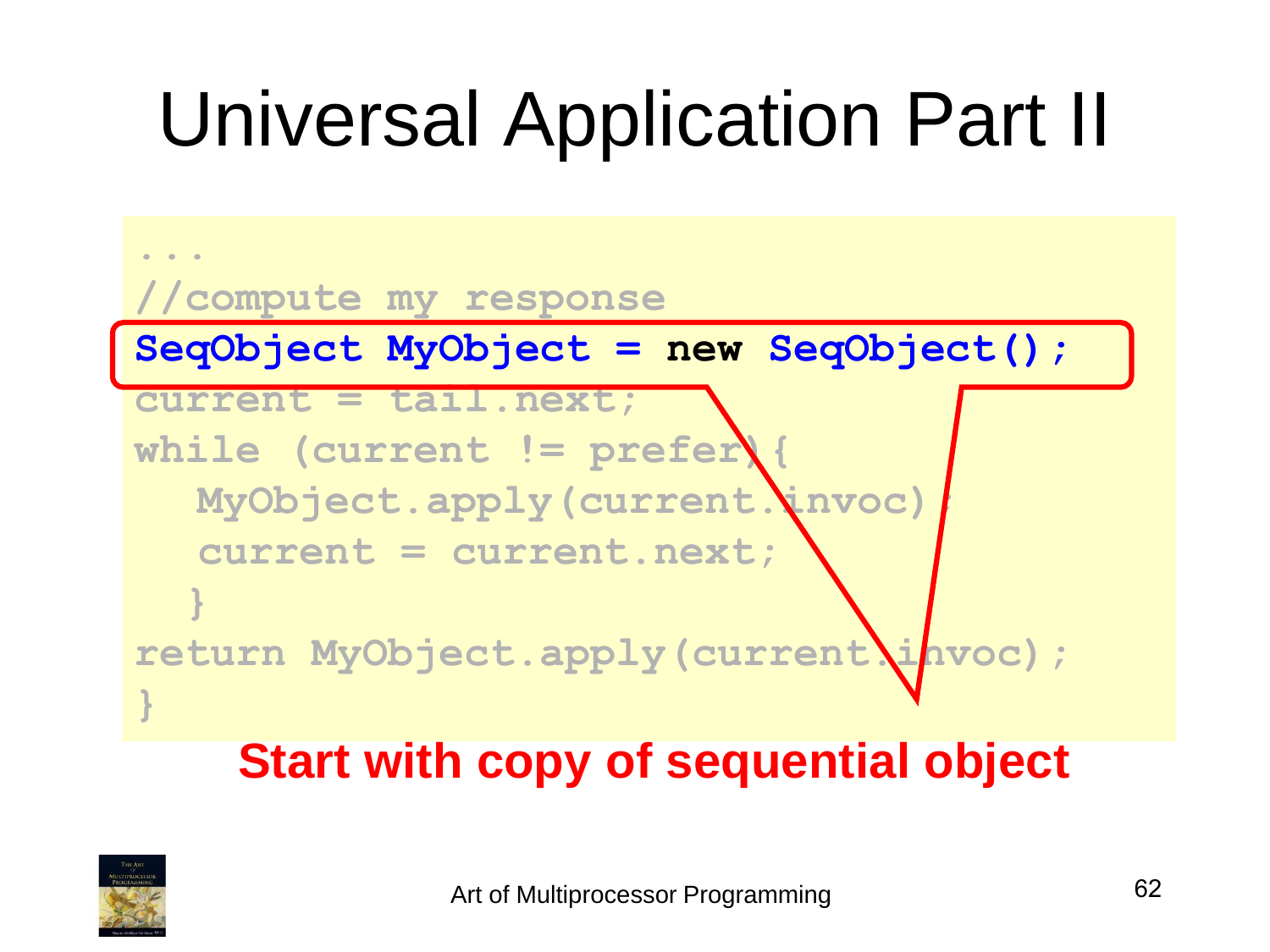# Universal Application Part II

```
...
//compute my response
SeqObject MyObject = new SeqObject();
current = tail.next;
while (current != prefer){
  MyObject.apply(current.invoc);
  current = current.next;
  }
return MyObject.apply(current.invoc);
}
```

**Start with copy of sequential object**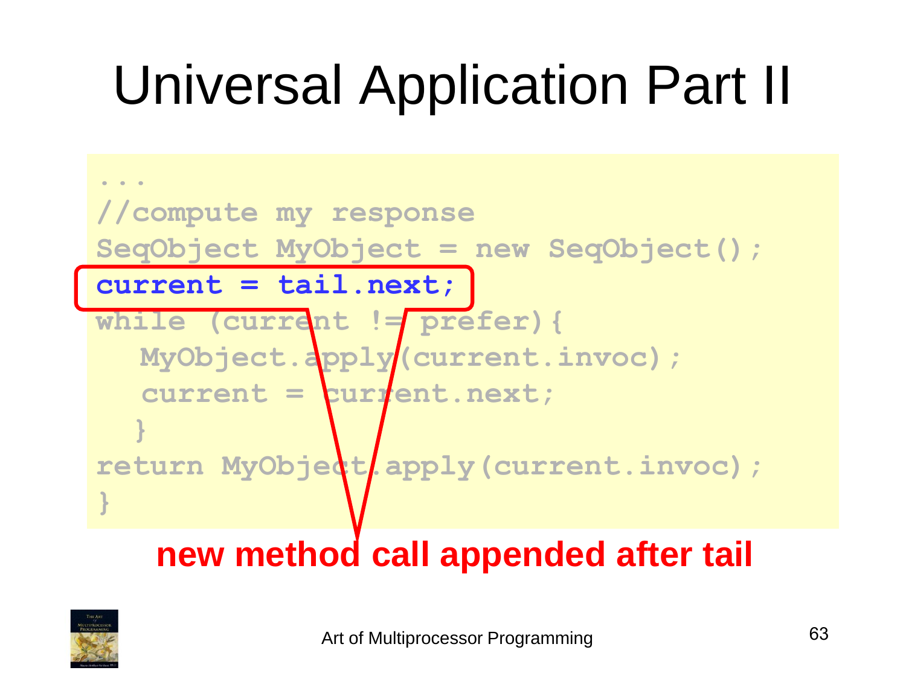# Universal Application Part II

```
...
//compute my response
SeqObject MyObject = new SeqObject();
current = tail.next;
while (current != prefer){
  MyObject.apply(current.invoc);
  current = current.next;
  }
return MyObject.apply(current.invoc);
}
```

**new method call appended after tail**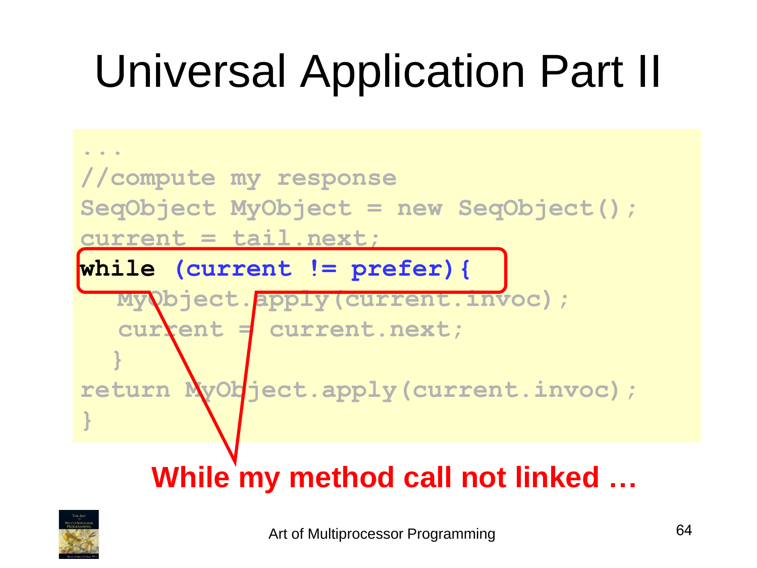# Universal Application Part II

```
...
//compute my response
SeqObject MyObject = new SeqObject();
current = tail.next;
while (current != prefer){
  MyObject.apply(current.invoc);
  current = current.next;
  }
return MyObject.apply(current.invoc);
}
```

**While my method call not linked …**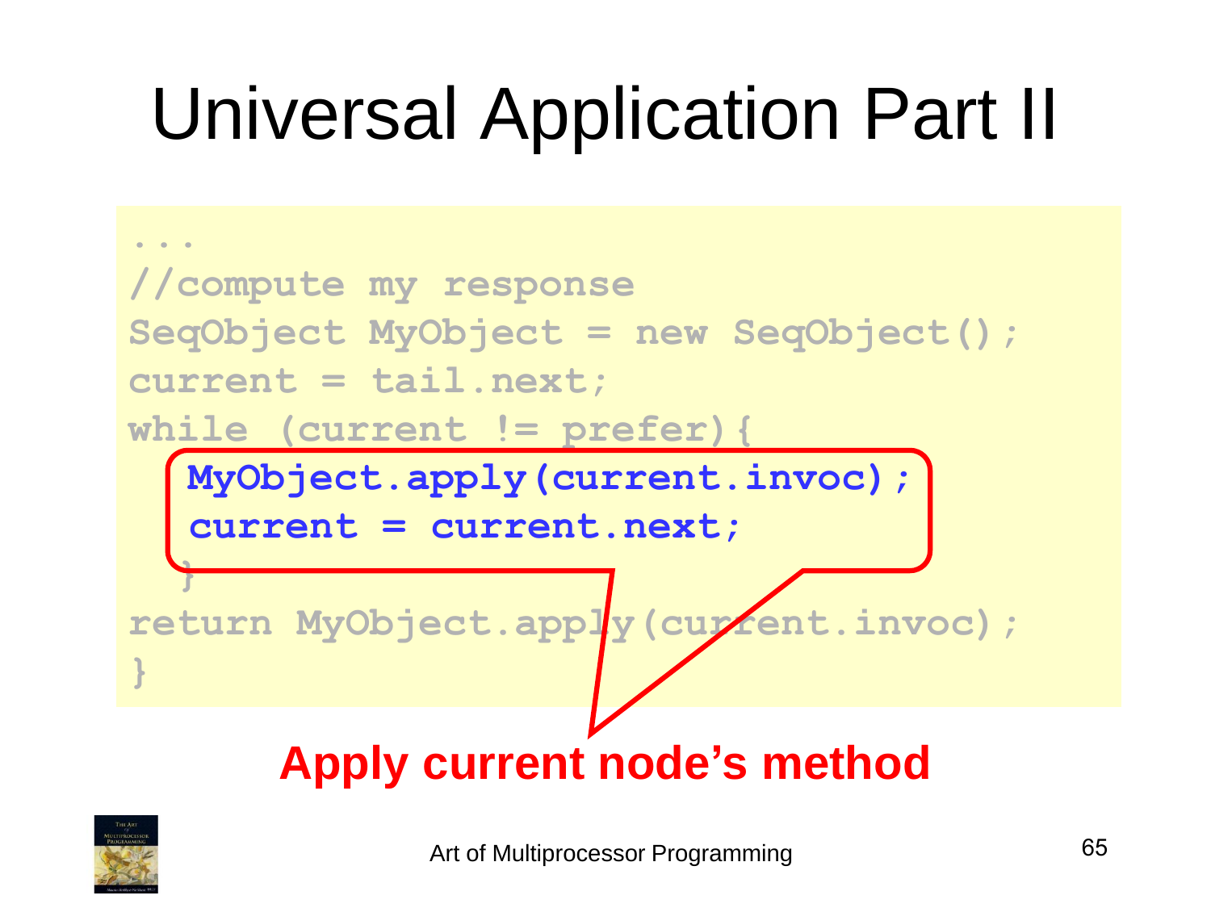# Universal Application Part II

```
...
//compute my response
SeqObject MyObject = new SeqObject();
current = tail.next;
while (current != prefer){
  MyObject.apply(current.invoc);
  current = current.next;
  }
return MyObject.apply(current.invoc);
}
```

**Apply current node's method**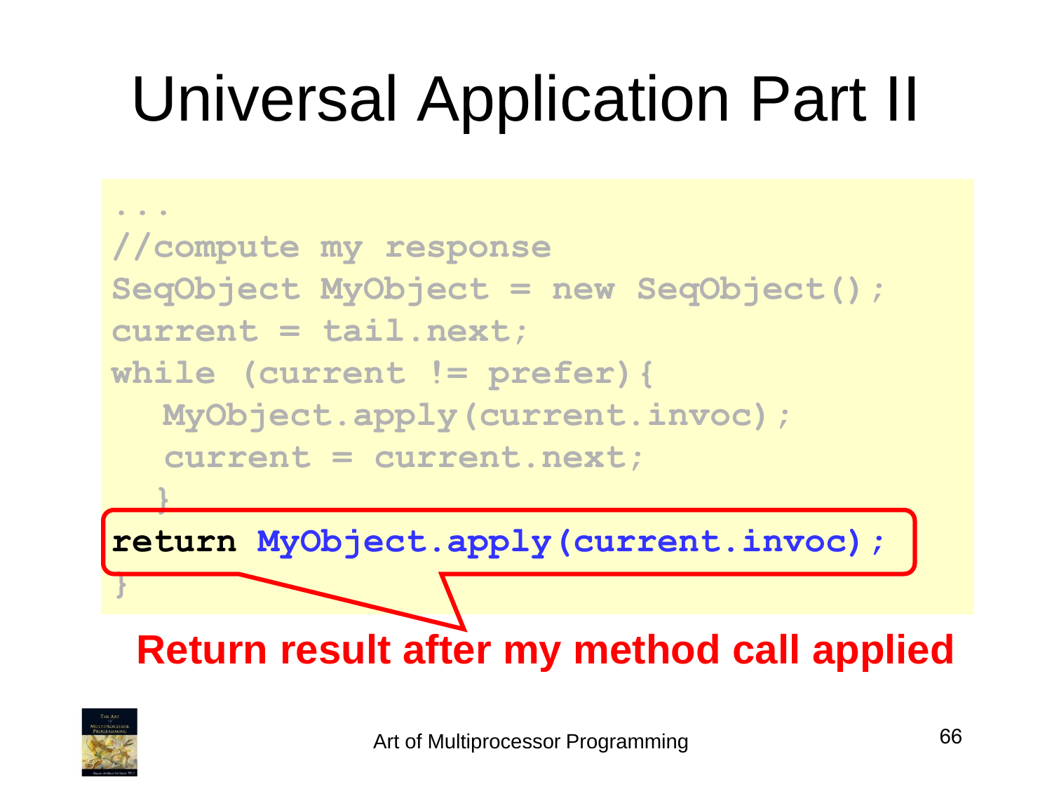# Universal Application Part II

```
...
//compute my response
SeqObject MyObject = new SeqObject();
current = tail.next;
while (current != prefer){
   MyObject.apply(current.invoc);
   current = current.next;
  }
return MyObject.apply(current.invoc);
}
```

**Return result after my method call applied**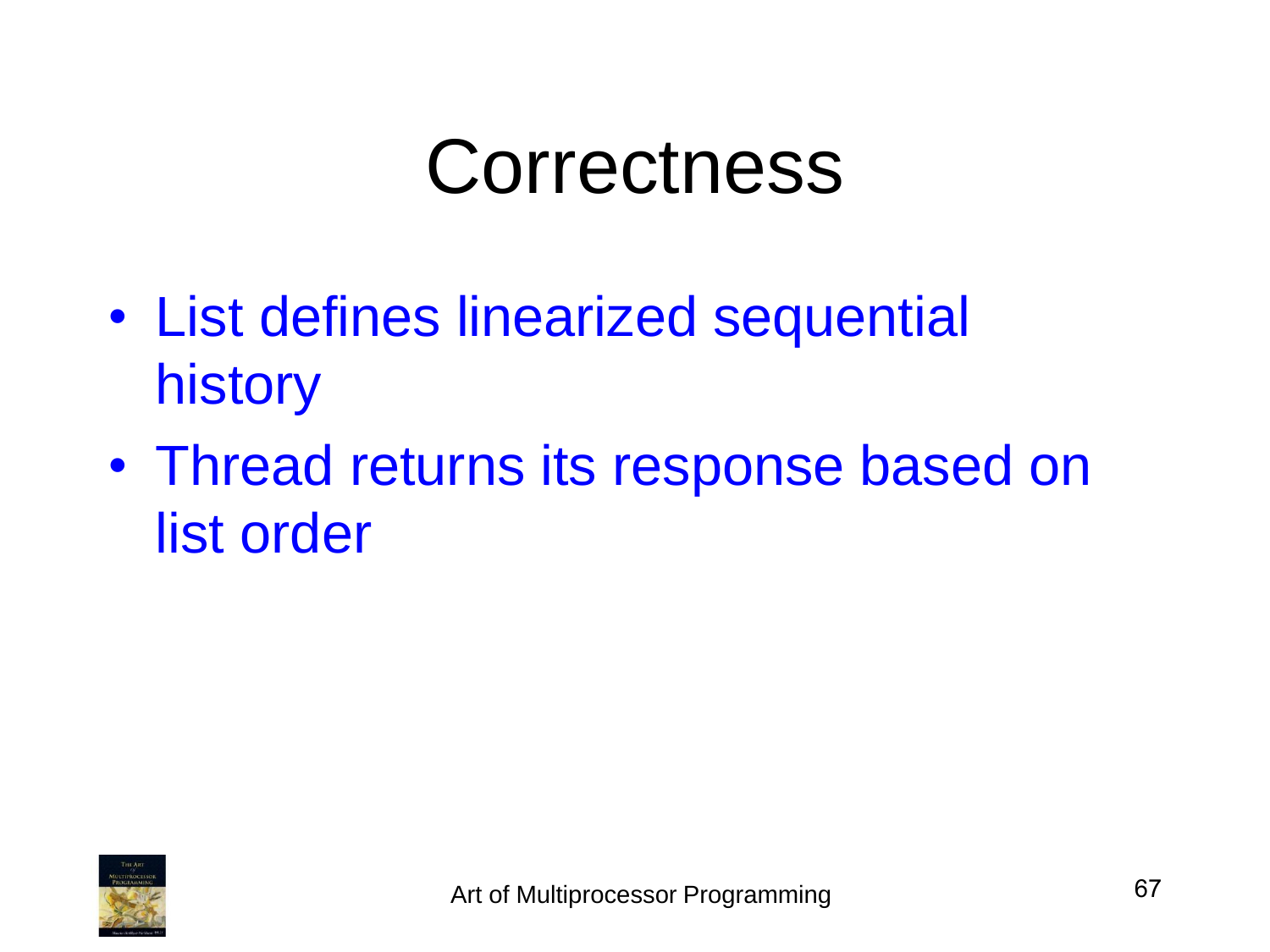# Correctness

- List defines linearized sequential history
- Thread returns its response based on list order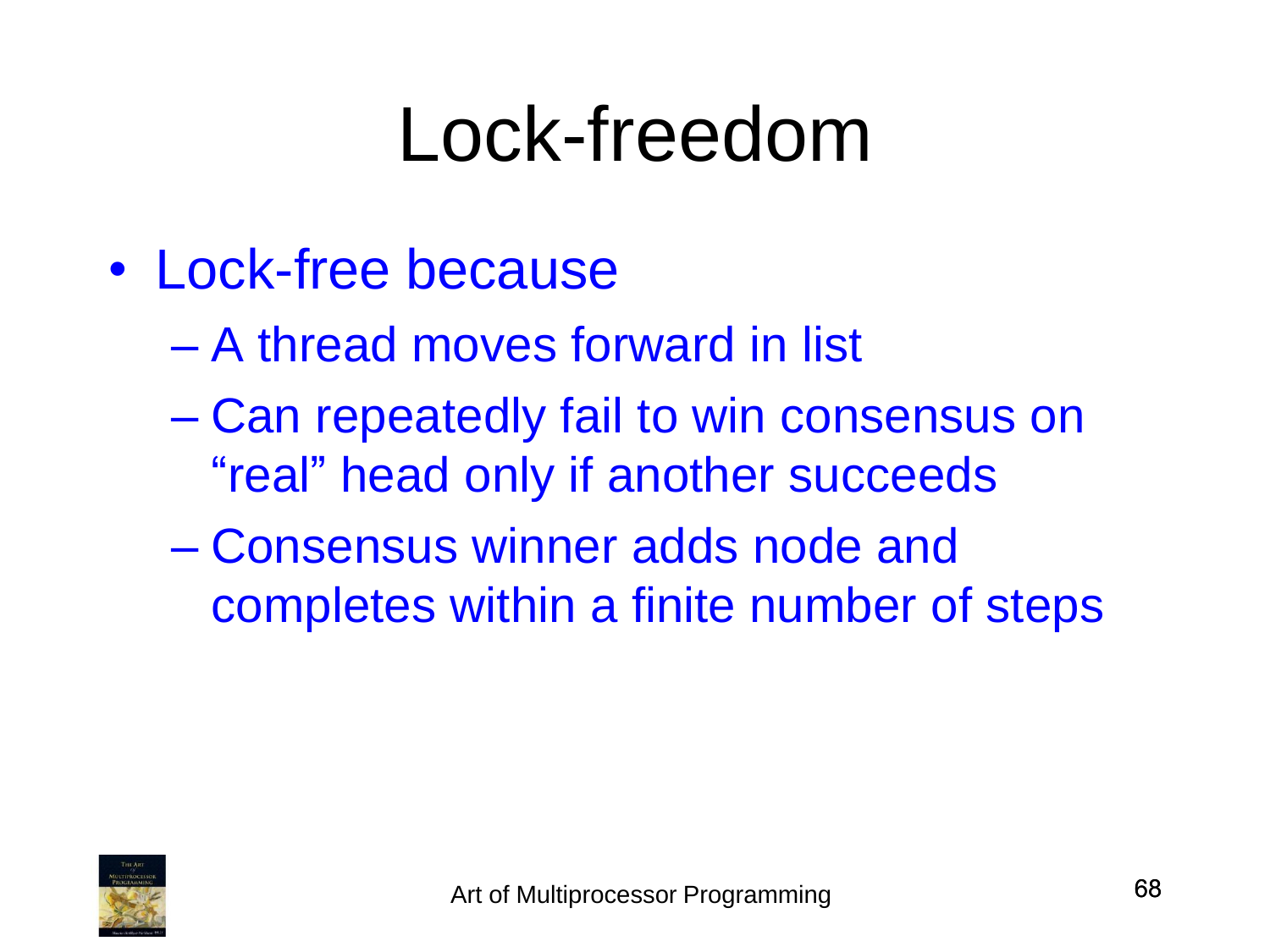# Lock-freedom

- Lock-free because
  - A thread moves forward in list
  - Can repeatedly fail to win consensus on "real" head only if another succeeds
  - Consensus winner adds node and completes within a finite number of steps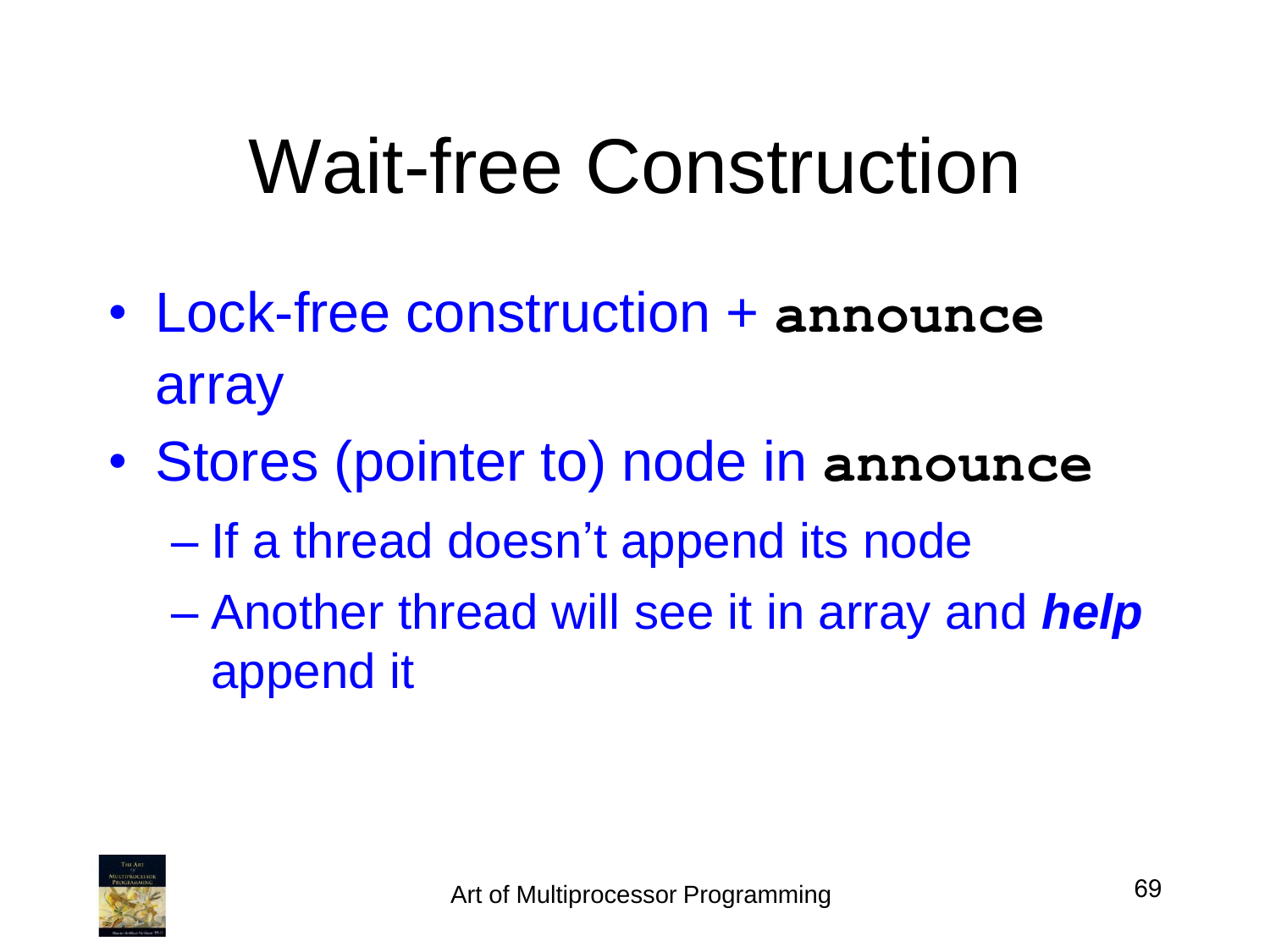# Wait-free Construction

- Lock-free construction + `announce` array
- Stores (pointer to) node in `announce`
  - If a thread doesn't append its node
  - Another thread will see it in array and ***help*** append it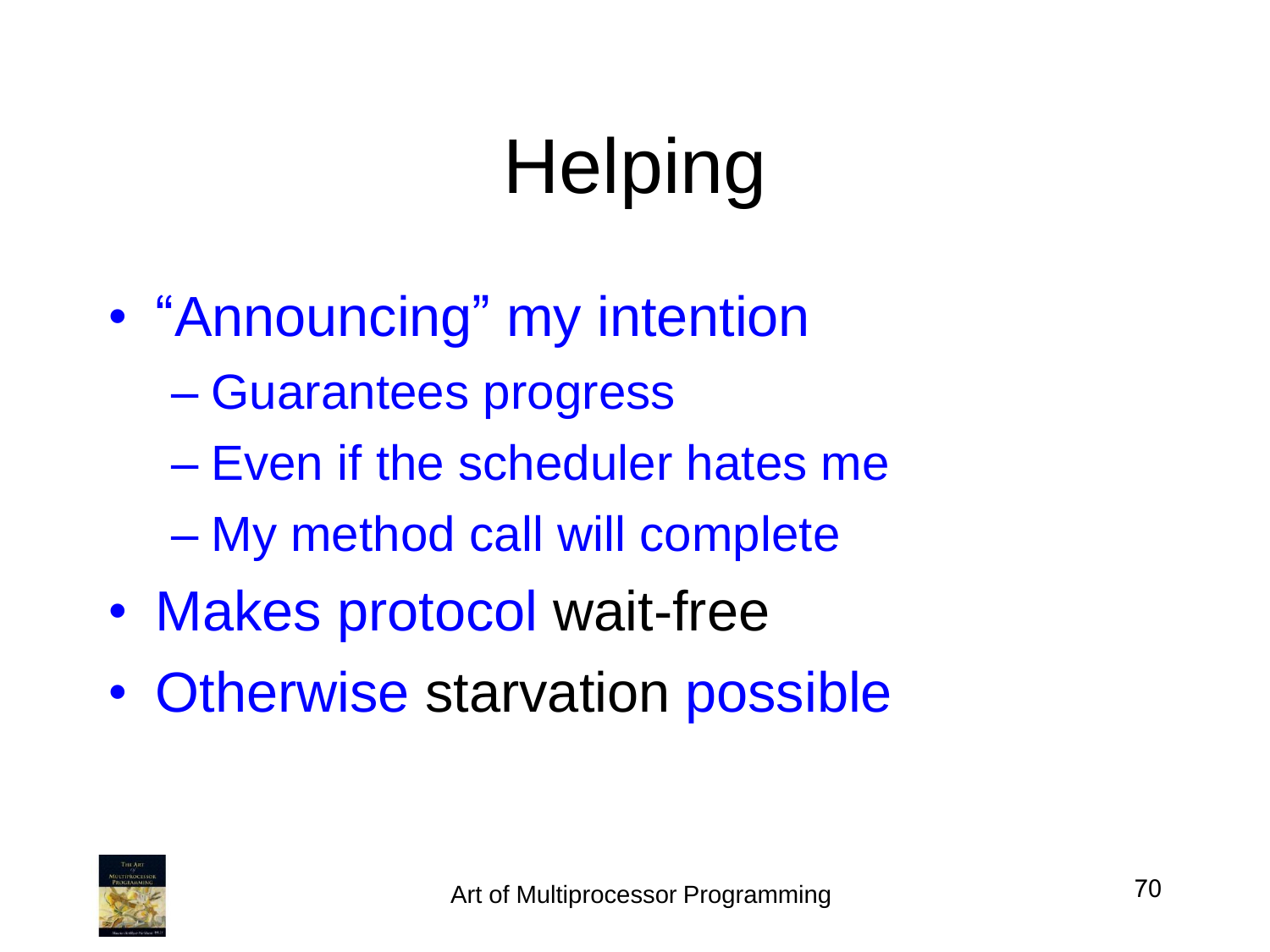# Helping

- "Announcing" my intention
  - Guarantees progress
  - Even if the scheduler hates me
  - My method call will complete
- Makes protocol wait-free
- Otherwise starvation possible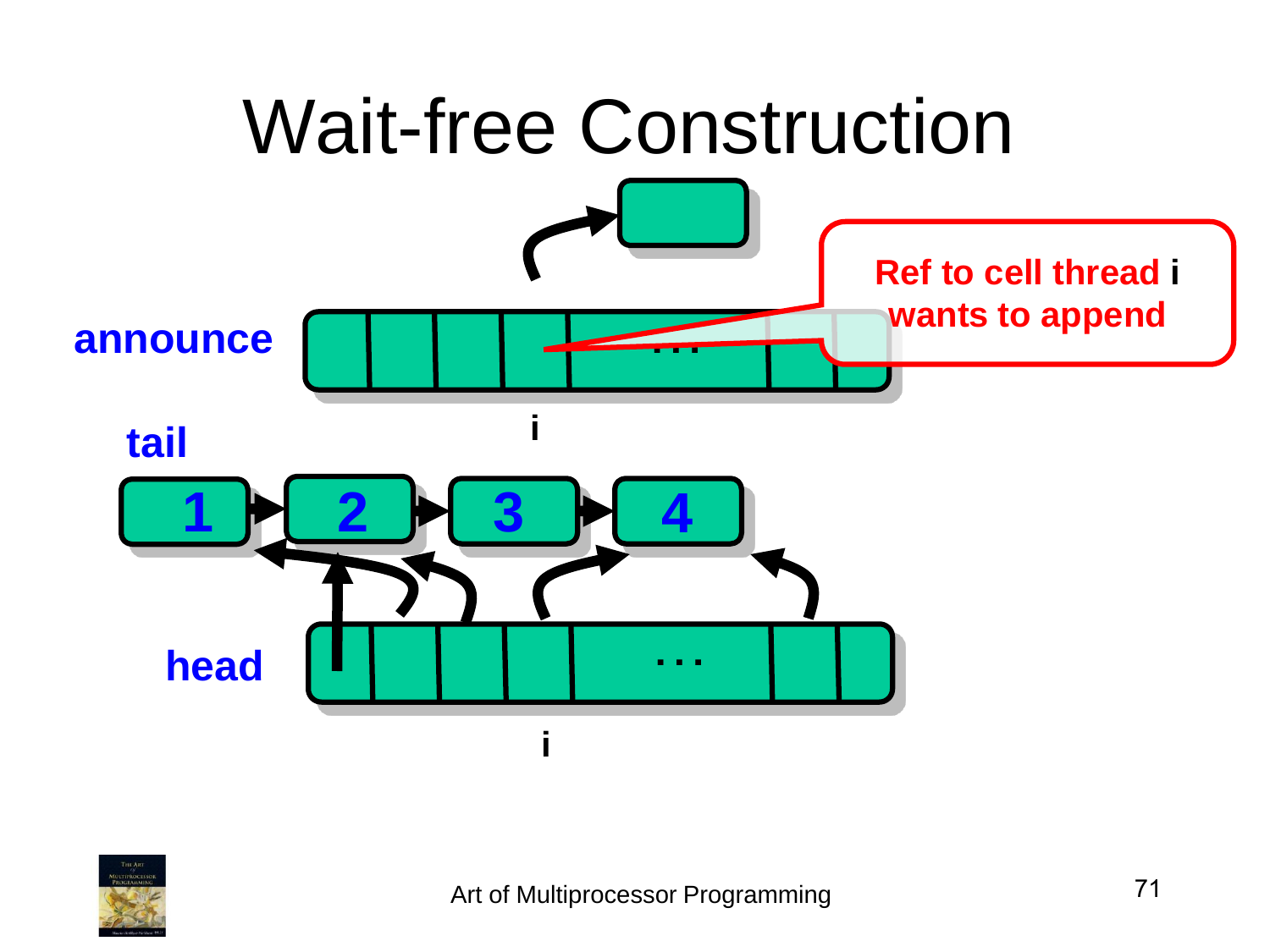# Wait-free Construction

announce

Ref to cell thread **i** wants to append

i

tail

1 2 3 4

head

. . .

i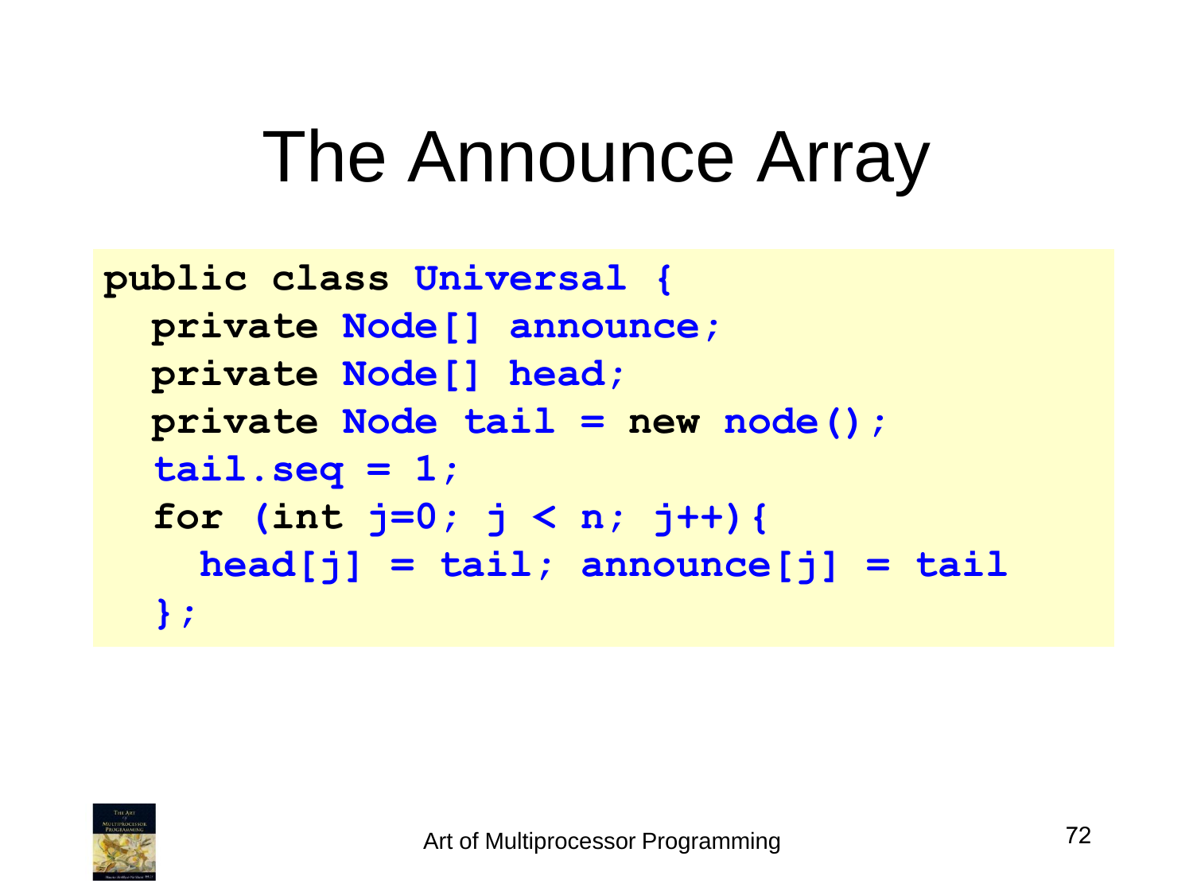# The Announce Array

```
public class Universal {
  private Node[] announce;
  private Node[] head;
  private Node tail = new node();
  tail.seq = 1;
  for (int j=0; j < n; j++){
    head[j] = tail; announce[j] = tail
  };
```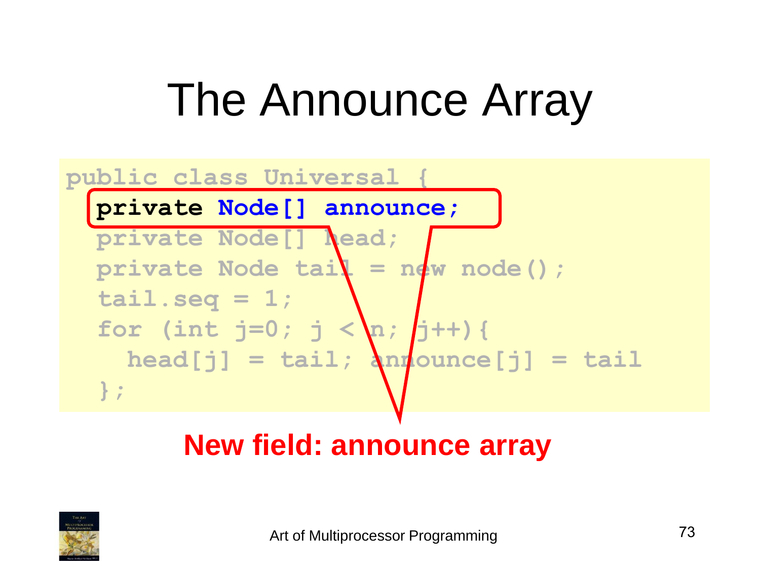# The Announce Array

```
public class Universal {
  private Node[] announce;
  private Node[] head;
  private Node tail = new node();
  tail.seq = 1;
  for (int j=0; j < n; j++){
    head[j] = tail; announce[j] = tail
  };
```

**New field: announce array**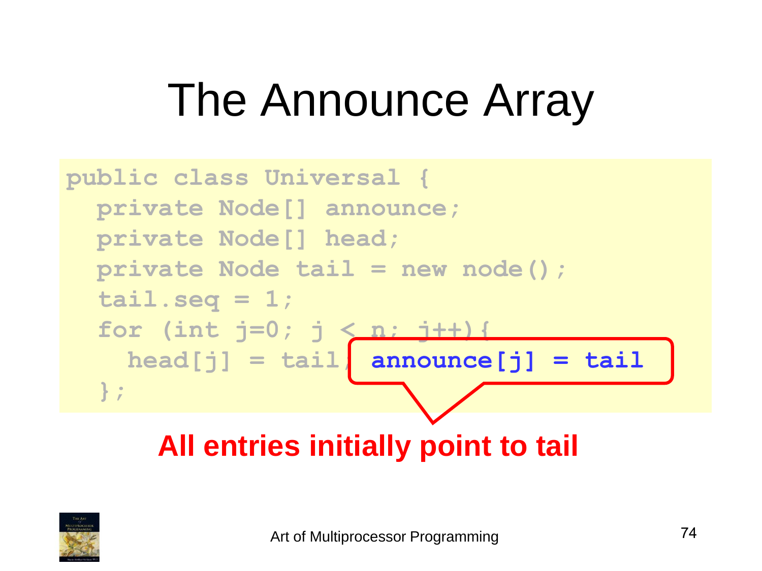# The Announce Array

```
public class Universal {
  private Node[] announce;
  private Node[] head;
  private Node tail = new node();
  tail.seq = 1;
  for (int j=0; j < n; j++){
    head[j] = tail; announce[j] = tail
  };
```

**announce[j] = tail**

**All entries initially point to tail**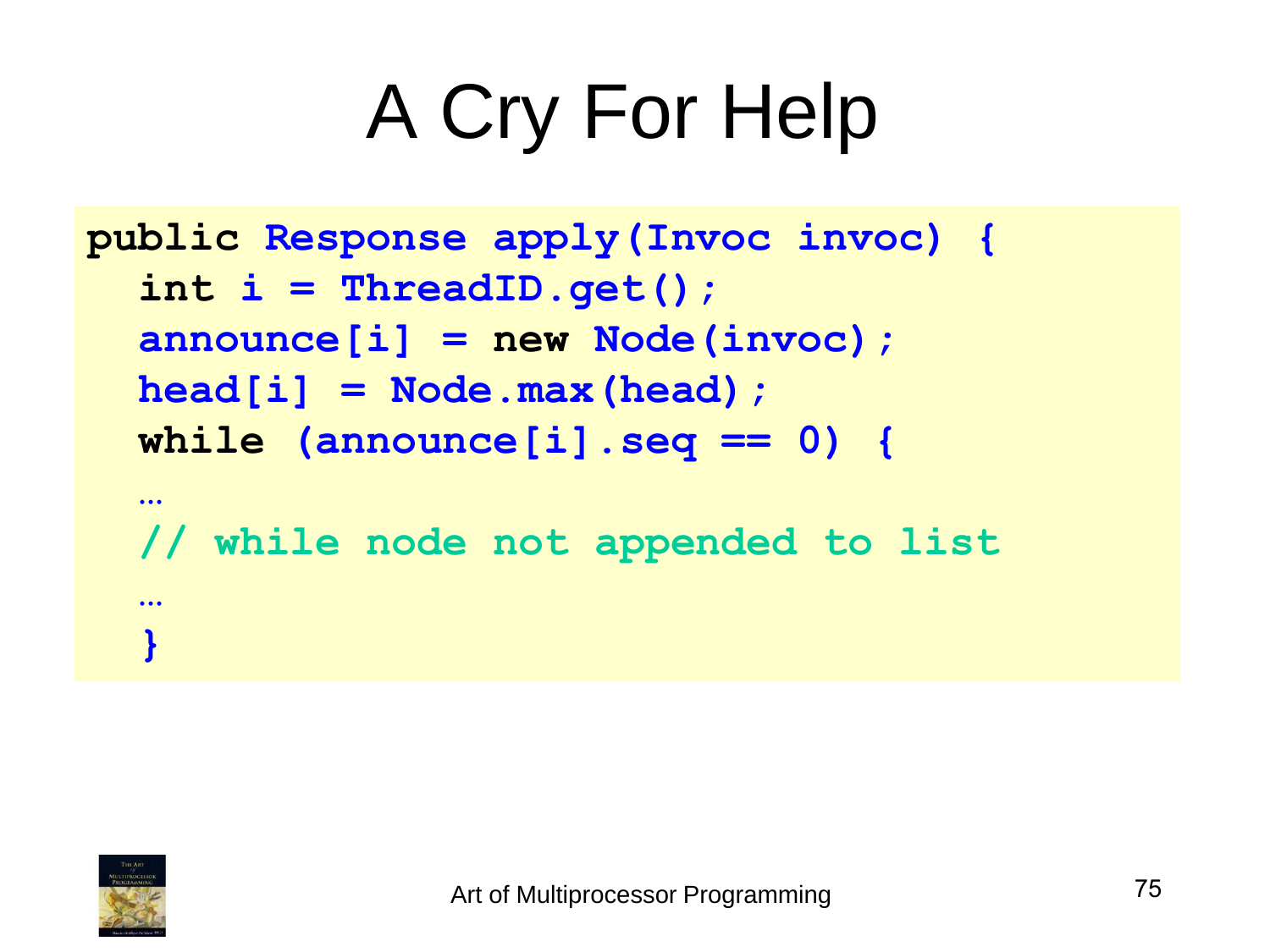# A Cry For Help

```
public Response apply(Invoc invoc) {
  int i = ThreadID.get();
  announce[i] = new Node(invoc);
  head[i] = Node.max(head);
  while (announce[i].seq == 0) {
  …
  // while node not appended to list
  …
  }
```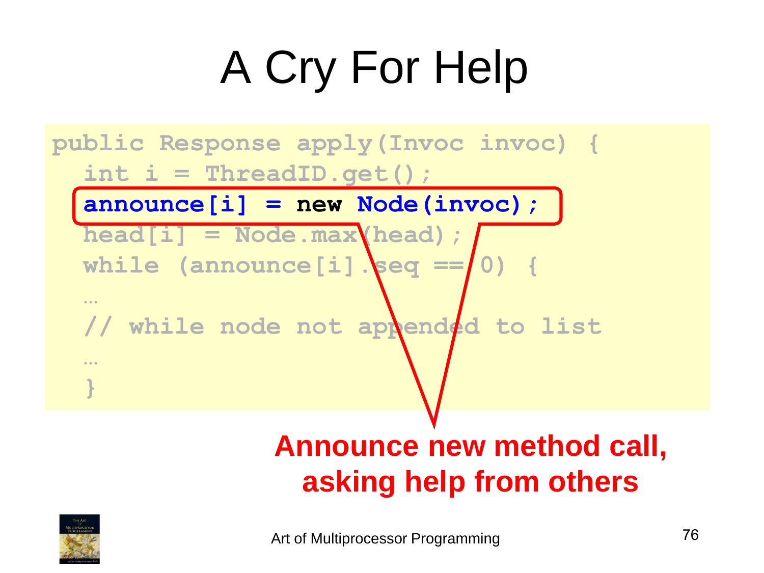# A Cry For Help

```
public Response apply(Invoc invoc) {
  int i = ThreadID.get();
  announce[i] = new Node(invoc);
  head[i] = Node.max(head);
  while (announce[i].seq == 0) {
  …
  // while node not appended to list
  …
  }
```

**Announce new method call, asking help from others**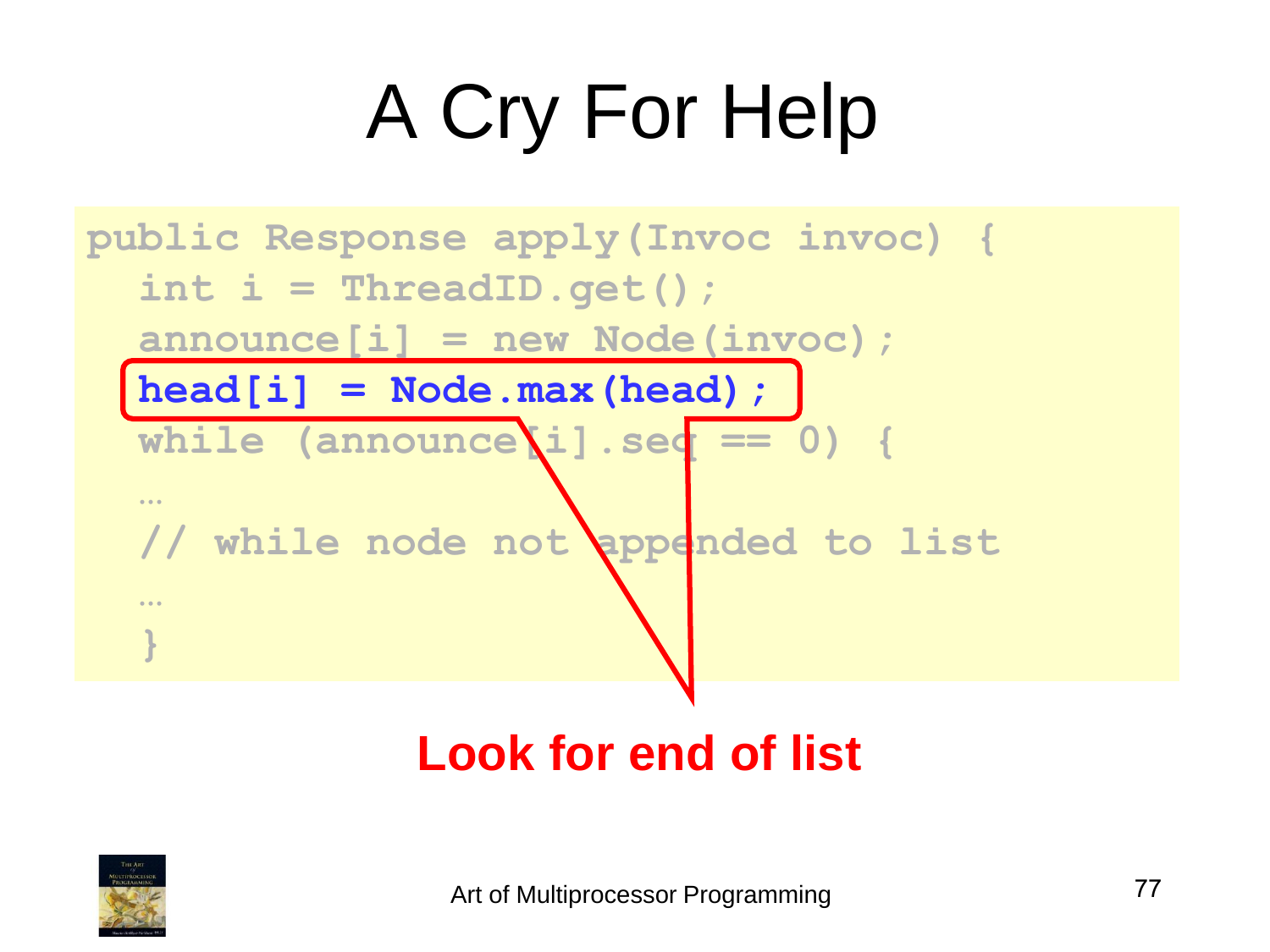# A Cry For Help

```
public Response apply(Invoc invoc) {
  int i = ThreadID.get();
  announce[i] = new Node(invoc);
  head[i] = Node.max(head);
  while (announce[i].seq == 0) {
  …
  // while node not appended to list
  …
  }
```

**Look for end of list**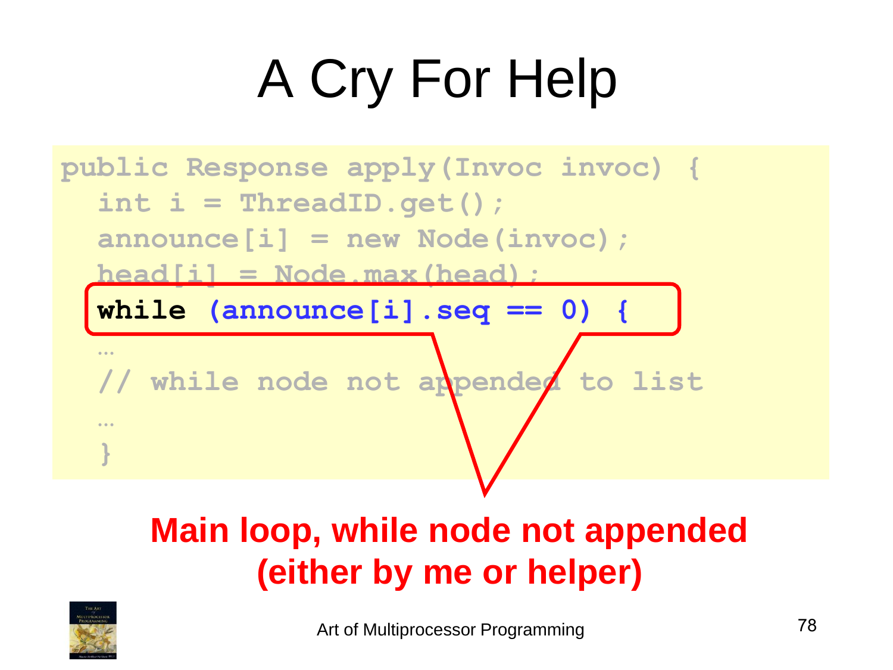# A Cry For Help

```
public Response apply(Invoc invoc) {
  int i = ThreadID.get();
  announce[i] = new Node(invoc);
  head[i] = Node.max(head);
  while (announce[i].seq == 0) {
  …
  // while node not appended to list
  …
  }
```

**Main loop, while node not appended (either by me or helper)**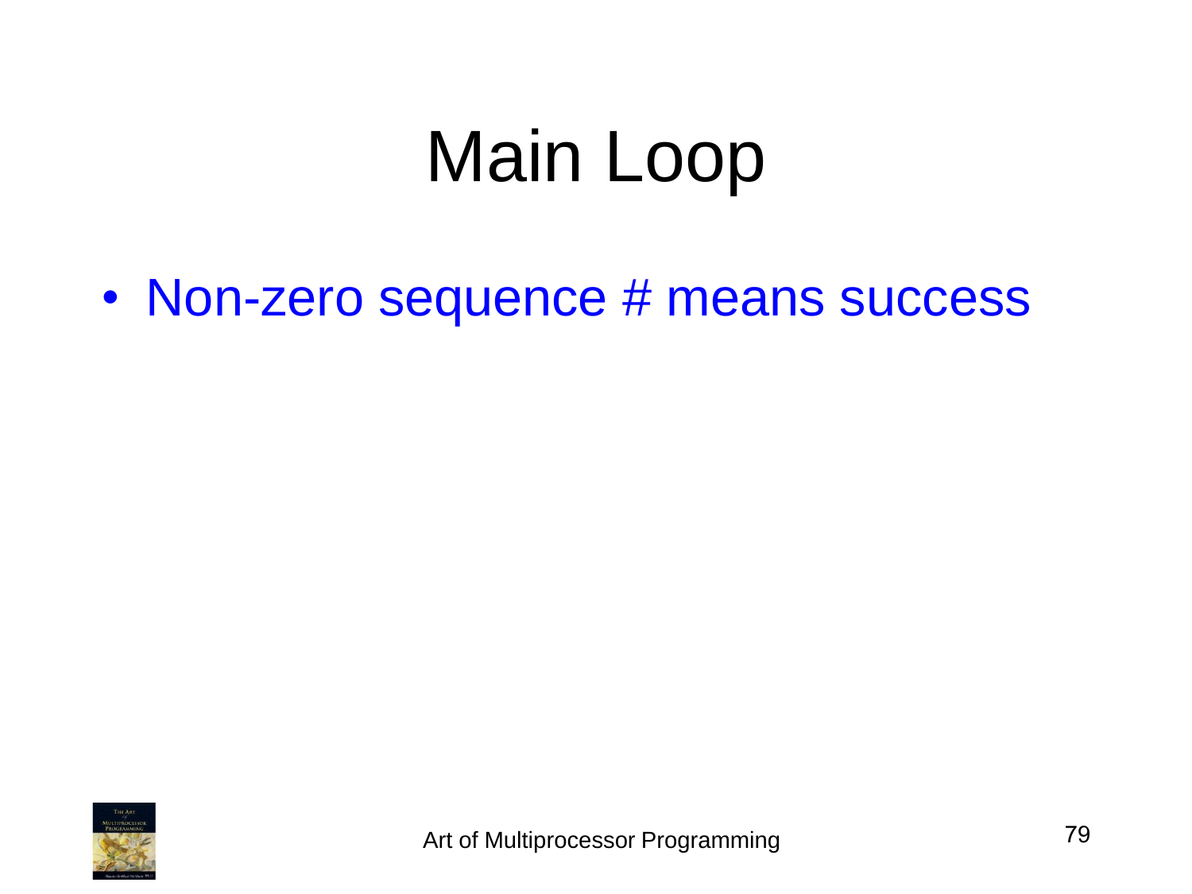# Main Loop

- Non-zero sequence # means success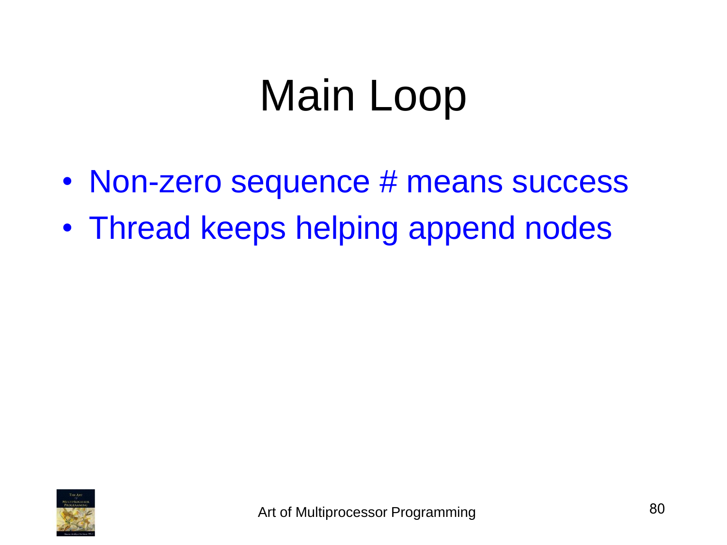# Main Loop

- Non-zero sequence # means success
- Thread keeps helping append nodes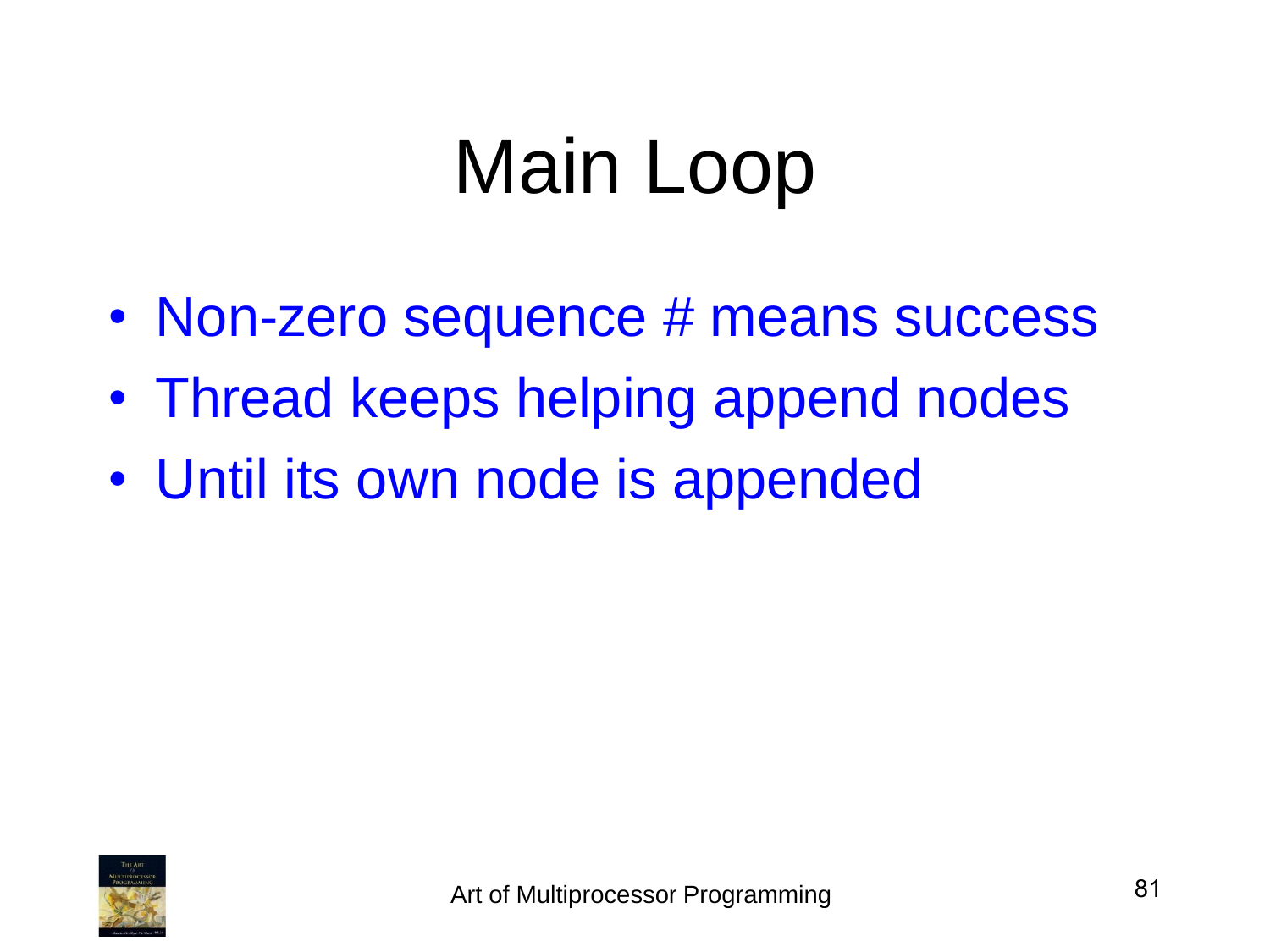# Main Loop

- Non-zero sequence # means success
- Thread keeps helping append nodes
- Until its own node is appended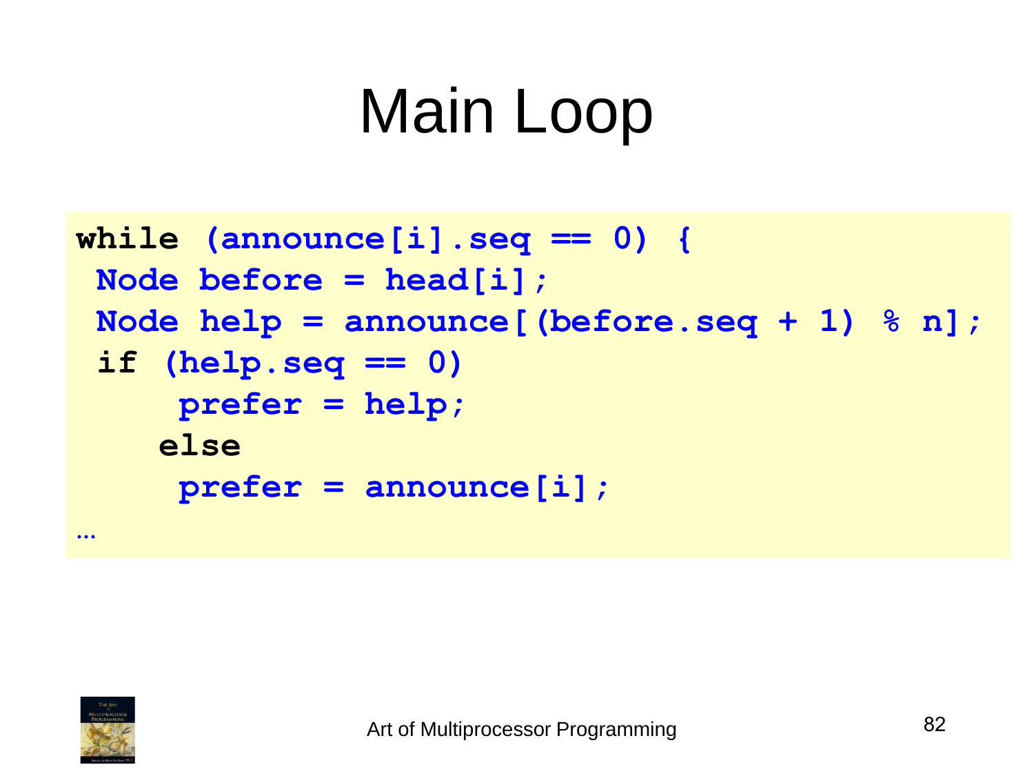# Main Loop

```
while (announce[i].seq == 0) {
 Node before = head[i];
 Node help = announce[(before.seq + 1) % n];
 if (help.seq == 0)
     prefer = help;
    else
     prefer = announce[i];
…
```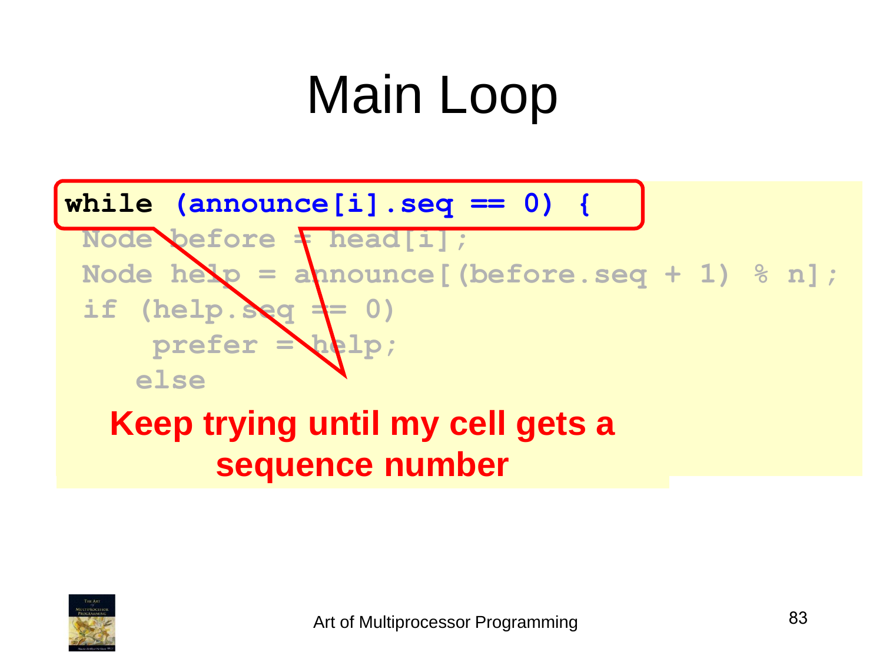# Main Loop

```
while (announce[i].seq == 0) {
 Node before = head[i];
 Node help = announce[(before.seq + 1) % n];
 if (help.seq == 0)
     prefer = help;
    else
```

**Keep trying until my cell gets a sequence number**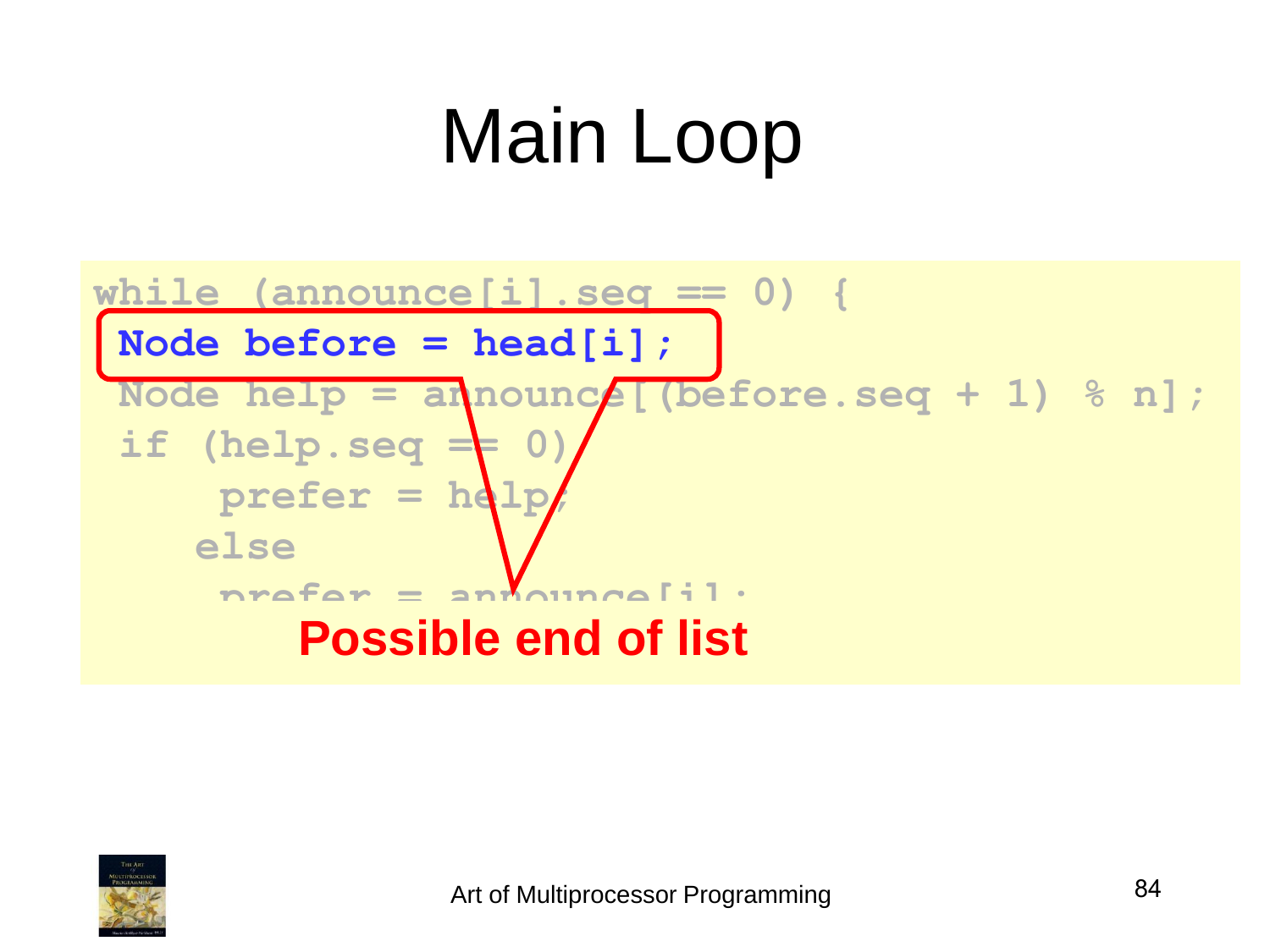# Main Loop

```
while (announce[i].seq == 0) {
 Node before = head[i];
 Node help = announce[(before.seq + 1) % n];
 if (help.seq == 0)
     prefer = help;
    else
     prefer = announce[i];
```

**Possible end of list**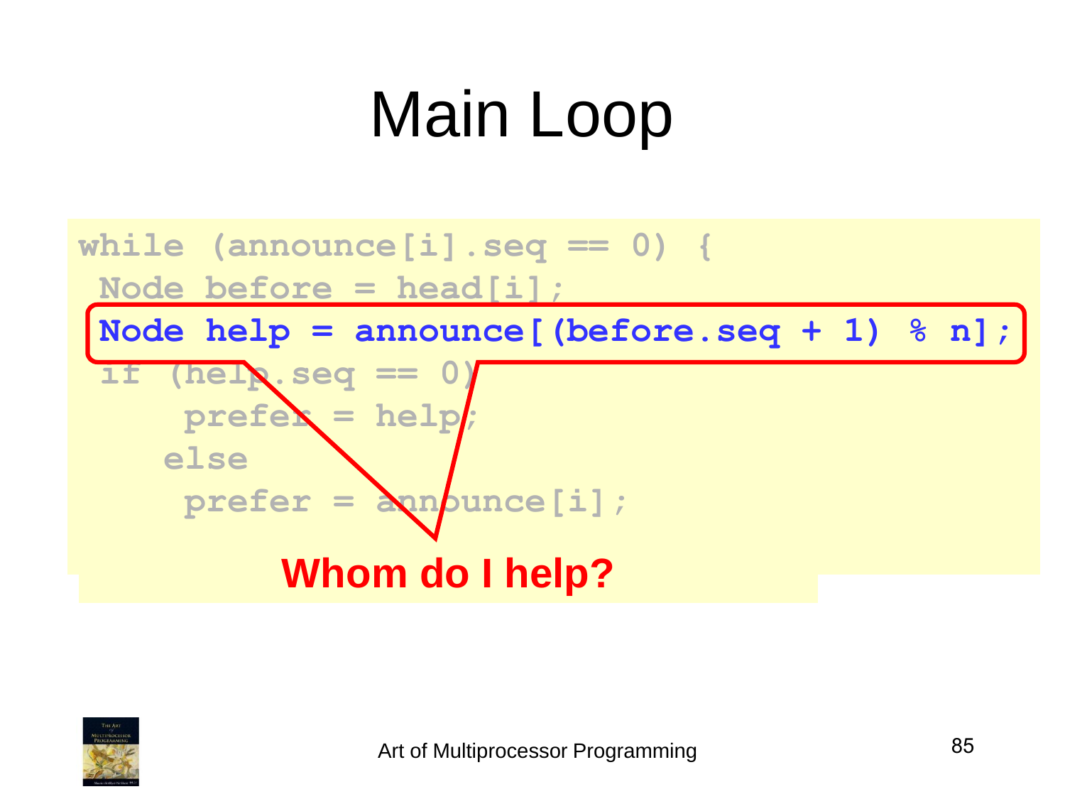# Main Loop

```
while (announce[i].seq == 0) {
 Node before = head[i];
 Node help = announce[(before.seq + 1) % n];
 if (help.seq == 0)
     prefer = help;
    else
     prefer = announce[i];
```

**Whom do I help?**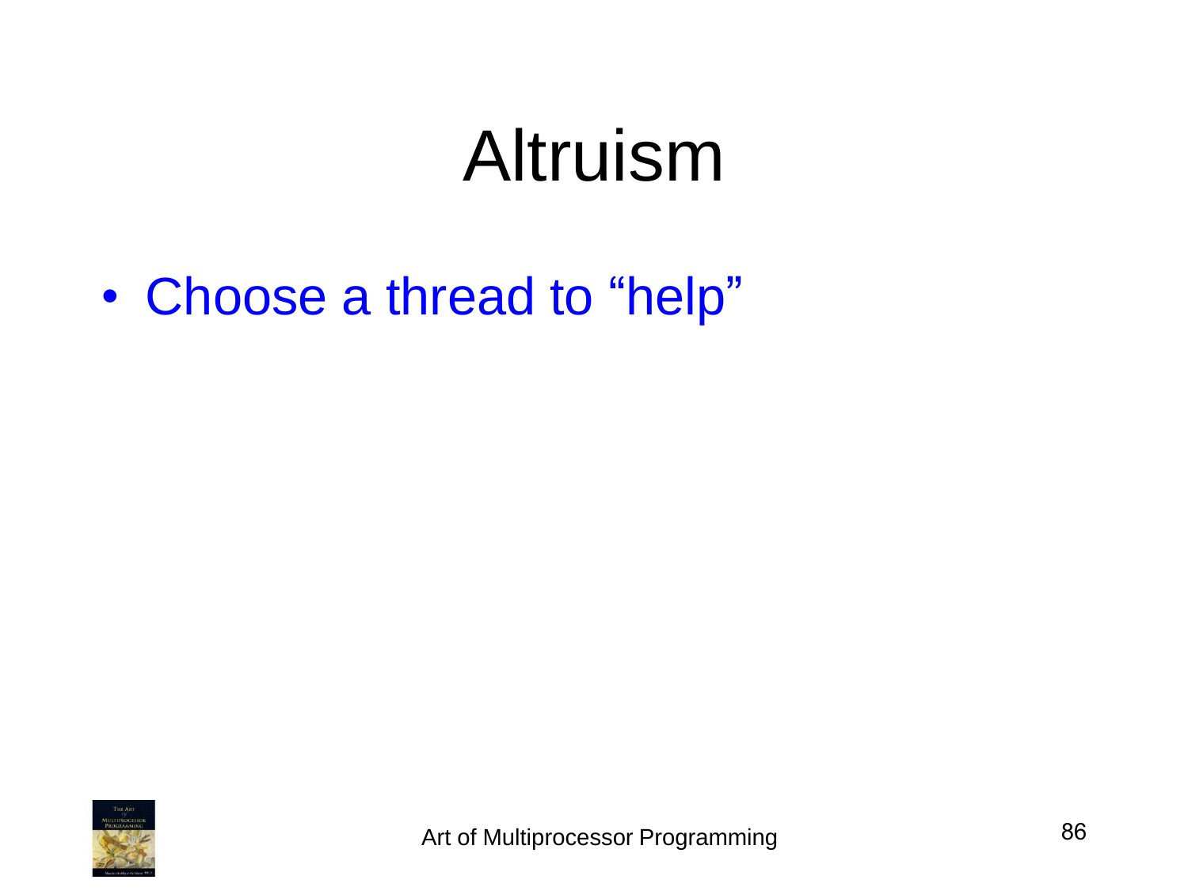# Altruism

- Choose a thread to "help"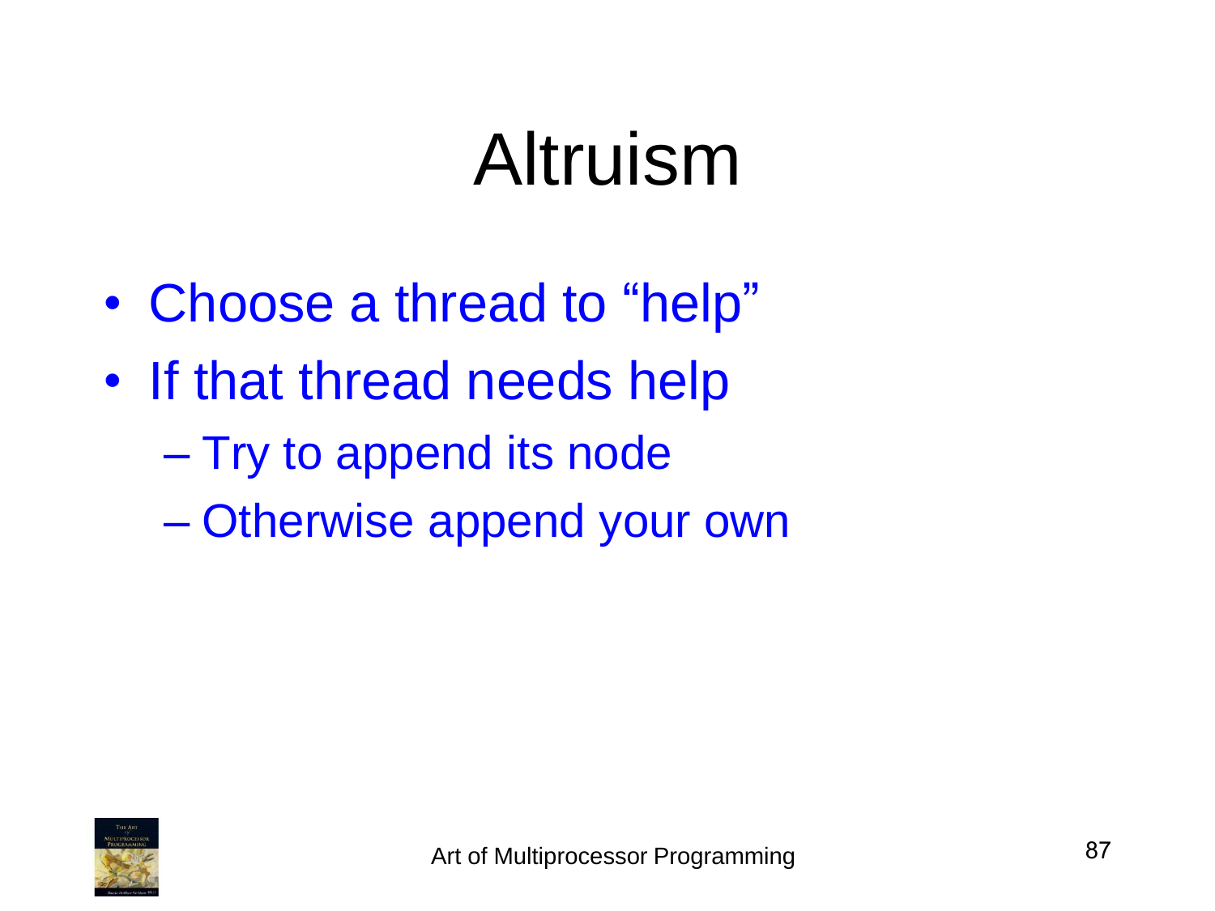# Altruism

- Choose a thread to "help"
- If that thread needs help
  - Try to append its node
  - Otherwise append your own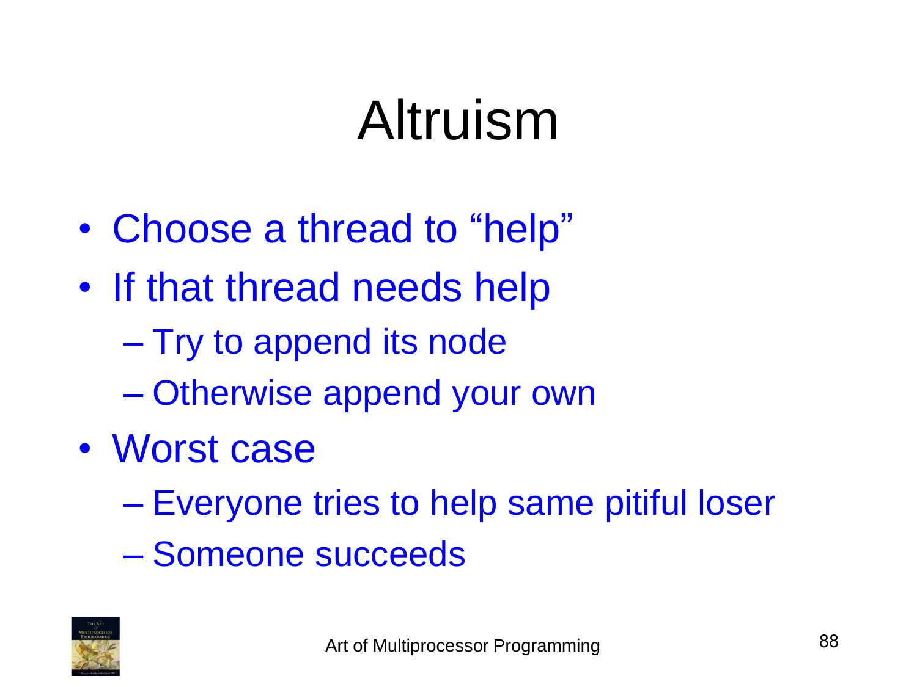# Altruism

- Choose a thread to "help"
- If that thread needs help
  - Try to append its node
  - Otherwise append your own
- Worst case
  - Everyone tries to help same pitiful loser
  - Someone succeeds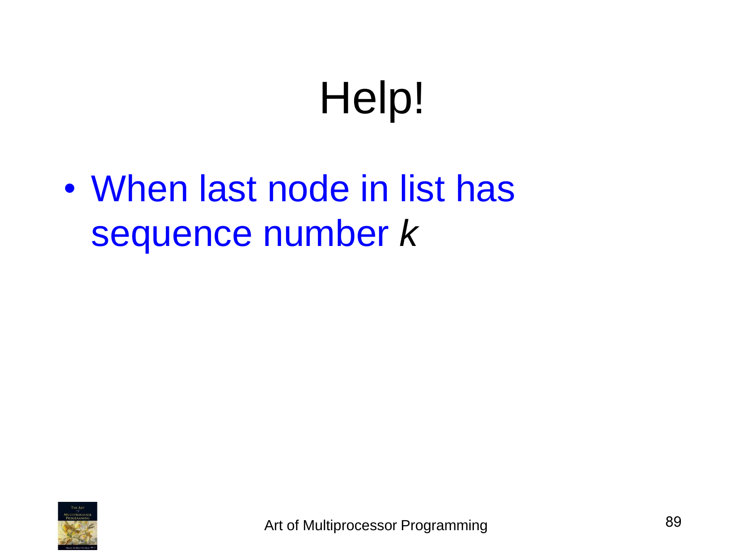# Help!

- When last node in list has sequence number *k*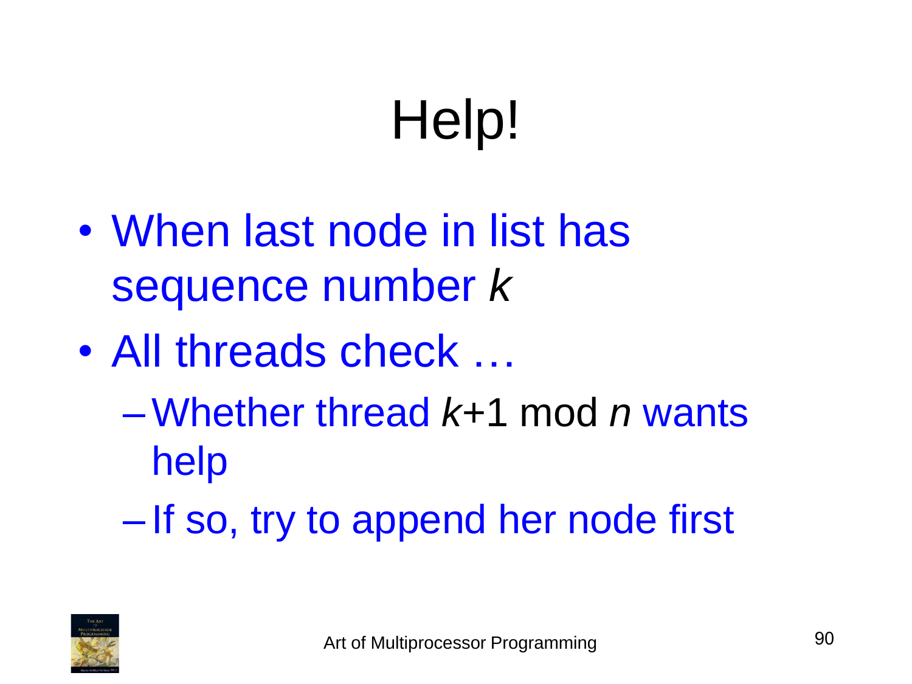# Help!

- When last node in list has sequence number $k$
- All threads check …
  - Whether thread $k+1 \bmod n$ wants help
  - If so, try to append her node first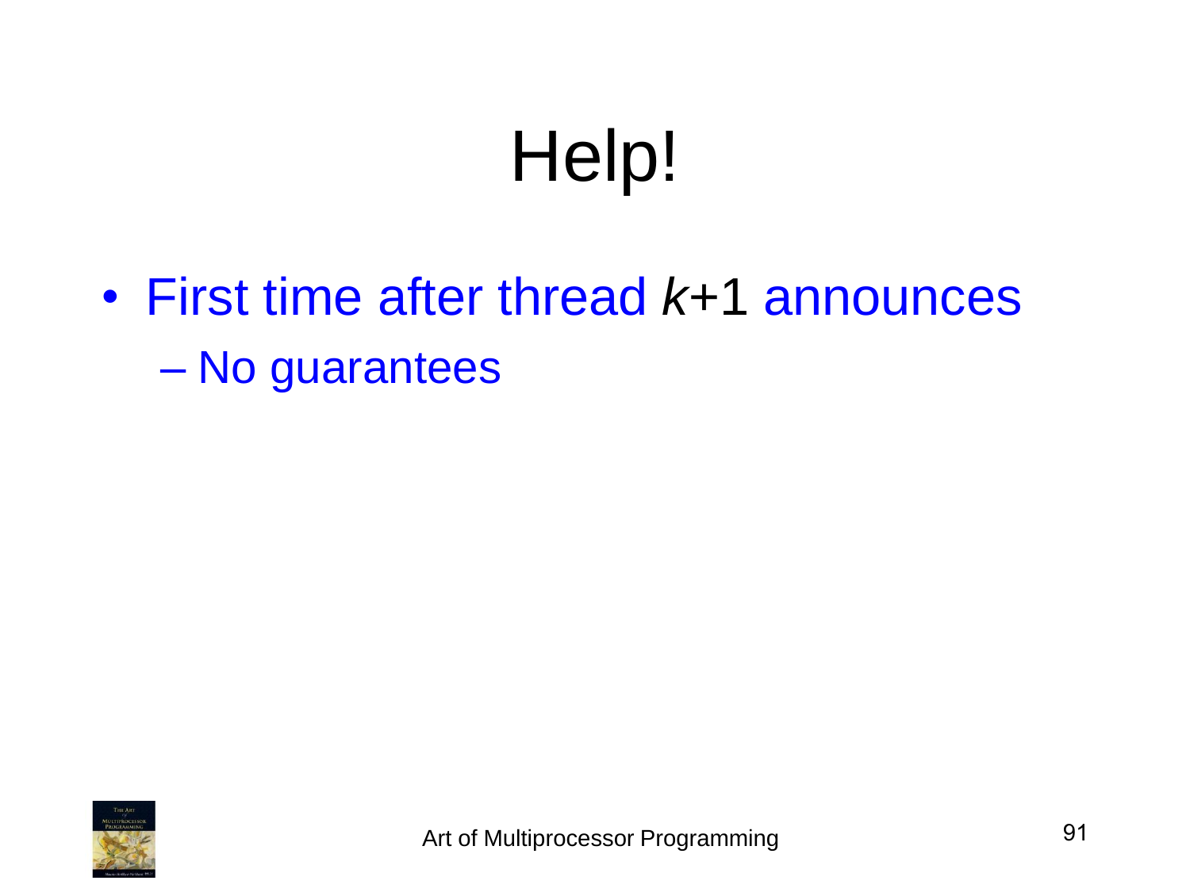# Help!

- First time after thread $k+1$ announces
  - No guarantees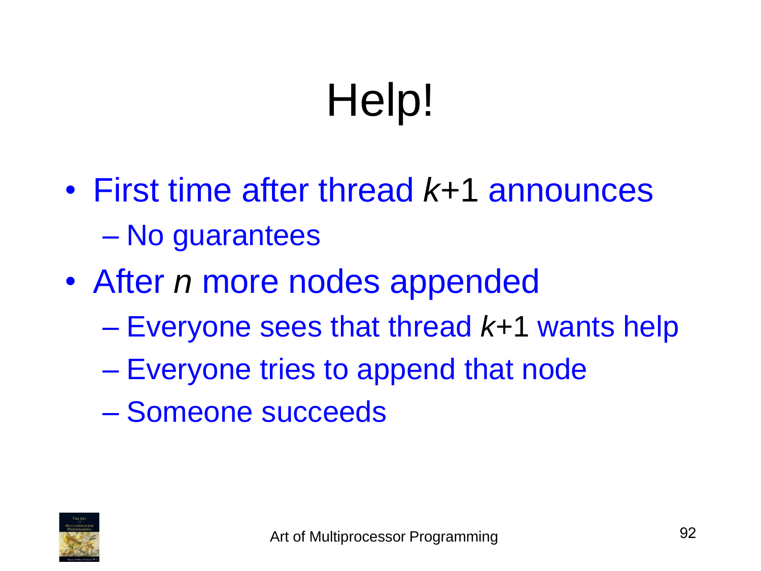# Help!

- First time after thread $k+1$ announces
  - No guarantees
- After $n$ more nodes appended
  - Everyone sees that thread $k+1$ wants help
  - Everyone tries to append that node
  - Someone succeeds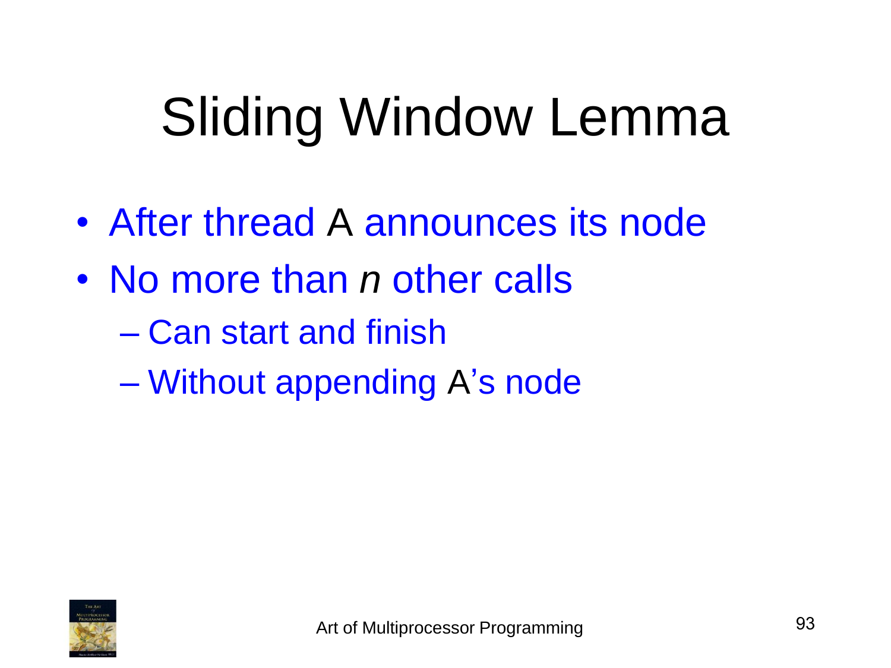# Sliding Window Lemma

- After thread A announces its node
- No more than *n* other calls
  - Can start and finish
  - Without appending A's node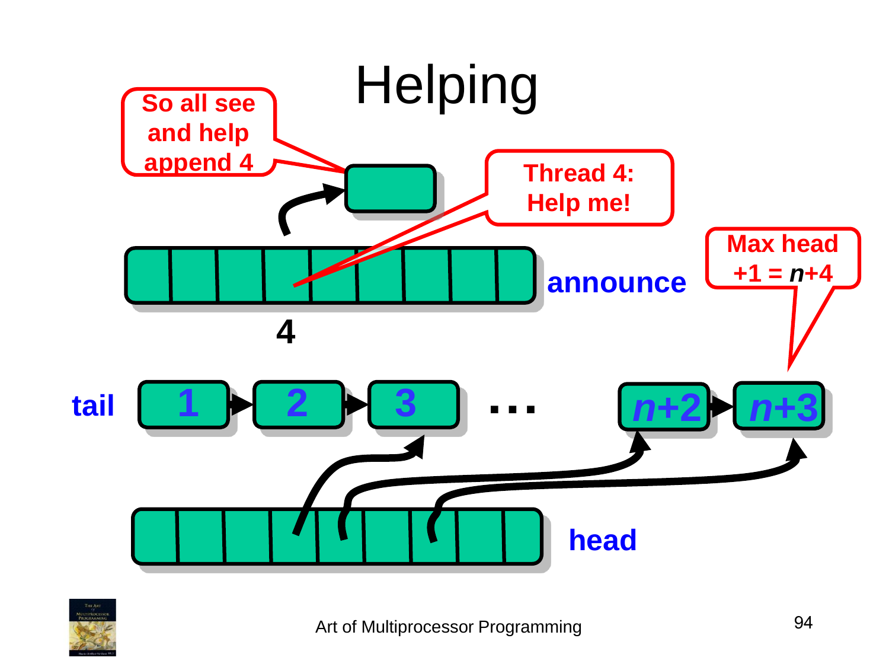# Helping

So all see and help append 4

Thread 4: Help me!

announce

4

Max head +1 = $n$+4

tail

1 2 3 … $n$+2 $n$+3

head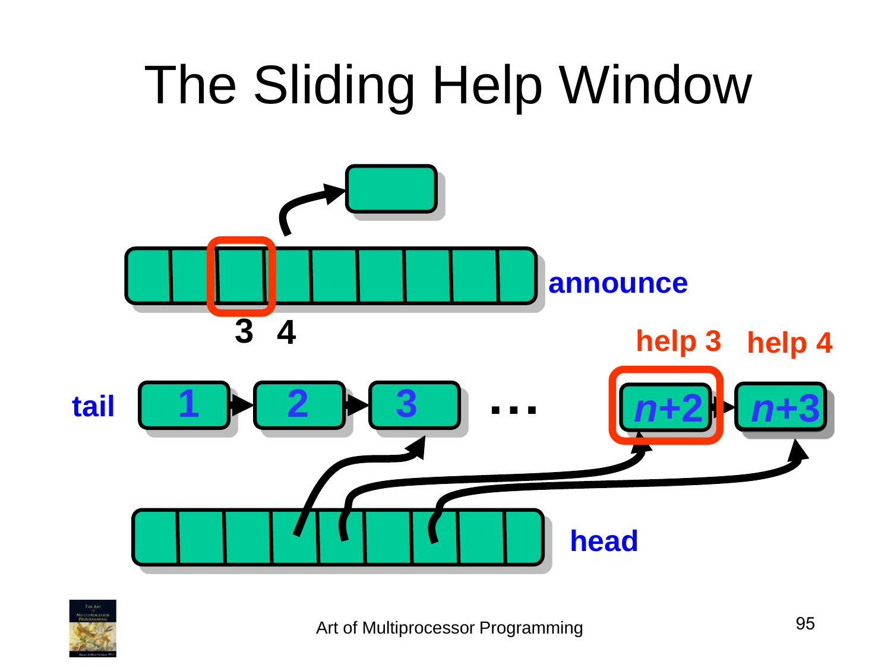# The Sliding Help Window

announce

3 4

help 3 help 4

tail 1 2 3 … *n*+2 *n*+3

head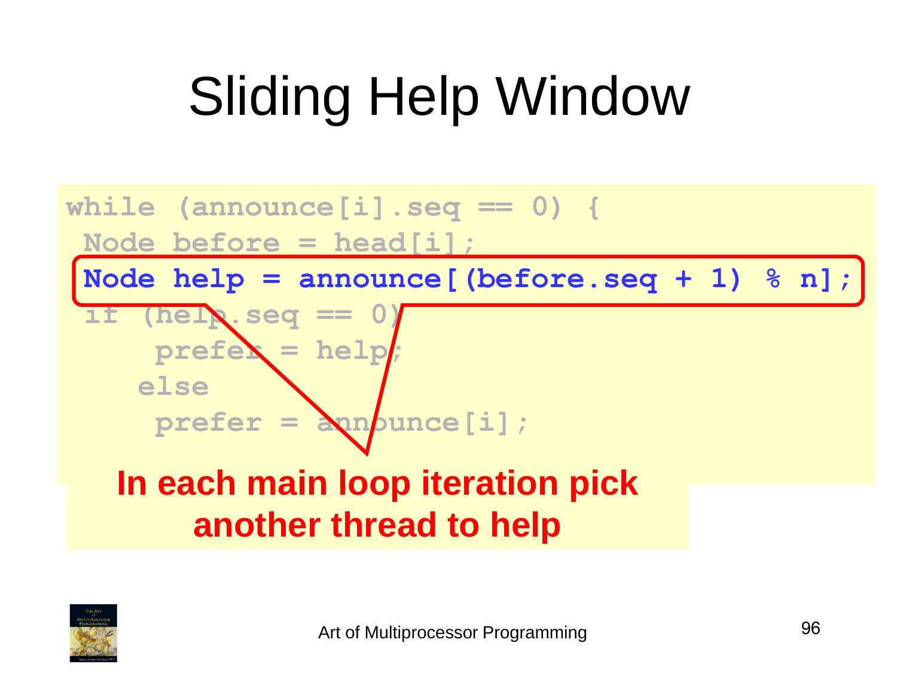# Sliding Help Window

```
while (announce[i].seq == 0) {
 Node before = head[i];
 Node help = announce[(before.seq + 1) % n];
 if (help.seq == 0)
     prefer = help;
    else
     prefer = announce[i];
```

**In each main loop iteration pick another thread to help**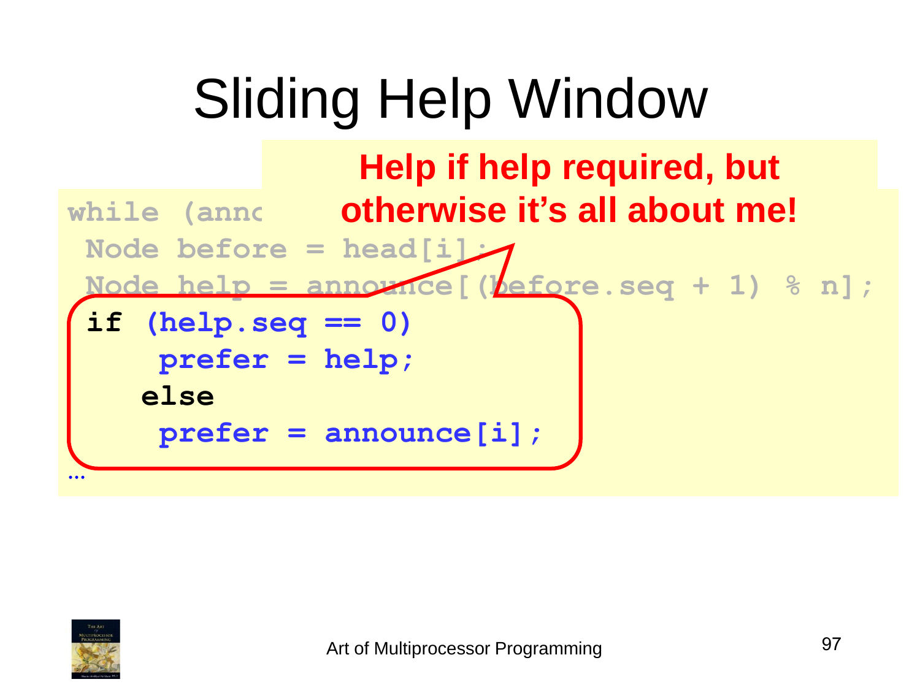# Sliding Help Window

**Help if help required, but otherwise it's all about me!**

```
while (annc
 Node before = head[i];
 Node help = announce[(before.seq + 1) % n];
 if (help.seq == 0)
     prefer = help;
    else
     prefer = announce[i];
…
```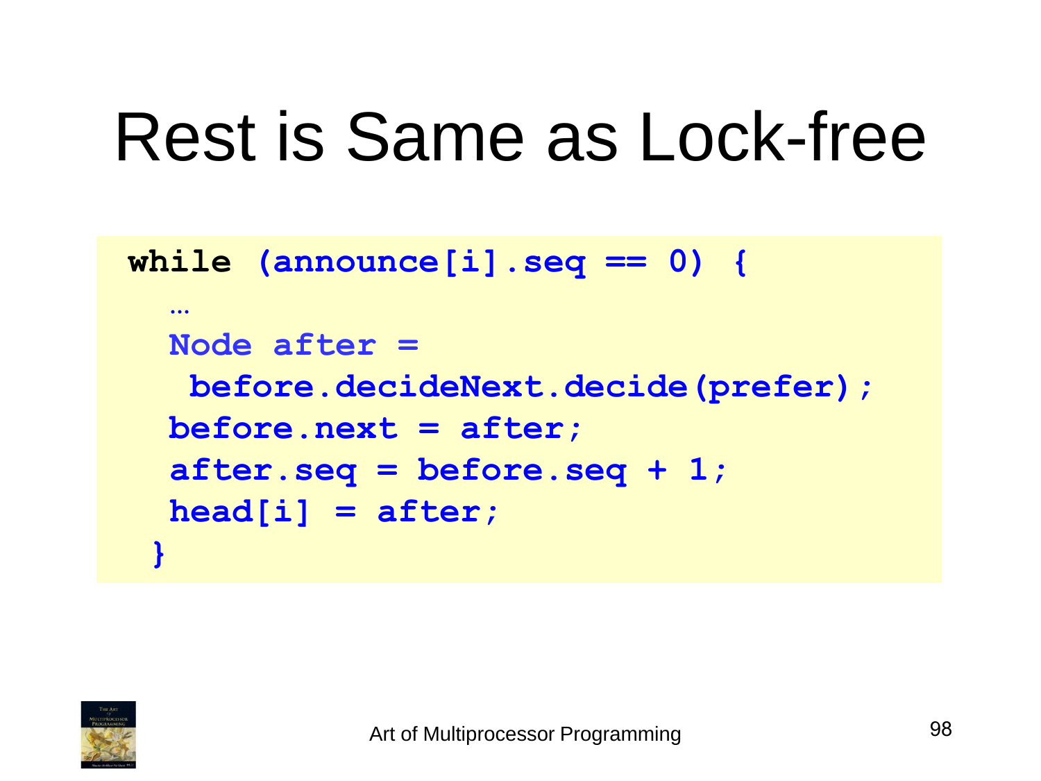# Rest is Same as Lock-free

```
while (announce[i].seq == 0) {
  …
  Node after =
   before.decideNext.decide(prefer);
  before.next = after;
  after.seq = before.seq + 1;
  head[i] = after;
 }
```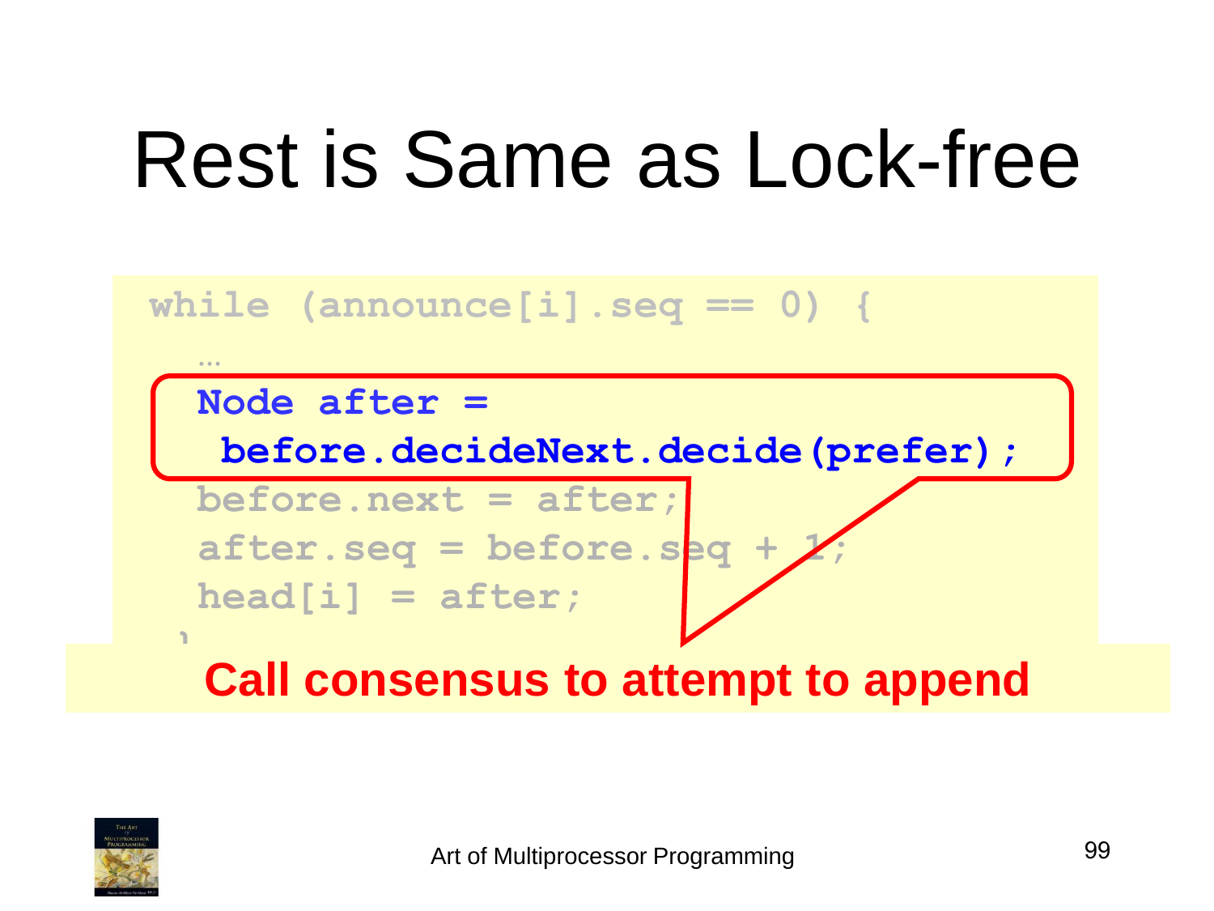# Rest is Same as Lock-free

```
while (announce[i].seq == 0) {
  …
  Node after =
   before.decideNext.decide(prefer);
  before.next = after;
  after.seq = before.seq + 1;
  head[i] = after;
}
```

**Call consensus to attempt to append**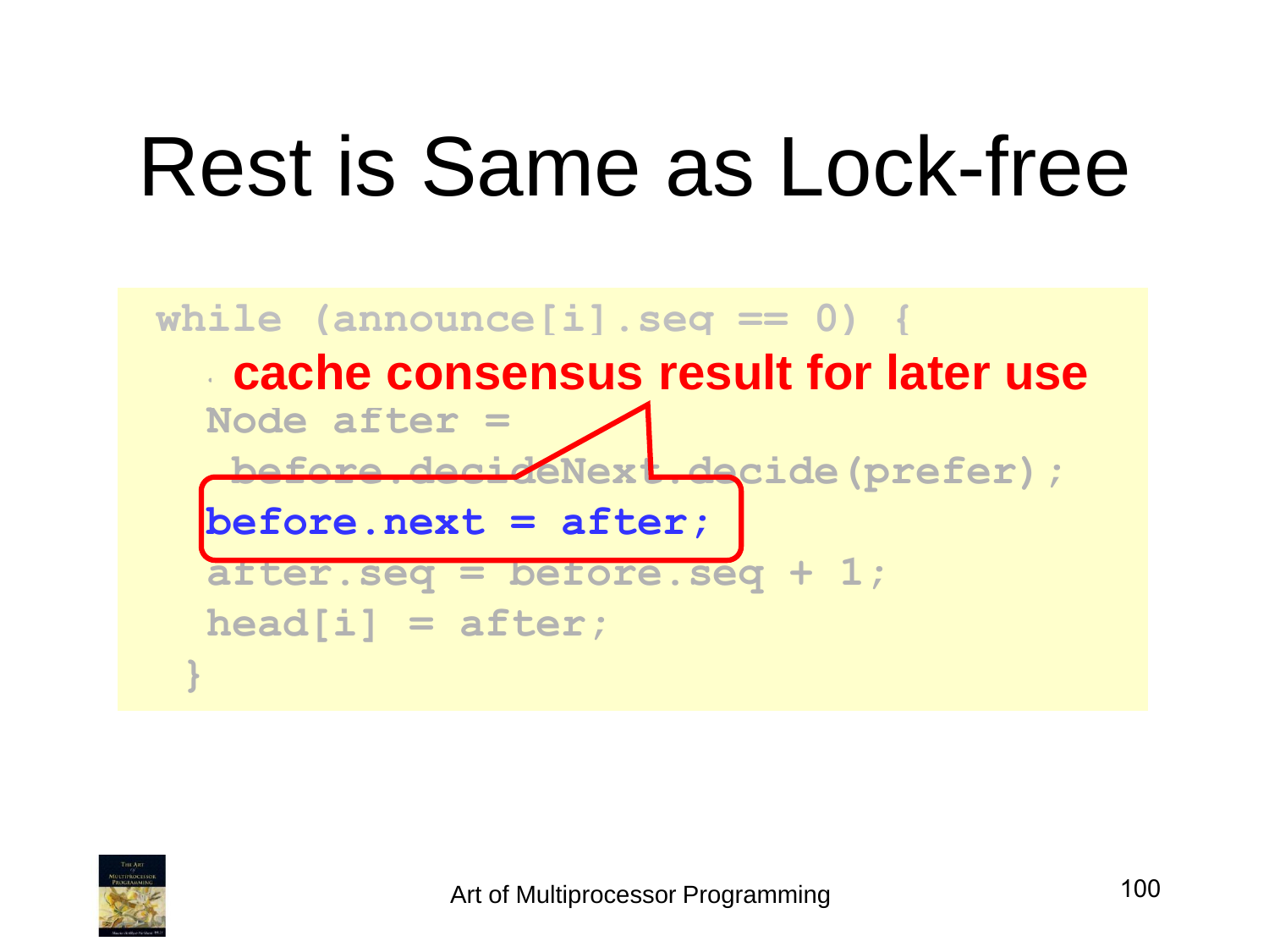# Rest is Same as Lock-free

```
while (announce[i].seq == 0) {
  …
  Node after =
   before.decideNext.decide(prefer);
  before.next = after;
  after.seq = before.seq + 1;
  head[i] = after;
 }
```

**cache consensus result for later use**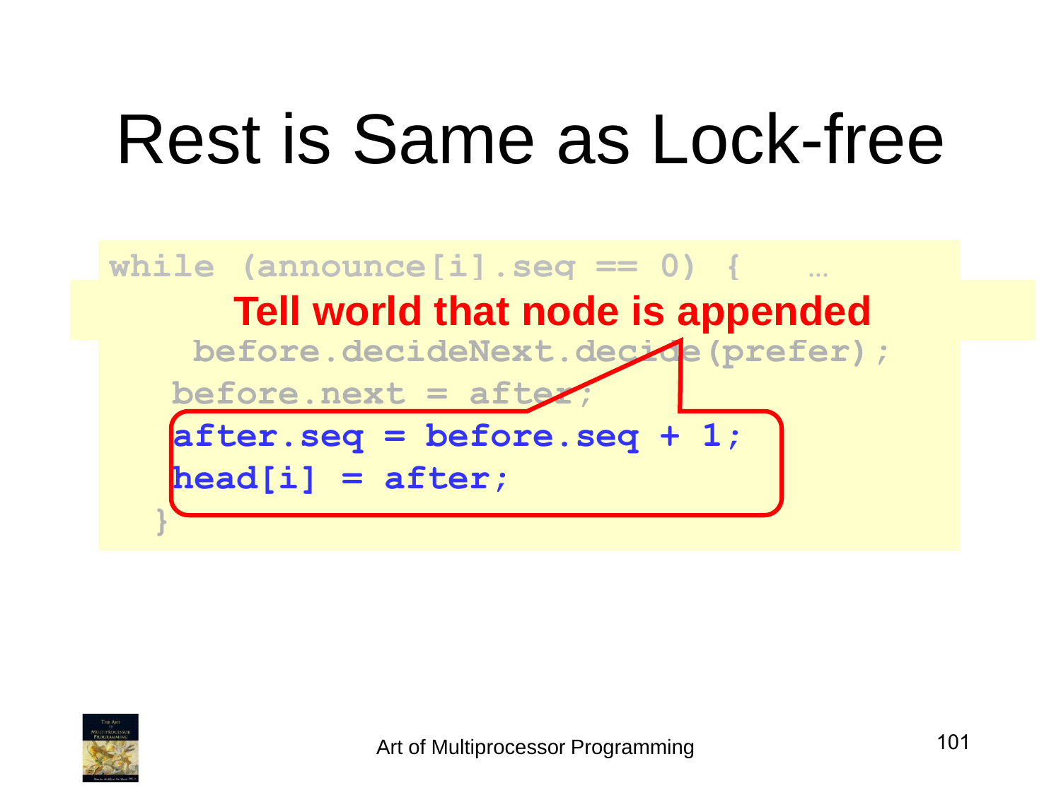# Rest is Same as Lock-free

```
while (announce[i].seq == 0) {   …
    before.decideNext.decide(prefer);
   before.next = after;
   after.seq = before.seq + 1;
   head[i] = after;
  }
```

**Tell world that node is appended**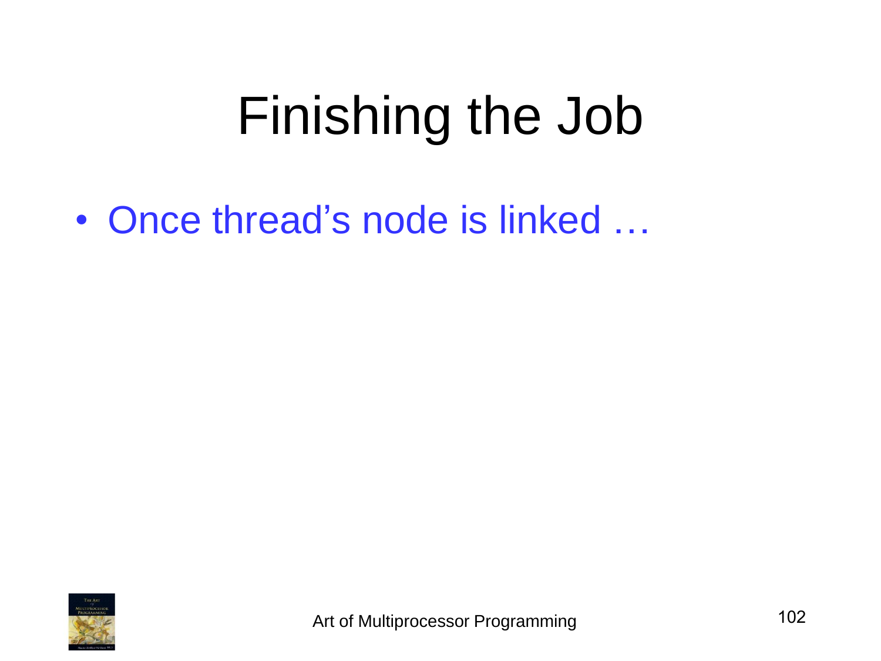# Finishing the Job

- Once thread's node is linked …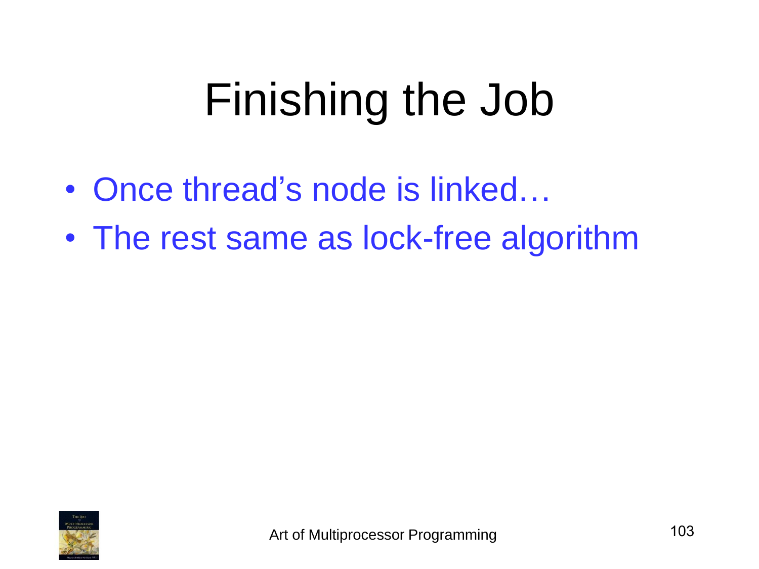# Finishing the Job

- Once thread's node is linked…
- The rest same as lock-free algorithm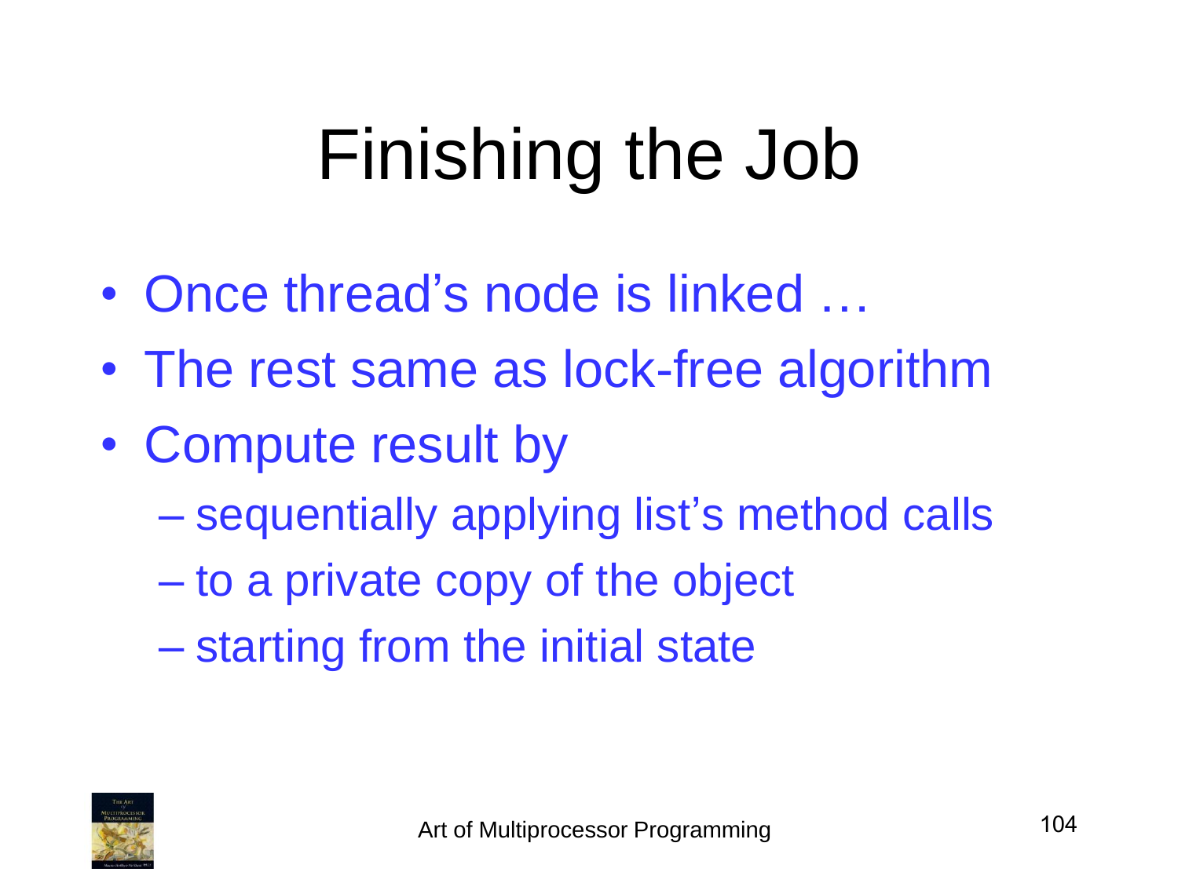# Finishing the Job

- Once thread's node is linked …
- The rest same as lock-free algorithm
- Compute result by
  - sequentially applying list's method calls
  - to a private copy of the object
  - starting from the initial state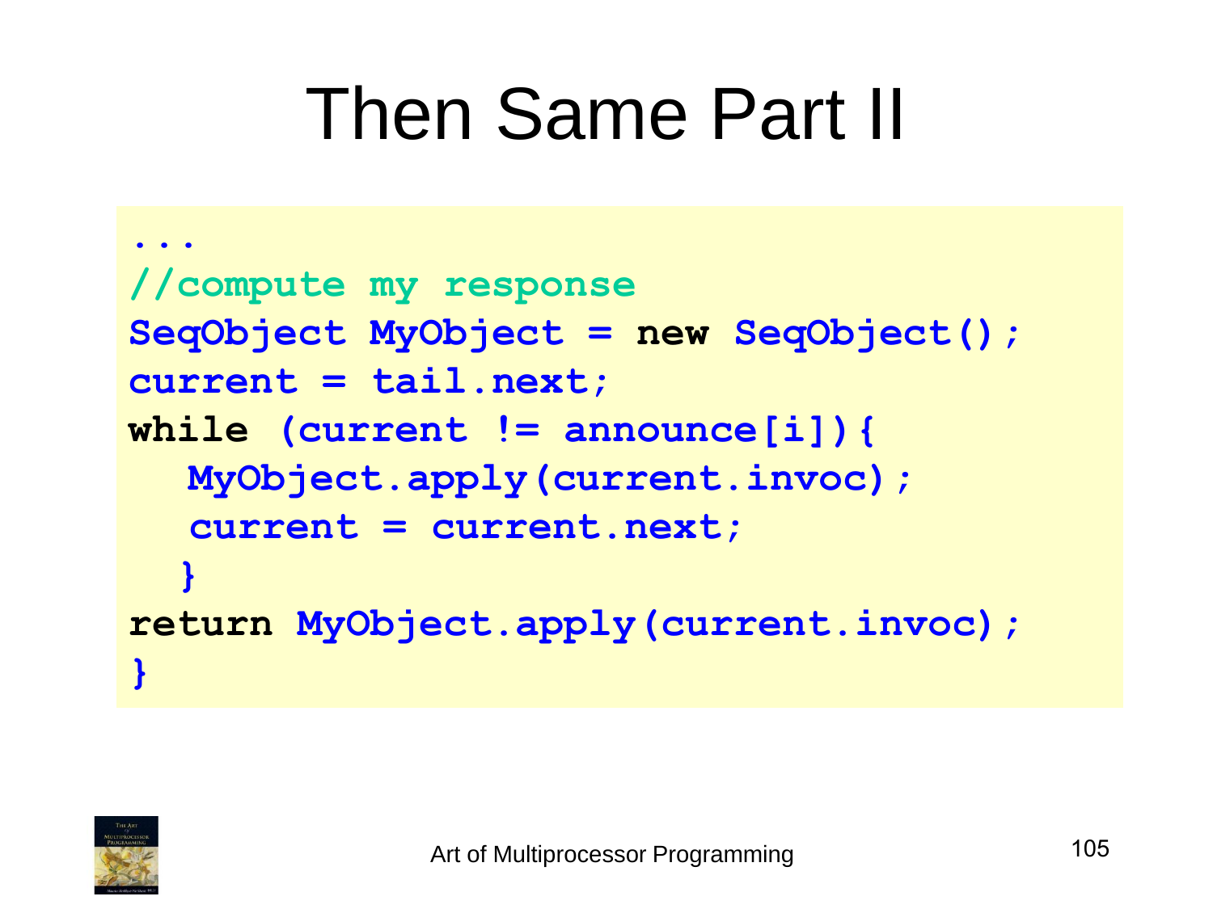# Then Same Part II

```
...
//compute my response
SeqObject MyObject = new SeqObject();
current = tail.next;
while (current != announce[i]){
  MyObject.apply(current.invoc);
  current = current.next;
  }
return MyObject.apply(current.invoc);
}
```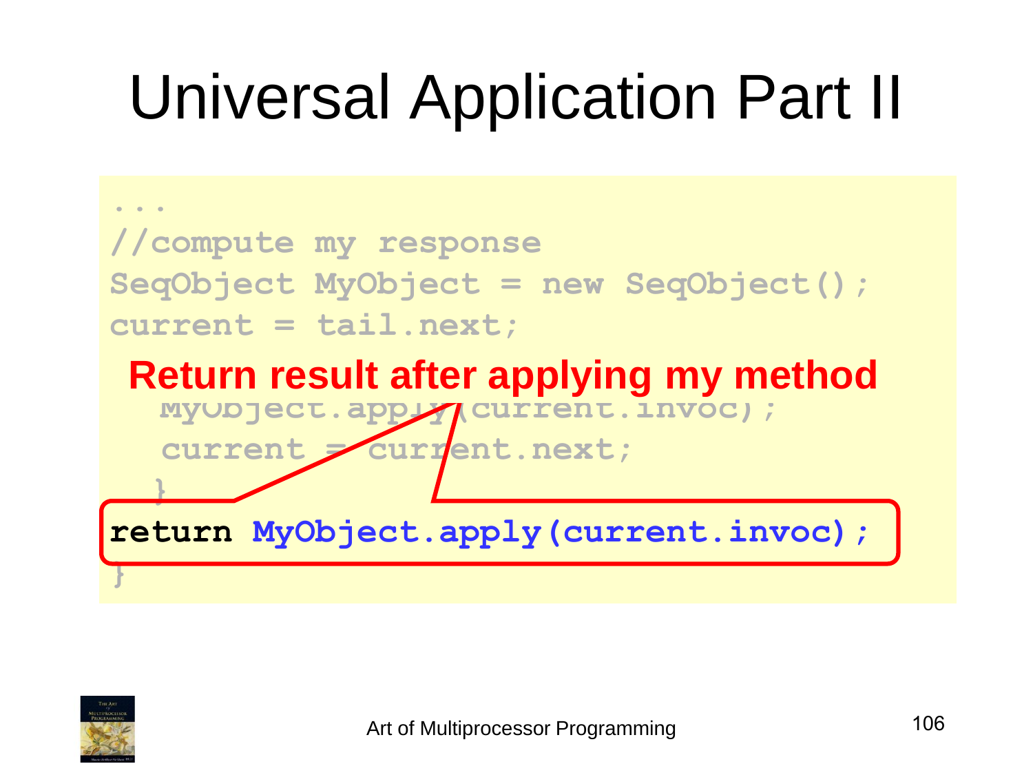# Universal Application Part II

```
...
//compute my response
SeqObject MyObject = new SeqObject();
current = tail.next;
  MyObject.apply(current.invoc);
  current = current.next;
  }
return MyObject.apply(current.invoc);
}
```

**Return result after applying my method**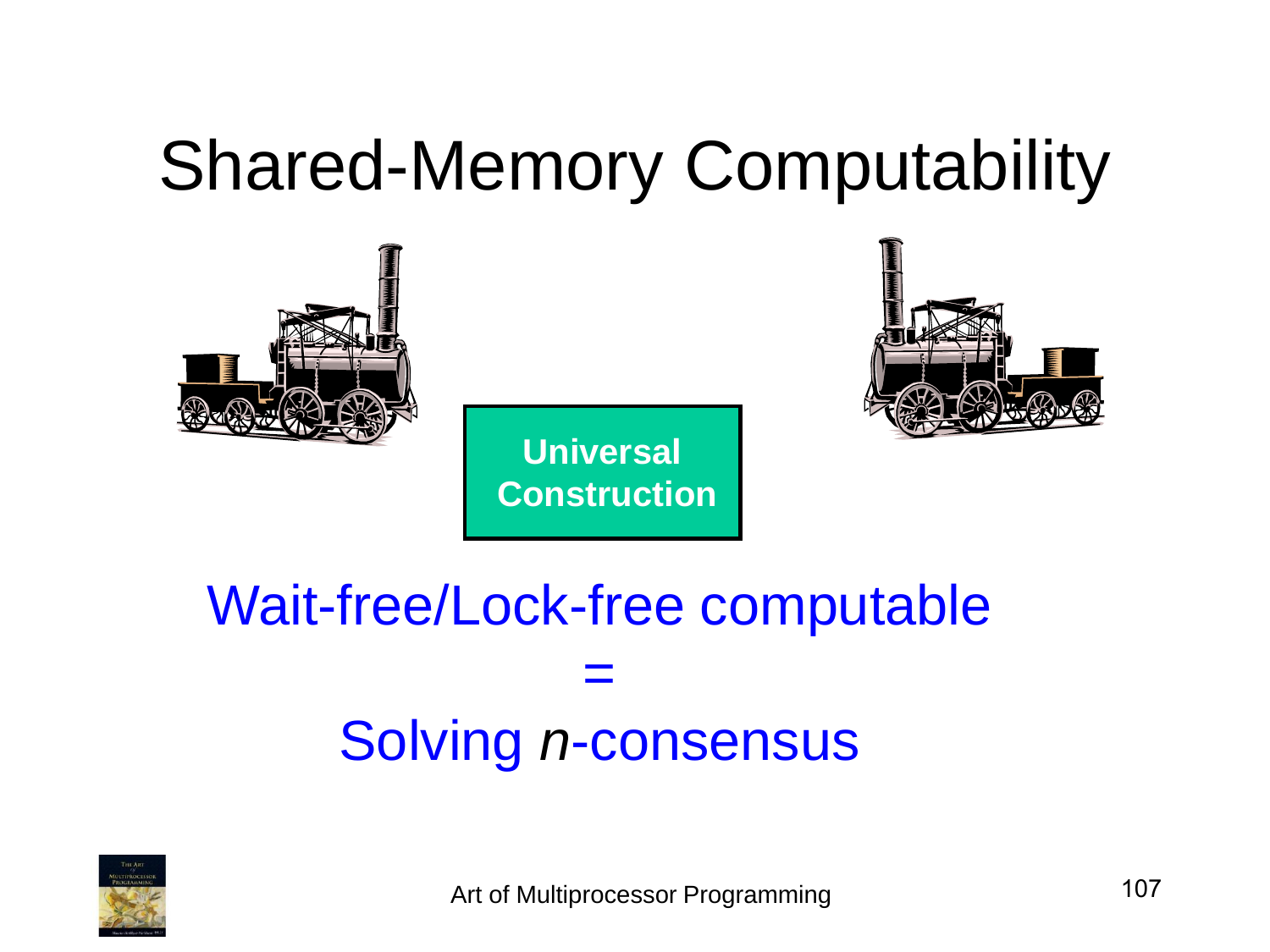# Shared-Memory Computability

**Universal Construction**

Wait-free/Lock-free computable

=

Solving *n*-consensus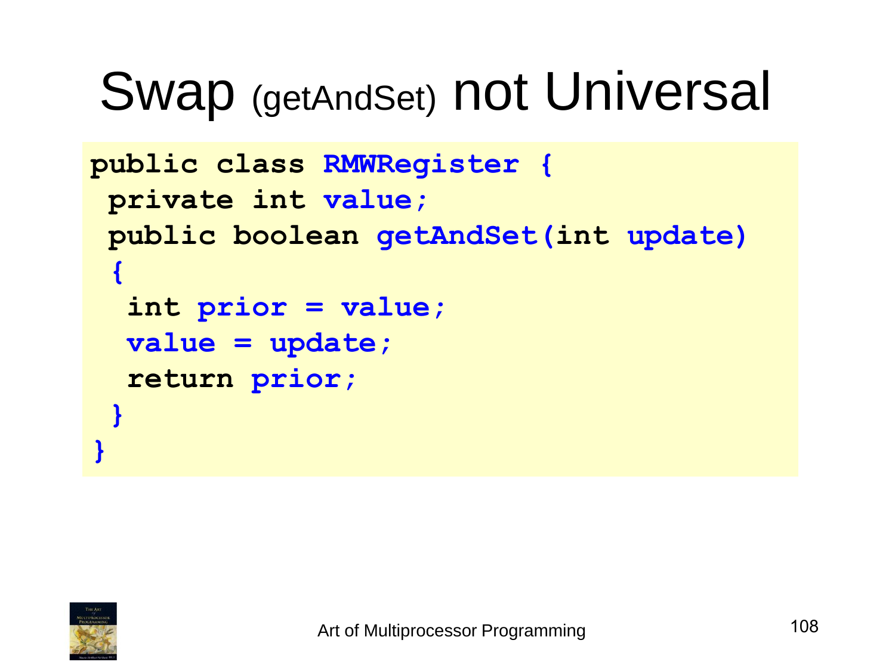# Swap (getAndSet) not Universal

```
public class RMWRegister {
 private int value;
 public boolean getAndSet(int update)
 {
  int prior = value;
  value = update;
  return prior;
 }
}
```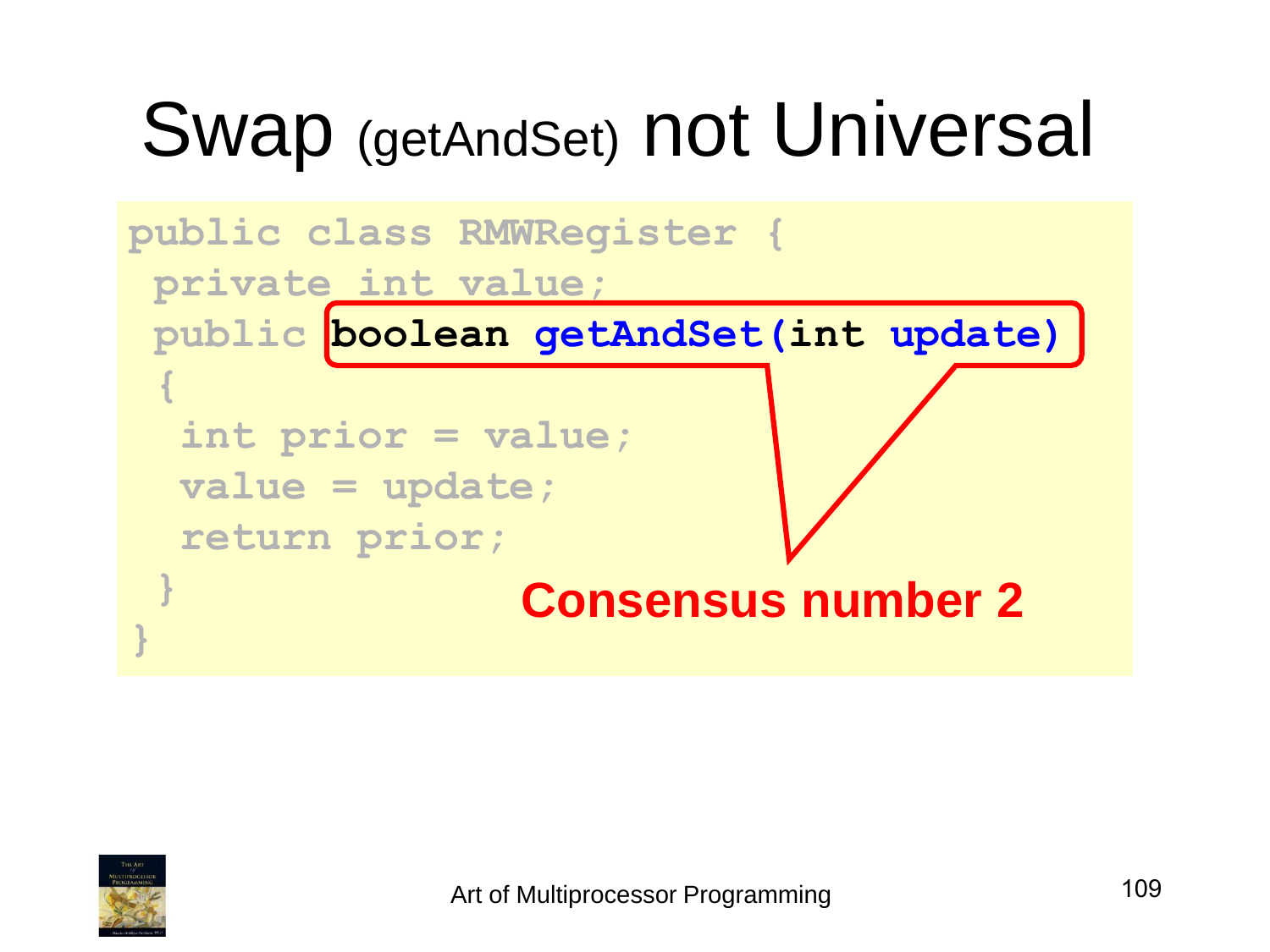# Swap (getAndSet) not Universal

```
public class RMWRegister {
 private int value;
 public boolean getAndSet(int update)
 {
  int prior = value;
  value = update;
  return prior;
 }
}
```

**Consensus number 2**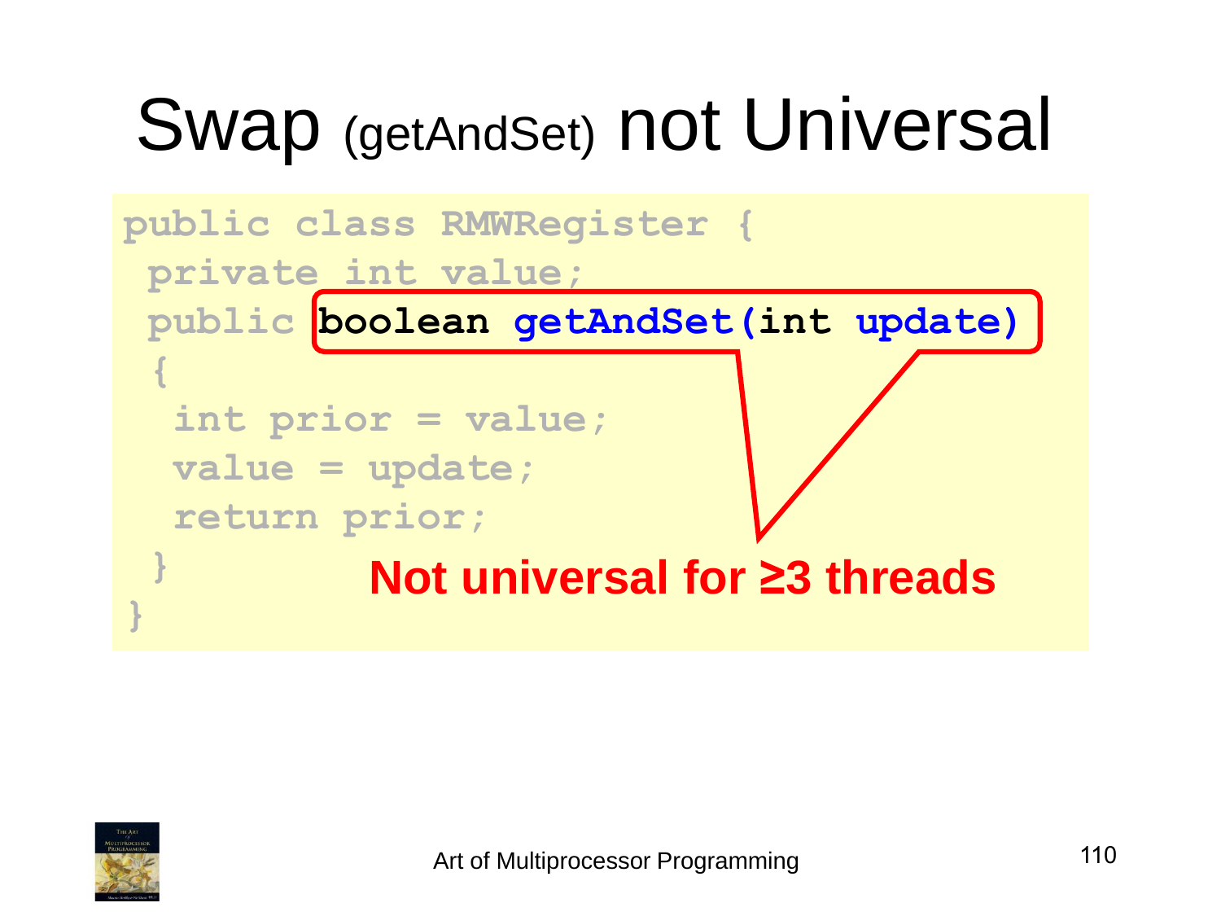# Swap (getAndSet) not Universal

```
public class RMWRegister {
 private int value;
 public boolean getAndSet(int update)
 {
  int prior = value;
  value = update;
  return prior;
 }
}
```

**Not universal for ≥3 threads**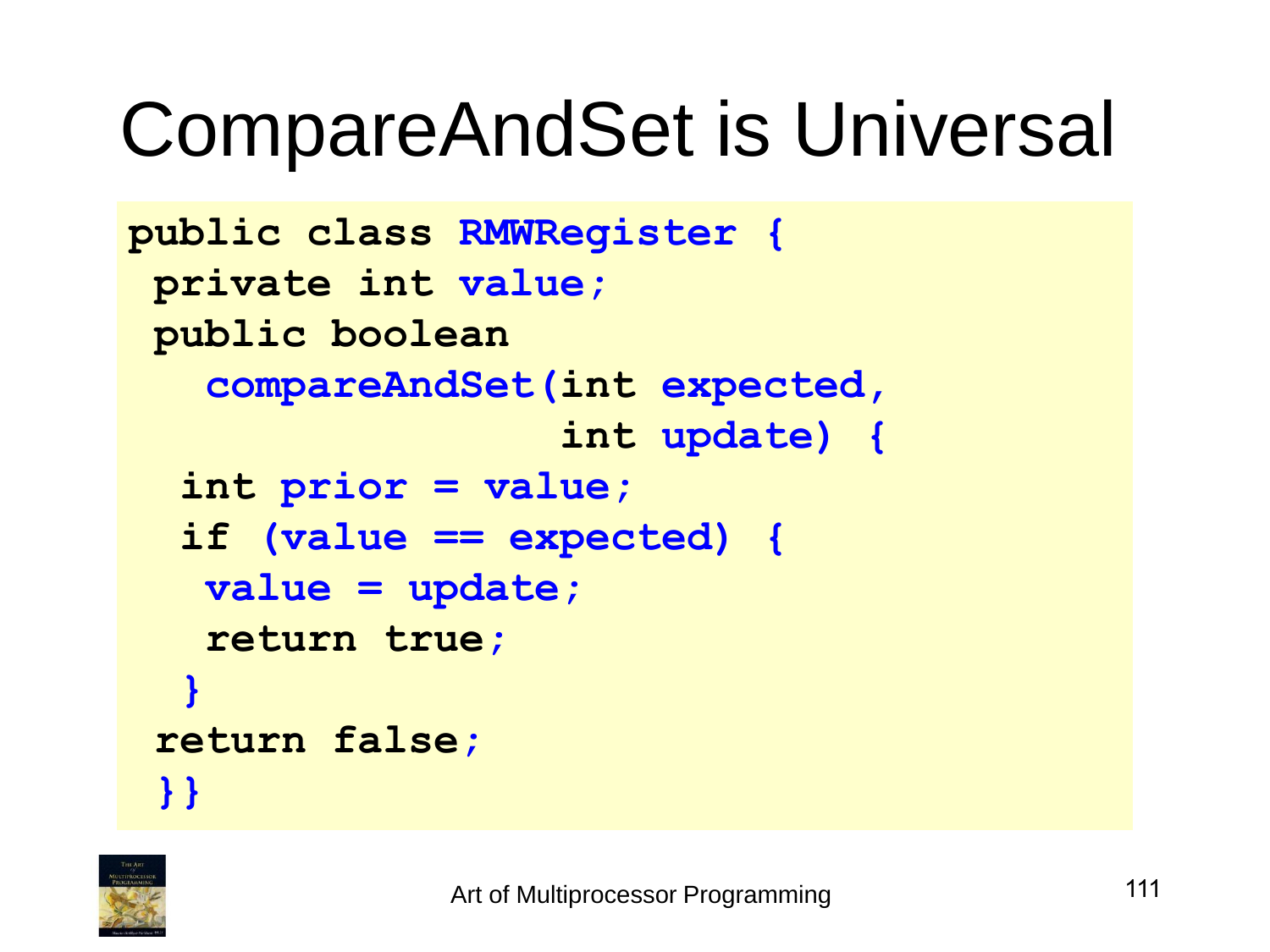# CompareAndSet is Universal

```
public class RMWRegister {
 private int value;
 public boolean
   compareAndSet(int expected,
                 int update) {
  int prior = value;
  if (value == expected) {
   value = update;
   return true;
  }
 return false;
 }}
```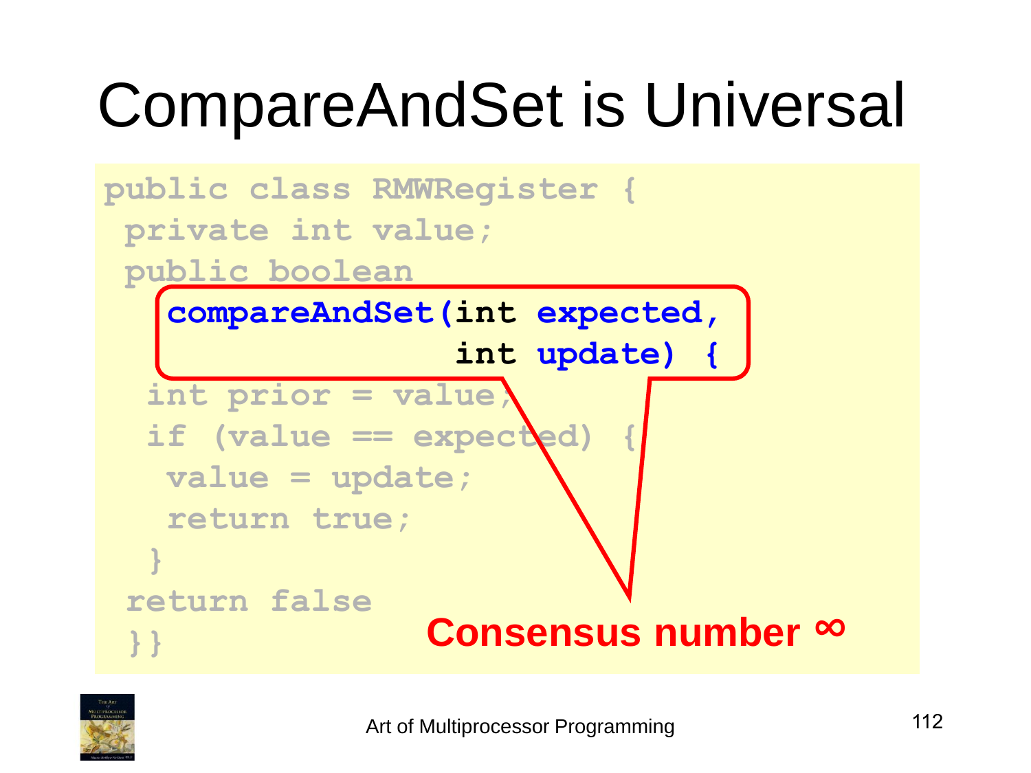# CompareAndSet is Universal

```
public class RMWRegister {
 private int value;
 public boolean
   compareAndSet(int expected,
                 int update) {
  int prior = value;
  if (value == expected) {
   value = update;
   return true;
  }
 return false
 }}
```

**Consensus number ∞**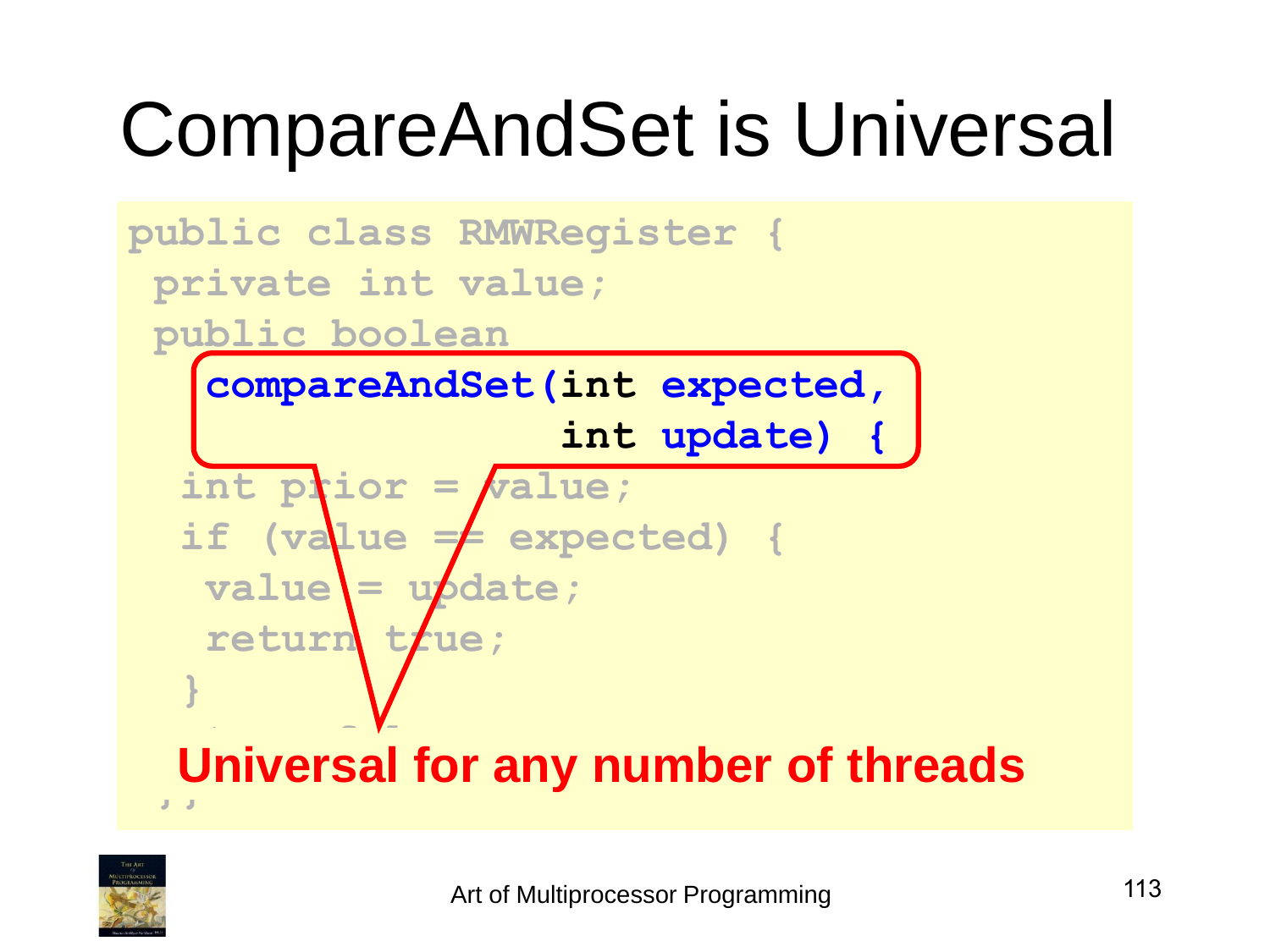# CompareAndSet is Universal

```
public class RMWRegister {
 private int value;
 public boolean
   compareAndSet(int expected,
                 int update) {
  int prior = value;
  if (value == expected) {
   value = update;
   return true;
  }
  return false;
 }
}
```

**Universal for any number of threads**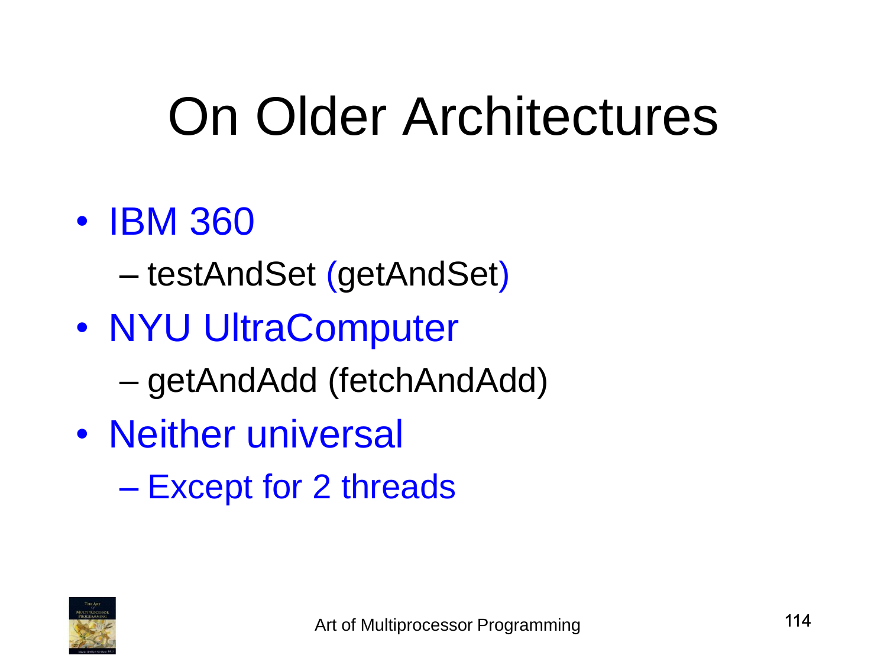# On Older Architectures

- IBM 360
  - testAndSet (getAndSet)
- NYU UltraComputer
  - getAndAdd (fetchAndAdd)
- Neither universal
  - Except for 2 threads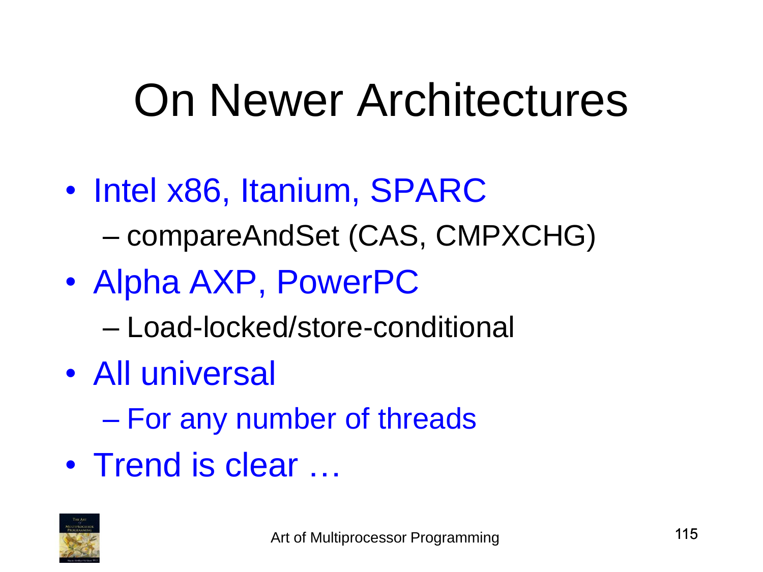# On Newer Architectures

- Intel x86, Itanium, SPARC
  - compareAndSet (CAS, CMPXCHG)
- Alpha AXP, PowerPC
  - Load-locked/store-conditional
- All universal
  - For any number of threads
- Trend is clear …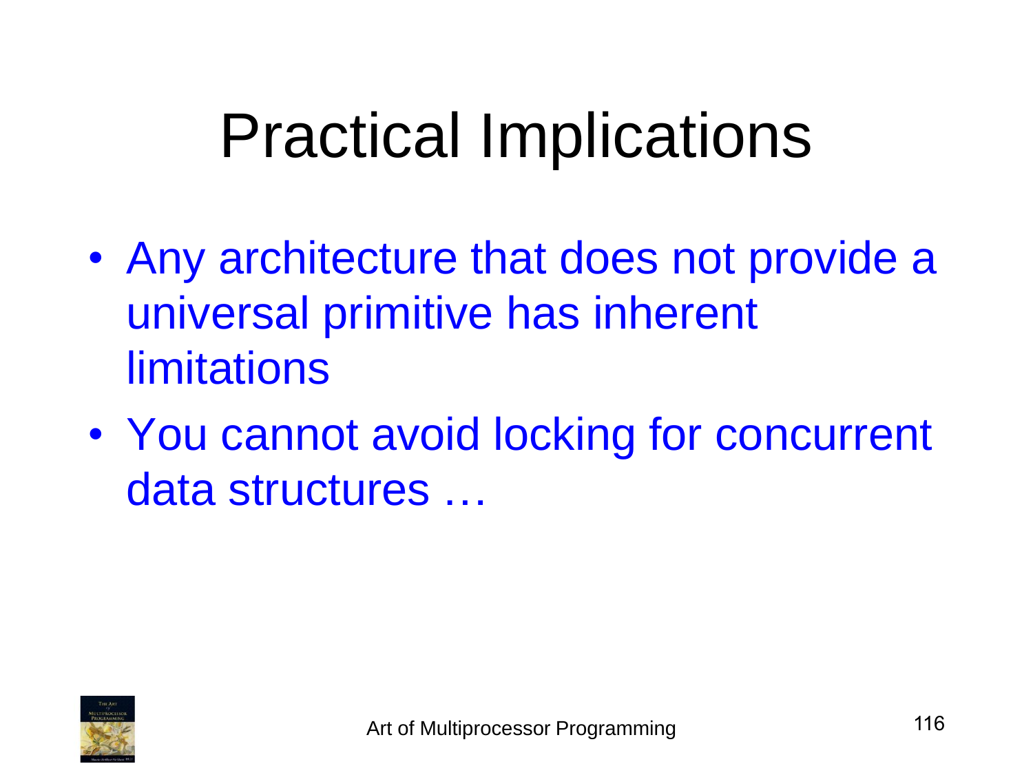# Practical Implications

- Any architecture that does not provide a universal primitive has inherent limitations
- You cannot avoid locking for concurrent data structures …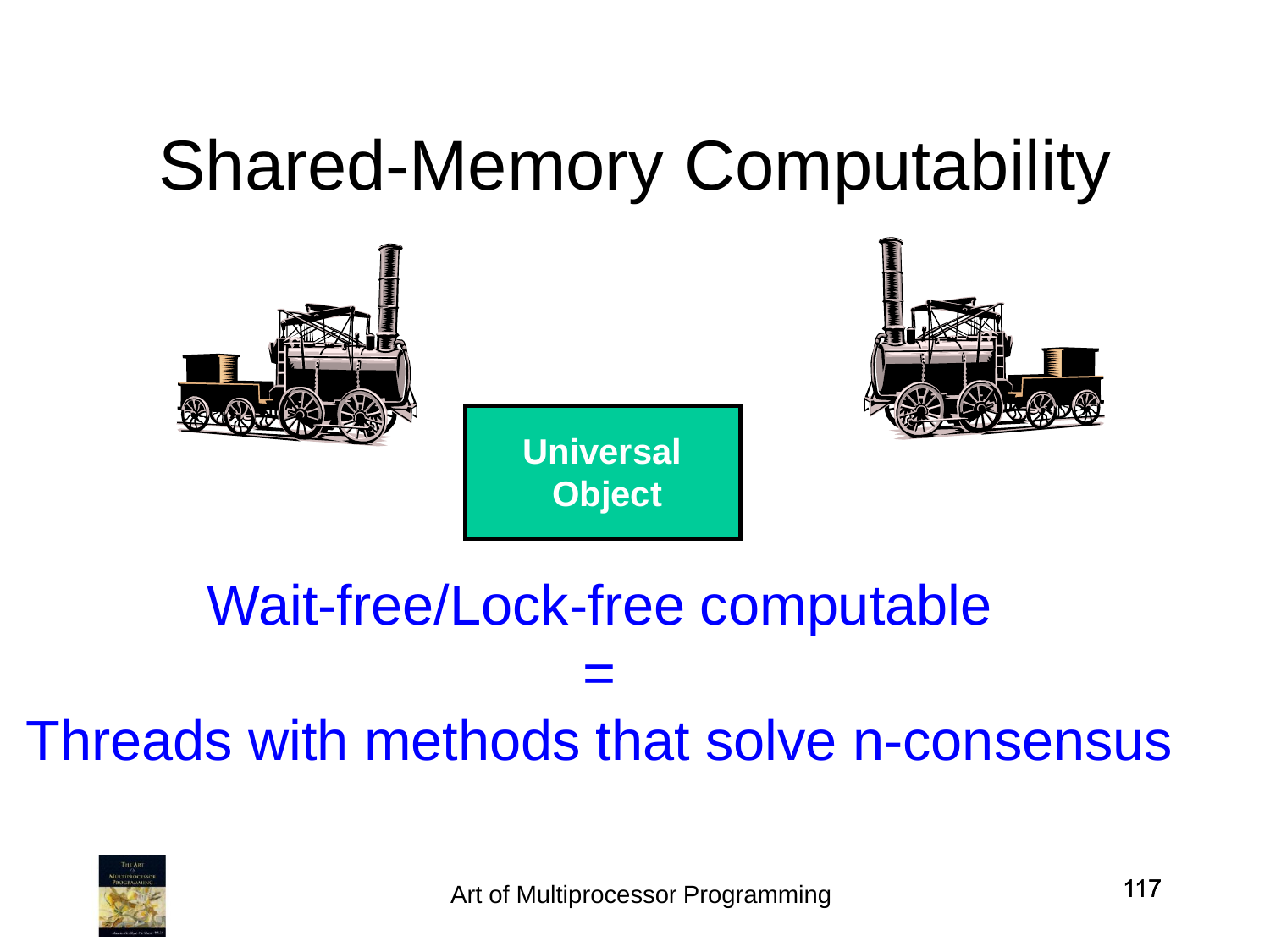# Shared-Memory Computability

**Universal Object**

Wait-free/Lock-free computable

=

Threads with methods that solve n-consensus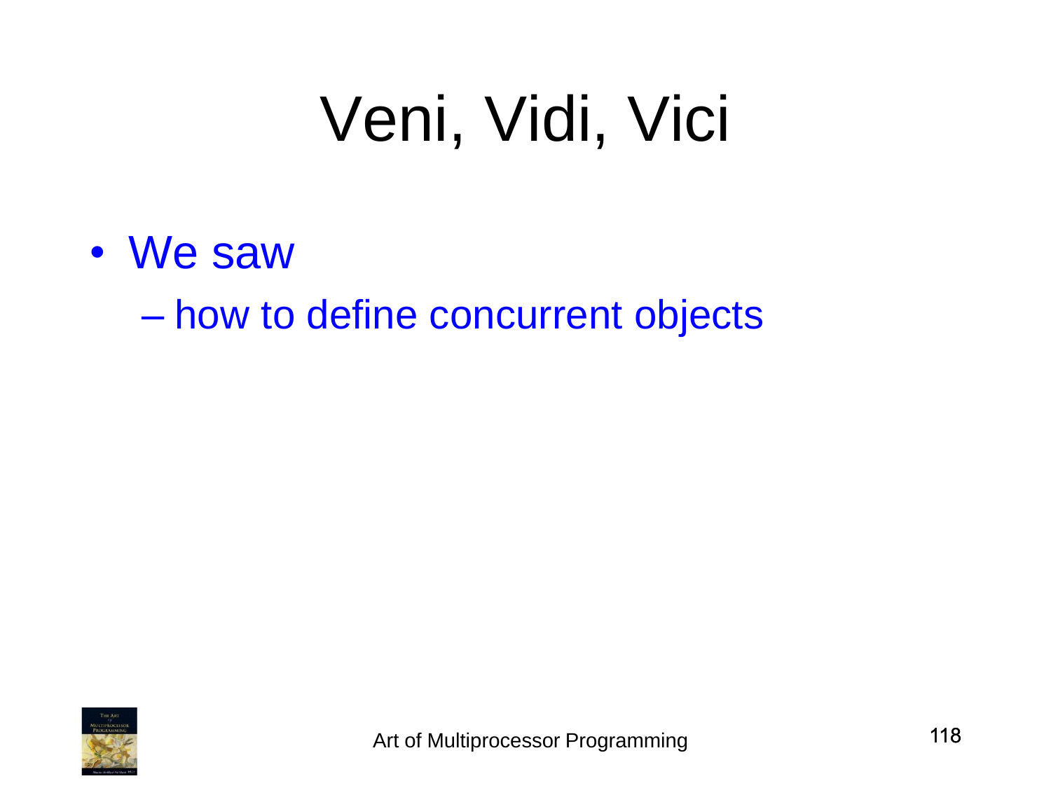# Veni, Vidi, Vici

- We saw
  - how to define concurrent objects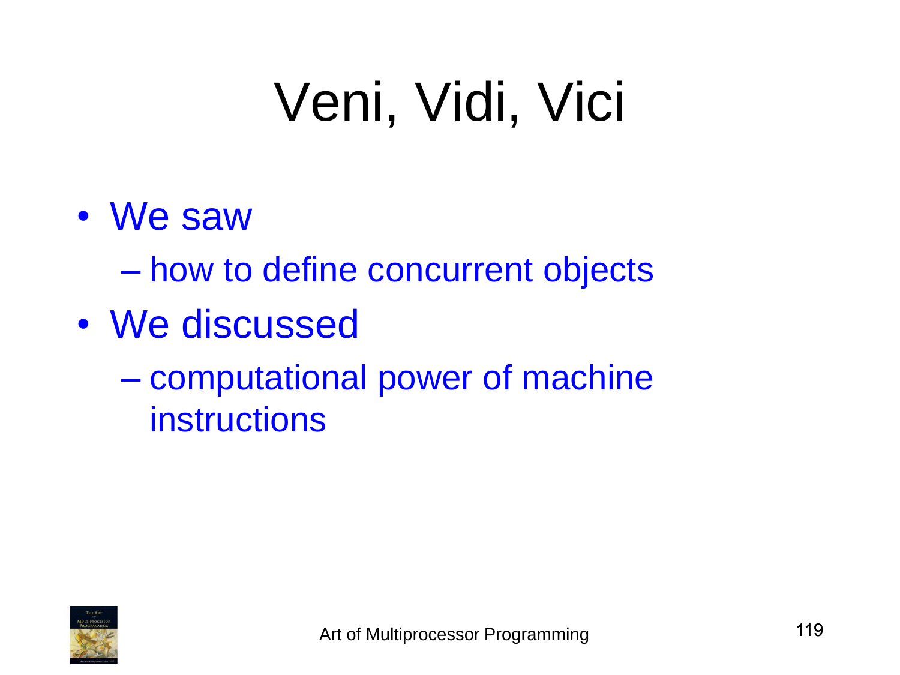# Veni, Vidi, Vici

- We saw
  - how to define concurrent objects
- We discussed
  - computational power of machine instructions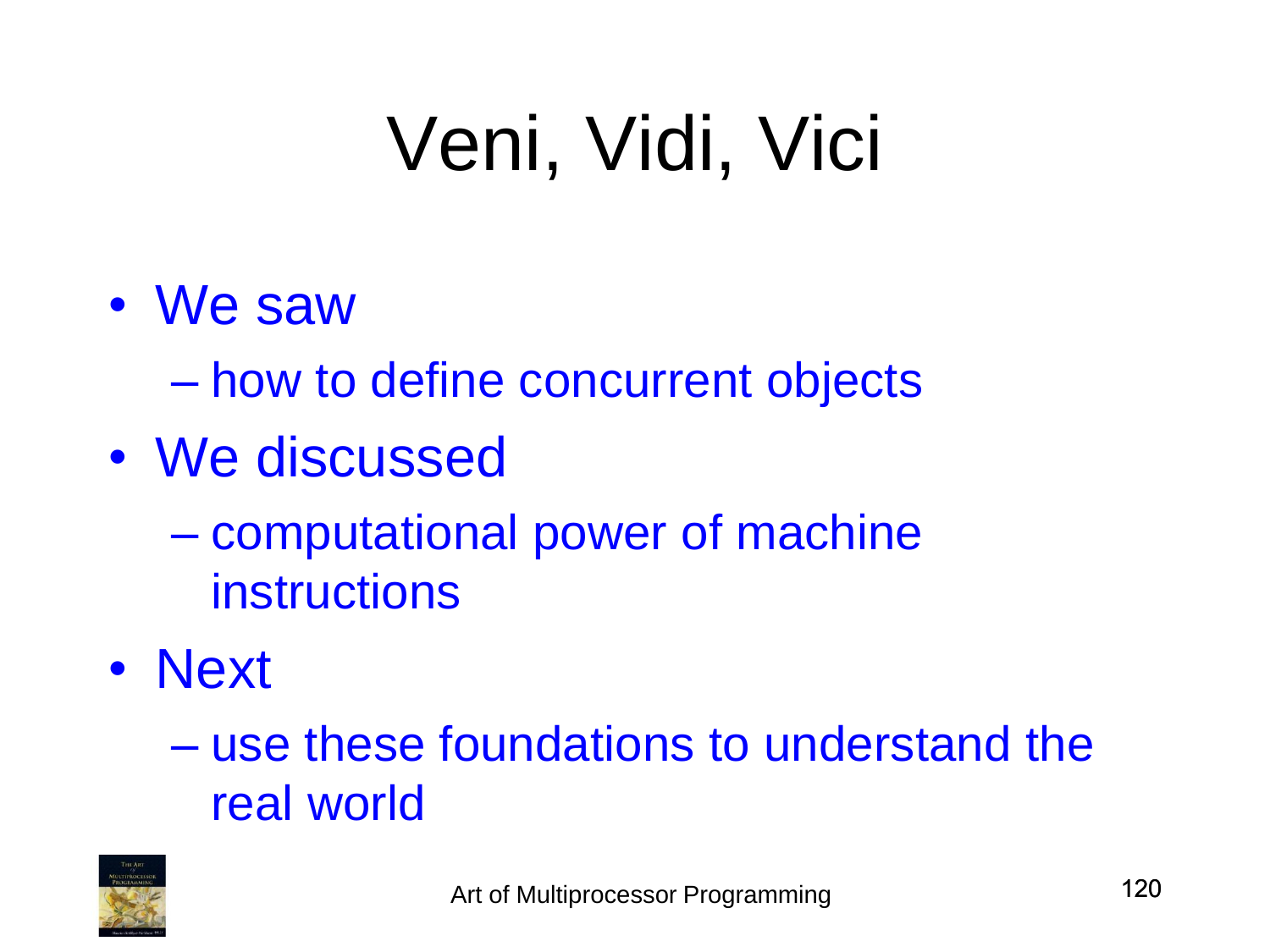# Veni, Vidi, Vici

- We saw
  - how to define concurrent objects
- We discussed
  - computational power of machine instructions
- Next
  - use these foundations to understand the real world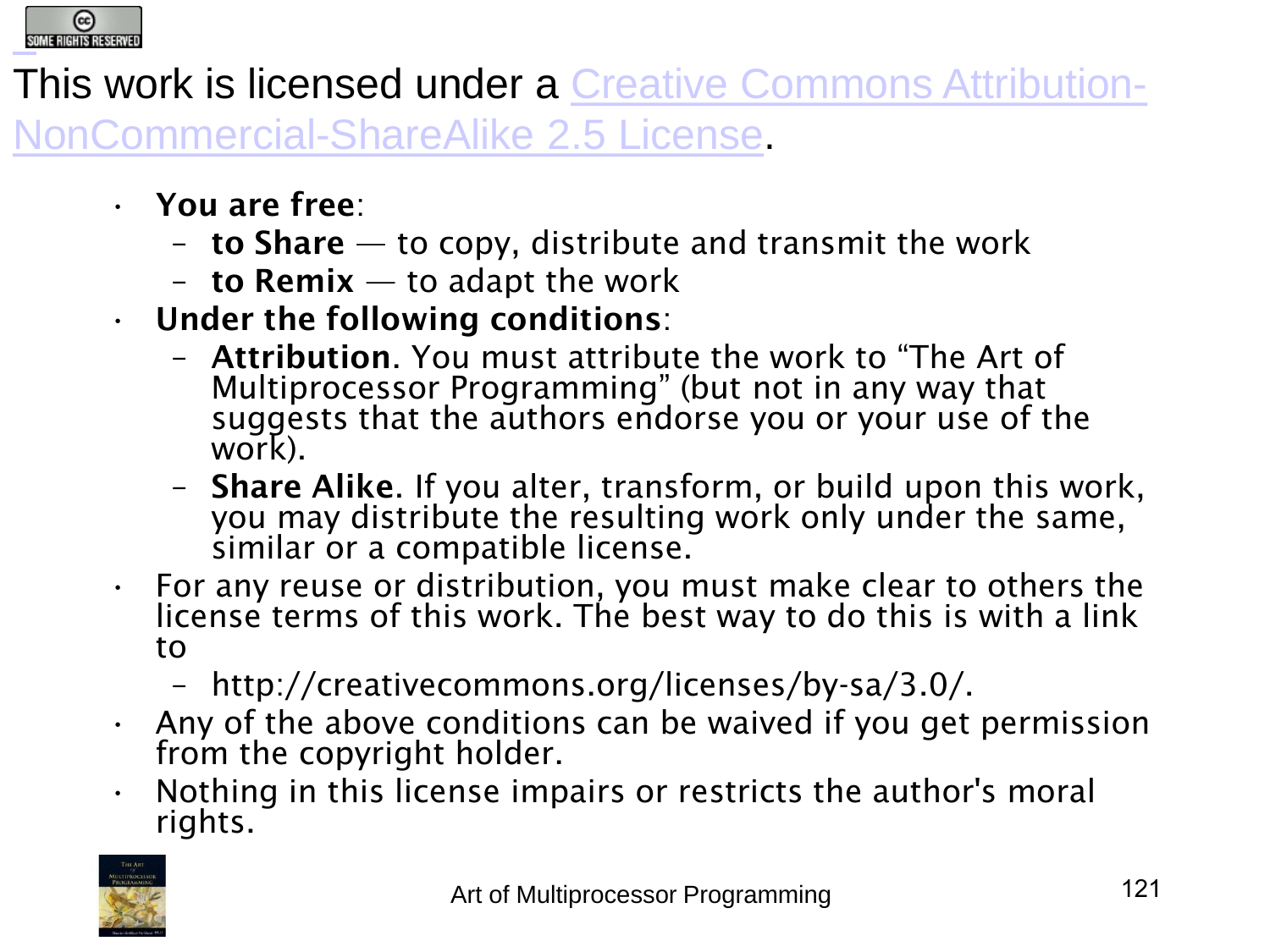This work is licensed under a [Creative Commons Attribution-NonCommercial-ShareAlike 2.5 License](Creative Commons Attribution-NonCommercial-ShareAlike 2.5 License).

- **You are free**:
  - **to Share** — to copy, distribute and transmit the work
  - **to Remix** — to adapt the work
- **Under the following conditions**:
  - **Attribution**. You must attribute the work to “The Art of Multiprocessor Programming” (but not in any way that suggests that the authors endorse you or your use of the work).
  - **Share Alike**. If you alter, transform, or build upon this work, you may distribute the resulting work only under the same, similar or a compatible license.
- For any reuse or distribution, you must make clear to others the license terms of this work. The best way to do this is with a link to
  - http://creativecommons.org/licenses/by-sa/3.0/.
- Any of the above conditions can be waived if you get permission from the copyright holder.
- Nothing in this license impairs or restricts the author's moral rights.